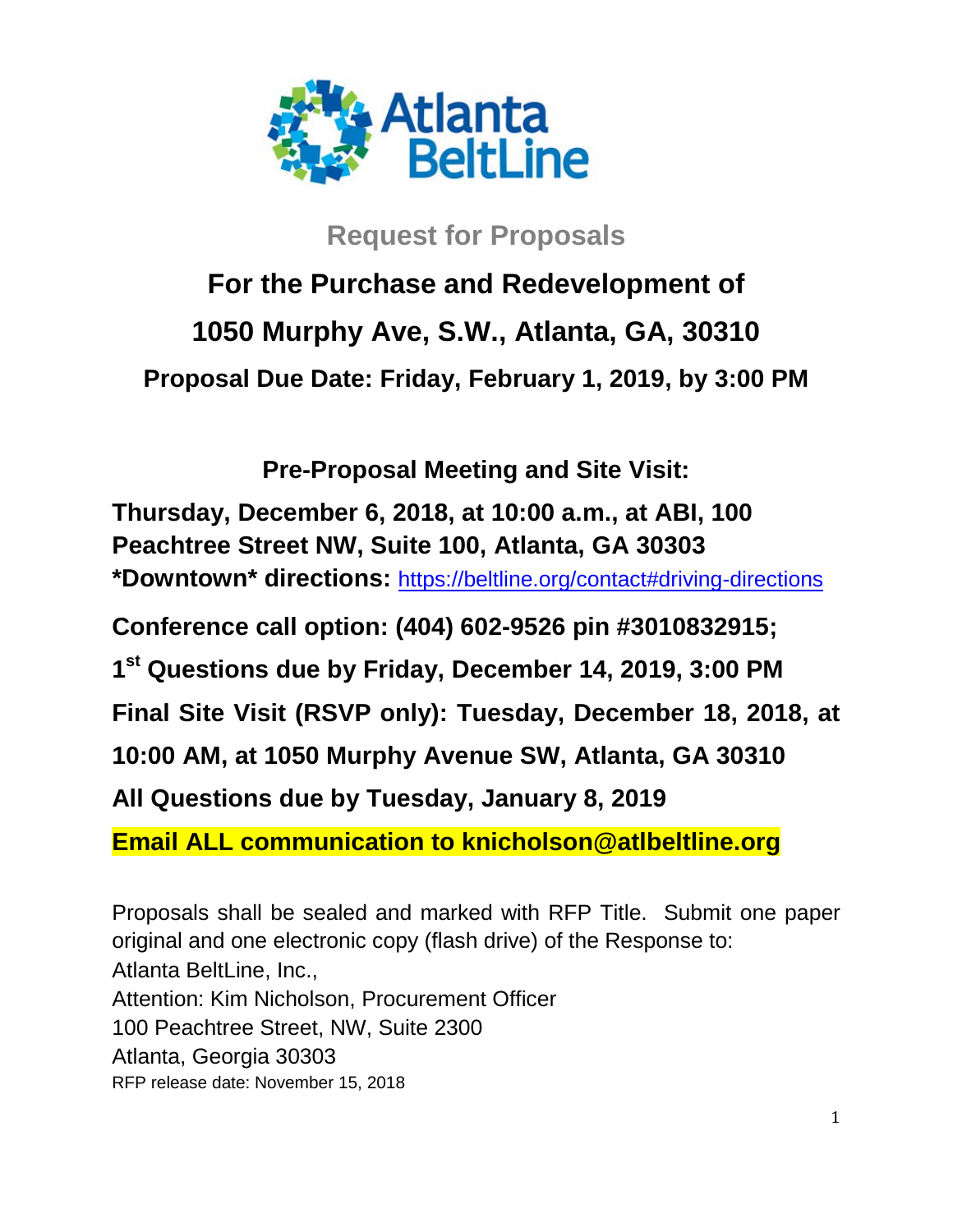Atlanta BeltLine

## Request for Proposals

# For the Purchase and Redevelopment of 1050 Murphy Ave, S.W., Atlanta, GA, 30310

**Proposal Due Date: Friday, February 1, 2019, by 3:00 PM**

**Pre-Proposal Meeting and Site Visit:**

**Thursday, December 6, 2018, at 10:00 a.m., at ABI, 100 Peachtree Street NW, Suite 100, Atlanta, GA 30303**

**\*Downtown\* directions:** https://beltline.org/contact#driving-directions

**Conference call option: (404) 602-9526 pin #3010832915;**

**1st Questions due by Friday, December 14, 2019, 3:00 PM**

**Final Site Visit (RSVP only): Tuesday, December 18, 2018, at 10:00 AM, at 1050 Murphy Avenue SW, Atlanta, GA 30310**

**All Questions due by Tuesday, January 8, 2019**

**Email ALL communication to knicholson@atlbeltline.org**

Proposals shall be sealed and marked with RFP Title. Submit one paper original and one electronic copy (flash drive) of the Response to:
Atlanta BeltLine, Inc.,
Attention: Kim Nicholson, Procurement Officer
100 Peachtree Street, NW, Suite 2300
Atlanta, Georgia 30303
RFP release date: November 15, 2018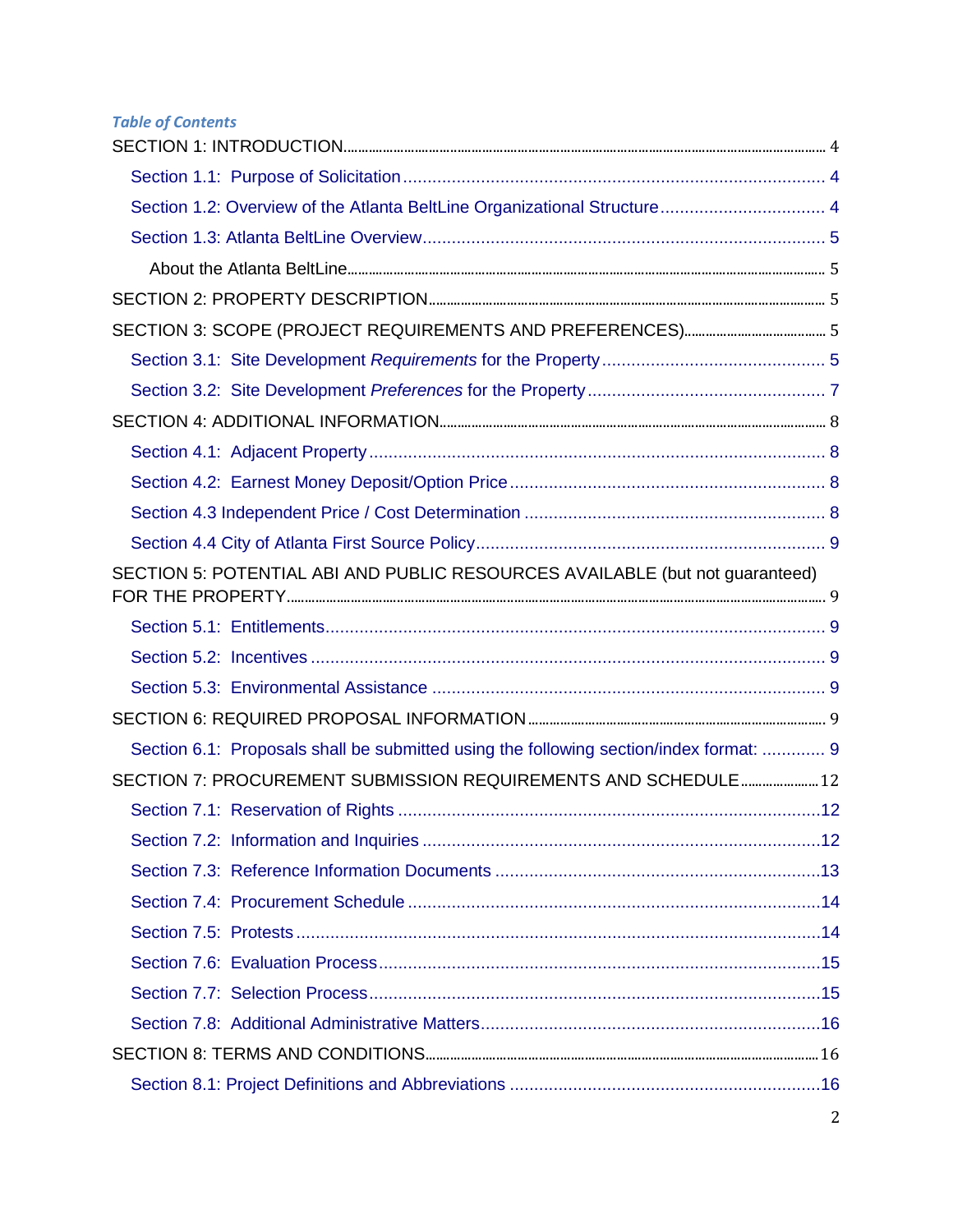*Table of Contents*

SECTION 1: INTRODUCTION ........ 4

- Section 1.1: Purpose of Solicitation ........ 4
- Section 1.2: Overview of the Atlanta BeltLine Organizational Structure ........ 4
- Section 1.3: Atlanta BeltLine Overview ........ 5
  - About the Atlanta BeltLine ........ 5

SECTION 2: PROPERTY DESCRIPTION ........ 5

SECTION 3: SCOPE (PROJECT REQUIREMENTS AND PREFERENCES) ........ 5

- Section 3.1: Site Development *Requirements* for the Property ........ 5
- Section 3.2: Site Development *Preferences* for the Property ........ 7

SECTION 4: ADDITIONAL INFORMATION ........ 8

- Section 4.1: Adjacent Property ........ 8
- Section 4.2: Earnest Money Deposit/Option Price ........ 8
- Section 4.3 Independent Price / Cost Determination ........ 8
- Section 4.4 City of Atlanta First Source Policy ........ 9

SECTION 5: POTENTIAL ABI AND PUBLIC RESOURCES AVAILABLE (but not guaranteed) FOR THE PROPERTY ........ 9

- Section 5.1: Entitlements ........ 9
- Section 5.2: Incentives ........ 9
- Section 5.3: Environmental Assistance ........ 9

SECTION 6: REQUIRED PROPOSAL INFORMATION ........ 9

- Section 6.1: Proposals shall be submitted using the following section/index format: ........ 9

SECTION 7: PROCUREMENT SUBMISSION REQUIREMENTS AND SCHEDULE ........ 12

- Section 7.1: Reservation of Rights ........ 12
- Section 7.2: Information and Inquiries ........ 12
- Section 7.3: Reference Information Documents ........ 13
- Section 7.4: Procurement Schedule ........ 14
- Section 7.5: Protests ........ 14
- Section 7.6: Evaluation Process ........ 15
- Section 7.7: Selection Process ........ 15
- Section 7.8: Additional Administrative Matters ........ 16

SECTION 8: TERMS AND CONDITIONS ........ 16

- Section 8.1: Project Definitions and Abbreviations ........ 16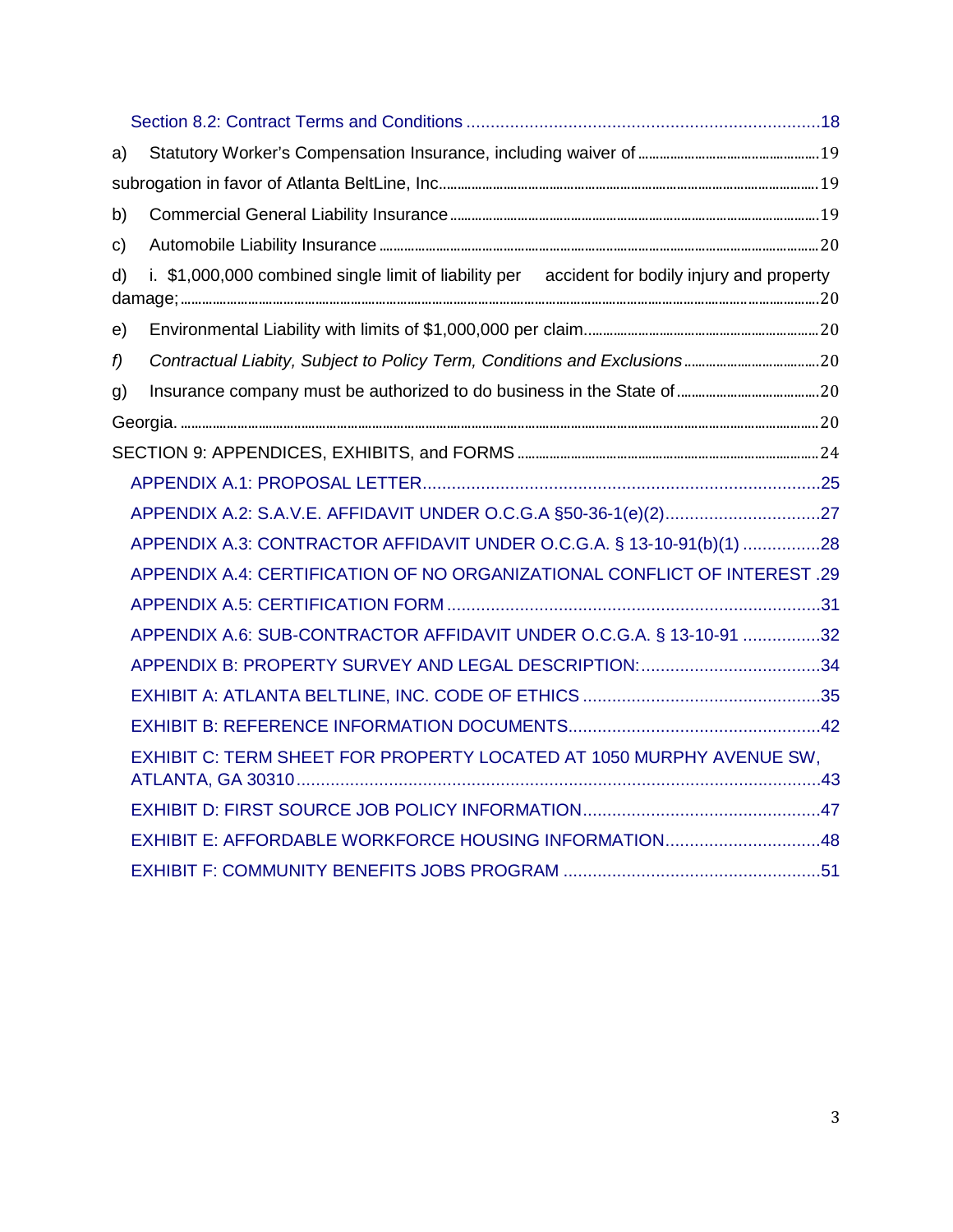Section 8.2: Contract Terms and Conditions ........................................................................18

a) Statutory Worker's Compensation Insurance, including waiver of ................................................19

subrogation in favor of Atlanta BeltLine, Inc....................................................................................19

b) Commercial General Liability Insurance .........................................................................................19

c) Automobile Liability Insurance ..........................................................................................................20

d) i. $1,000,000 combined single limit of liability per accident for bodily injury and property damage; .........................................................................................................................................20

e) Environmental Liability with limits of $1,000,000 per claim.............................................................20

*f) Contractual Liabity, Subject to Policy Term, Conditions and Exclusions* ......................................20

g) Insurance company must be authorized to do business in the State of ........................................20

Georgia. ..................................................................................................................................................20

SECTION 9: APPENDICES, EXHIBITS, and FORMS ...............................................................................24

APPENDIX A.1: PROPOSAL LETTER.................................................................................25

APPENDIX A.2: S.A.V.E. AFFIDAVIT UNDER O.C.G.A §50-36-1(e)(2)................................27

APPENDIX A.3: CONTRACTOR AFFIDAVIT UNDER O.C.G.A. § 13-10-91(b)(1) ................28

APPENDIX A.4: CERTIFICATION OF NO ORGANIZATIONAL CONFLICT OF INTEREST .29

APPENDIX A.5: CERTIFICATION FORM ............................................................................31

APPENDIX A.6: SUB-CONTRACTOR AFFIDAVIT UNDER O.C.G.A. § 13-10-91 ................32

APPENDIX B: PROPERTY SURVEY AND LEGAL DESCRIPTION:.....................................34

EXHIBIT A: ATLANTA BELTLINE, INC. CODE OF ETHICS ................................................35

EXHIBIT B: REFERENCE INFORMATION DOCUMENTS...................................................42

EXHIBIT C: TERM SHEET FOR PROPERTY LOCATED AT 1050 MURPHY AVENUE SW, ATLANTA, GA 30310...........................................................................................................43

EXHIBIT D: FIRST SOURCE JOB POLICY INFORMATION................................................47

EXHIBIT E: AFFORDABLE WORKFORCE HOUSING INFORMATION................................48

EXHIBIT F: COMMUNITY BENEFITS JOBS PROGRAM ....................................................51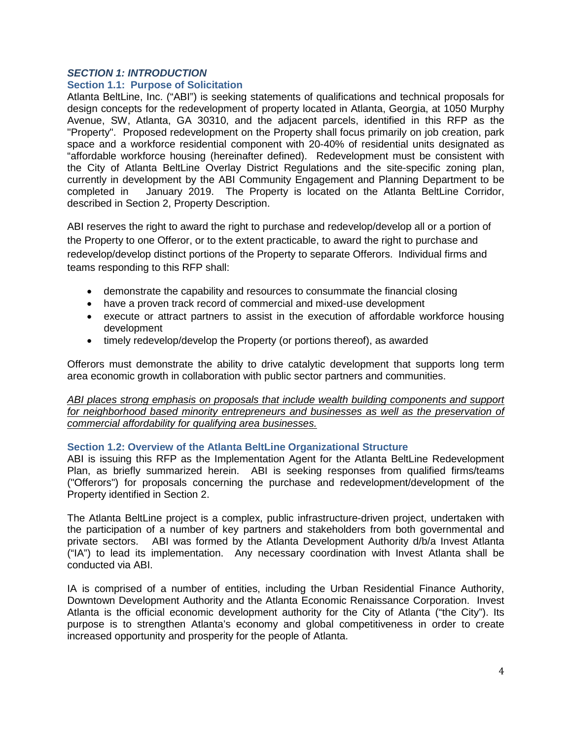## *SECTION 1: INTRODUCTION*

### Section 1.1: Purpose of Solicitation

Atlanta BeltLine, Inc. ("ABI") is seeking statements of qualifications and technical proposals for design concepts for the redevelopment of property located in Atlanta, Georgia, at 1050 Murphy Avenue, SW, Atlanta, GA 30310, and the adjacent parcels, identified in this RFP as the "Property". Proposed redevelopment on the Property shall focus primarily on job creation, park space and a workforce residential component with 20-40% of residential units designated as "affordable workforce housing (hereinafter defined). Redevelopment must be consistent with the City of Atlanta BeltLine Overlay District Regulations and the site-specific zoning plan, currently in development by the ABI Community Engagement and Planning Department to be completed in January 2019. The Property is located on the Atlanta BeltLine Corridor, described in Section 2, Property Description.

ABI reserves the right to award the right to purchase and redevelop/develop all or a portion of the Property to one Offeror, or to the extent practicable, to award the right to purchase and redevelop/develop distinct portions of the Property to separate Offerors. Individual firms and teams responding to this RFP shall:

- demonstrate the capability and resources to consummate the financial closing
- have a proven track record of commercial and mixed-use development
- execute or attract partners to assist in the execution of affordable workforce housing development
- timely redevelop/develop the Property (or portions thereof), as awarded

Offerors must demonstrate the ability to drive catalytic development that supports long term area economic growth in collaboration with public sector partners and communities.

<u>*ABI places strong emphasis on proposals that include wealth building components and support for neighborhood based minority entrepreneurs and businesses as well as the preservation of commercial affordability for qualifying area businesses.*</u>

### Section 1.2: Overview of the Atlanta BeltLine Organizational Structure

ABI is issuing this RFP as the Implementation Agent for the Atlanta BeltLine Redevelopment Plan, as briefly summarized herein. ABI is seeking responses from qualified firms/teams ("Offerors") for proposals concerning the purchase and redevelopment/development of the Property identified in Section 2.

The Atlanta BeltLine project is a complex, public infrastructure-driven project, undertaken with the participation of a number of key partners and stakeholders from both governmental and private sectors. ABI was formed by the Atlanta Development Authority d/b/a Invest Atlanta ("IA") to lead its implementation. Any necessary coordination with Invest Atlanta shall be conducted via ABI.

IA is comprised of a number of entities, including the Urban Residential Finance Authority, Downtown Development Authority and the Atlanta Economic Renaissance Corporation. Invest Atlanta is the official economic development authority for the City of Atlanta ("the City"). Its purpose is to strengthen Atlanta's economy and global competitiveness in order to create increased opportunity and prosperity for the people of Atlanta.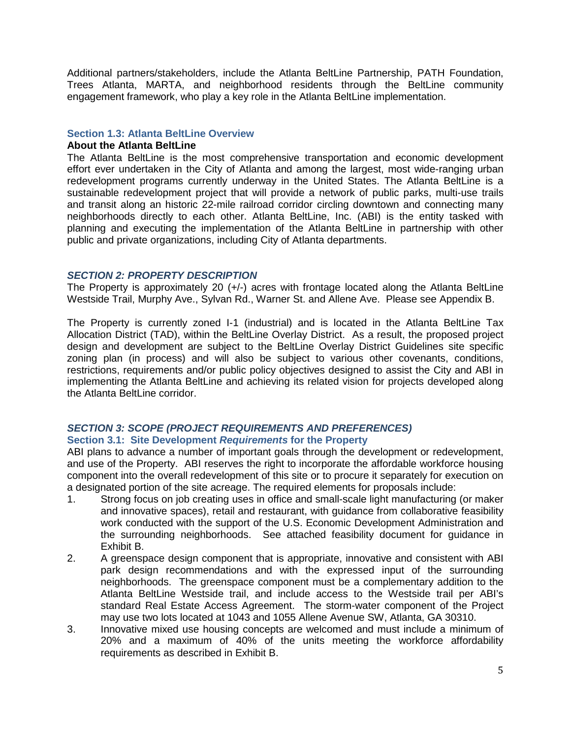Additional partners/stakeholders, include the Atlanta BeltLine Partnership, PATH Foundation, Trees Atlanta, MARTA, and neighborhood residents through the BeltLine community engagement framework, who play a key role in the Atlanta BeltLine implementation.

### Section 1.3: Atlanta BeltLine Overview

**About the Atlanta BeltLine**

The Atlanta BeltLine is the most comprehensive transportation and economic development effort ever undertaken in the City of Atlanta and among the largest, most wide-ranging urban redevelopment programs currently underway in the United States. The Atlanta BeltLine is a sustainable redevelopment project that will provide a network of public parks, multi-use trails and transit along an historic 22-mile railroad corridor circling downtown and connecting many neighborhoods directly to each other. Atlanta BeltLine, Inc. (ABI) is the entity tasked with planning and executing the implementation of the Atlanta BeltLine in partnership with other public and private organizations, including City of Atlanta departments.

## *SECTION 2: PROPERTY DESCRIPTION*

The Property is approximately 20 (+/-) acres with frontage located along the Atlanta BeltLine Westside Trail, Murphy Ave., Sylvan Rd., Warner St. and Allene Ave. Please see Appendix B.

The Property is currently zoned I-1 (industrial) and is located in the Atlanta BeltLine Tax Allocation District (TAD), within the BeltLine Overlay District. As a result, the proposed project design and development are subject to the BeltLine Overlay District Guidelines site specific zoning plan (in process) and will also be subject to various other covenants, conditions, restrictions, requirements and/or public policy objectives designed to assist the City and ABI in implementing the Atlanta BeltLine and achieving its related vision for projects developed along the Atlanta BeltLine corridor.

## *SECTION 3: SCOPE (PROJECT REQUIREMENTS AND PREFERENCES)*

### Section 3.1: Site Development *Requirements* for the Property

ABI plans to advance a number of important goals through the development or redevelopment, and use of the Property. ABI reserves the right to incorporate the affordable workforce housing component into the overall redevelopment of this site or to procure it separately for execution on a designated portion of the site acreage. The required elements for proposals include:

1. Strong focus on job creating uses in office and small-scale light manufacturing (or maker and innovative spaces), retail and restaurant, with guidance from collaborative feasibility work conducted with the support of the U.S. Economic Development Administration and the surrounding neighborhoods. See attached feasibility document for guidance in Exhibit B.
2. A greenspace design component that is appropriate, innovative and consistent with ABI park design recommendations and with the expressed input of the surrounding neighborhoods. The greenspace component must be a complementary addition to the Atlanta BeltLine Westside trail, and include access to the Westside trail per ABI's standard Real Estate Access Agreement. The storm-water component of the Project may use two lots located at 1043 and 1055 Allene Avenue SW, Atlanta, GA 30310.
3. Innovative mixed use housing concepts are welcomed and must include a minimum of 20% and a maximum of 40% of the units meeting the workforce affordability requirements as described in Exhibit B.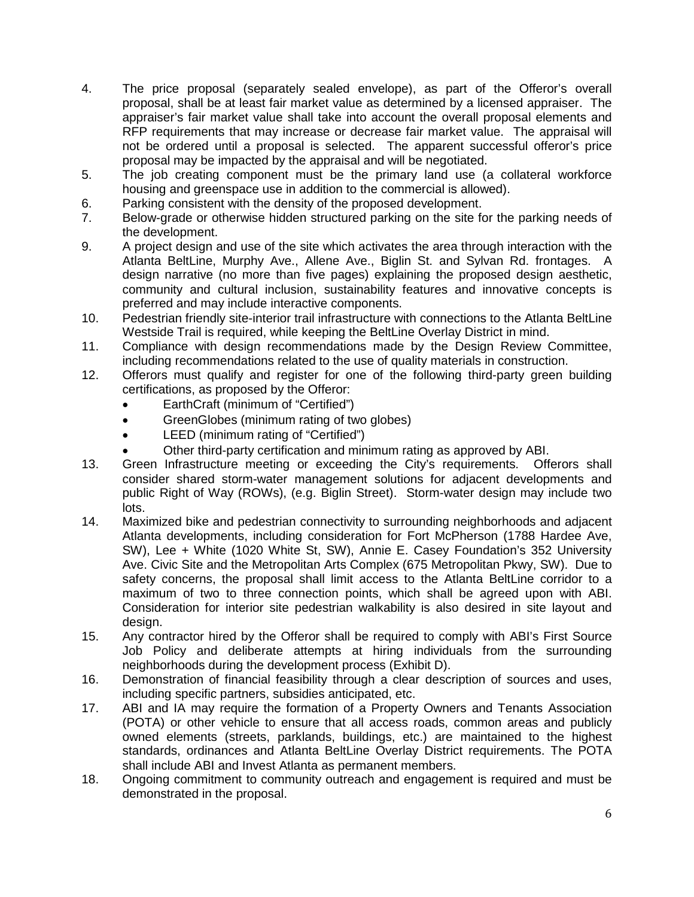4. The price proposal (separately sealed envelope), as part of the Offeror's overall proposal, shall be at least fair market value as determined by a licensed appraiser. The appraiser's fair market value shall take into account the overall proposal elements and RFP requirements that may increase or decrease fair market value. The appraisal will not be ordered until a proposal is selected. The apparent successful offeror's price proposal may be impacted by the appraisal and will be negotiated.
5. The job creating component must be the primary land use (a collateral workforce housing and greenspace use in addition to the commercial is allowed).
6. Parking consistent with the density of the proposed development.
7. Below-grade or otherwise hidden structured parking on the site for the parking needs of the development.
9. A project design and use of the site which activates the area through interaction with the Atlanta BeltLine, Murphy Ave., Allene Ave., Biglin St. and Sylvan Rd. frontages. A design narrative (no more than five pages) explaining the proposed design aesthetic, community and cultural inclusion, sustainability features and innovative concepts is preferred and may include interactive components.
10. Pedestrian friendly site-interior trail infrastructure with connections to the Atlanta BeltLine Westside Trail is required, while keeping the BeltLine Overlay District in mind.
11. Compliance with design recommendations made by the Design Review Committee, including recommendations related to the use of quality materials in construction.
12. Offerors must qualify and register for one of the following third-party green building certifications, as proposed by the Offeror:
    - EarthCraft (minimum of "Certified")
    - GreenGlobes (minimum rating of two globes)
    - LEED (minimum rating of "Certified")
    - Other third-party certification and minimum rating as approved by ABI.
13. Green Infrastructure meeting or exceeding the City's requirements. Offerors shall consider shared storm-water management solutions for adjacent developments and public Right of Way (ROWs), (e.g. Biglin Street). Storm-water design may include two lots.
14. Maximized bike and pedestrian connectivity to surrounding neighborhoods and adjacent Atlanta developments, including consideration for Fort McPherson (1788 Hardee Ave, SW), Lee + White (1020 White St, SW), Annie E. Casey Foundation's 352 University Ave. Civic Site and the Metropolitan Arts Complex (675 Metropolitan Pkwy, SW). Due to safety concerns, the proposal shall limit access to the Atlanta BeltLine corridor to a maximum of two to three connection points, which shall be agreed upon with ABI. Consideration for interior site pedestrian walkability is also desired in site layout and design.
15. Any contractor hired by the Offeror shall be required to comply with ABI's First Source Job Policy and deliberate attempts at hiring individuals from the surrounding neighborhoods during the development process (Exhibit D).
16. Demonstration of financial feasibility through a clear description of sources and uses, including specific partners, subsidies anticipated, etc.
17. ABI and IA may require the formation of a Property Owners and Tenants Association (POTA) or other vehicle to ensure that all access roads, common areas and publicly owned elements (streets, parklands, buildings, etc.) are maintained to the highest standards, ordinances and Atlanta BeltLine Overlay District requirements. The POTA shall include ABI and Invest Atlanta as permanent members.
18. Ongoing commitment to community outreach and engagement is required and must be demonstrated in the proposal.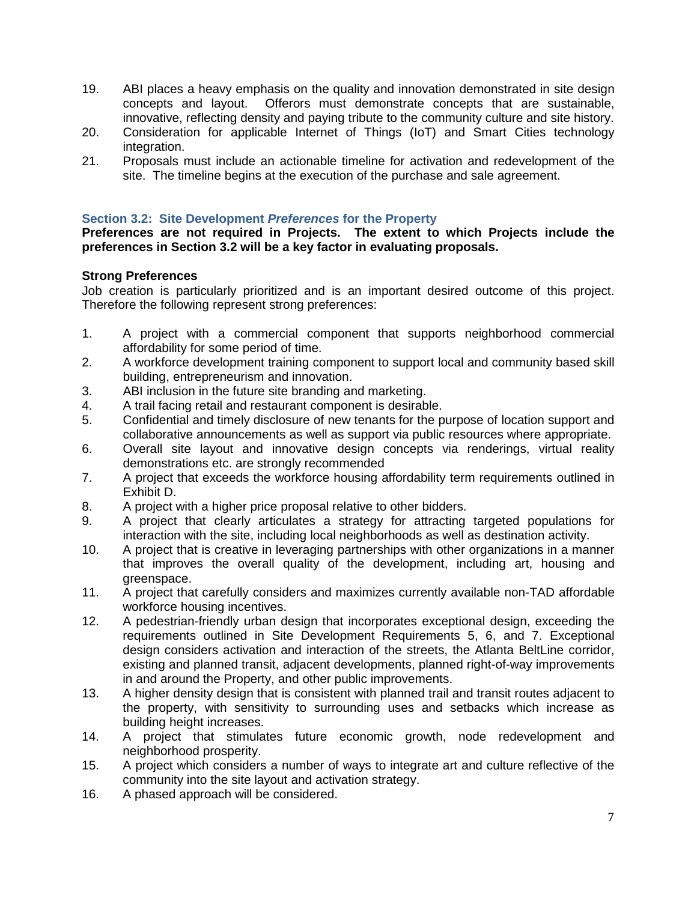19. ABI places a heavy emphasis on the quality and innovation demonstrated in site design concepts and layout. Offerors must demonstrate concepts that are sustainable, innovative, reflecting density and paying tribute to the community culture and site history.
20. Consideration for applicable Internet of Things (IoT) and Smart Cities technology integration.
21. Proposals must include an actionable timeline for activation and redevelopment of the site. The timeline begins at the execution of the purchase and sale agreement.

### Section 3.2: Site Development *Preferences* for the Property

**Preferences are not required in Projects. The extent to which Projects include the preferences in Section 3.2 will be a key factor in evaluating proposals.**

**Strong Preferences**

Job creation is particularly prioritized and is an important desired outcome of this project. Therefore the following represent strong preferences:

1. A project with a commercial component that supports neighborhood commercial affordability for some period of time.
2. A workforce development training component to support local and community based skill building, entrepreneurism and innovation.
3. ABI inclusion in the future site branding and marketing.
4. A trail facing retail and restaurant component is desirable.
5. Confidential and timely disclosure of new tenants for the purpose of location support and collaborative announcements as well as support via public resources where appropriate.
6. Overall site layout and innovative design concepts via renderings, virtual reality demonstrations etc. are strongly recommended
7. A project that exceeds the workforce housing affordability term requirements outlined in Exhibit D.
8. A project with a higher price proposal relative to other bidders.
9. A project that clearly articulates a strategy for attracting targeted populations for interaction with the site, including local neighborhoods as well as destination activity.
10. A project that is creative in leveraging partnerships with other organizations in a manner that improves the overall quality of the development, including art, housing and greenspace.
11. A project that carefully considers and maximizes currently available non-TAD affordable workforce housing incentives.
12. A pedestrian-friendly urban design that incorporates exceptional design, exceeding the requirements outlined in Site Development Requirements 5, 6, and 7. Exceptional design considers activation and interaction of the streets, the Atlanta BeltLine corridor, existing and planned transit, adjacent developments, planned right-of-way improvements in and around the Property, and other public improvements.
13. A higher density design that is consistent with planned trail and transit routes adjacent to the property, with sensitivity to surrounding uses and setbacks which increase as building height increases.
14. A project that stimulates future economic growth, node redevelopment and neighborhood prosperity.
15. A project which considers a number of ways to integrate art and culture reflective of the community into the site layout and activation strategy.
16. A phased approach will be considered.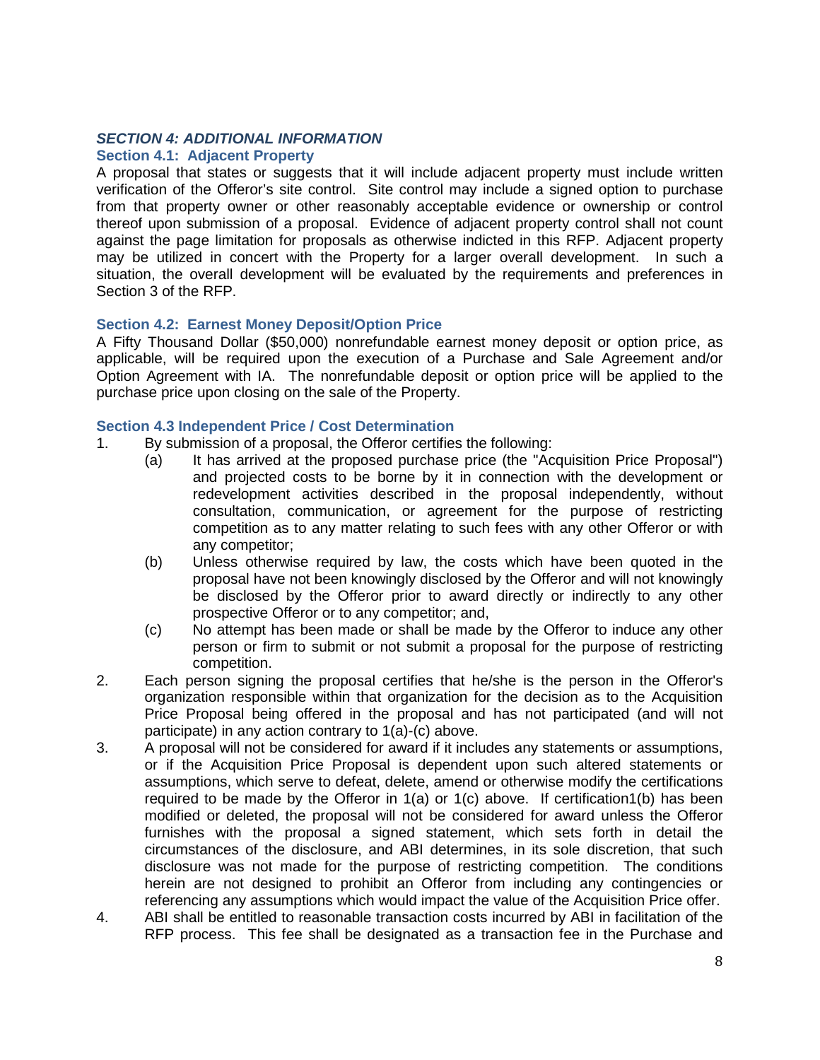## *SECTION 4: ADDITIONAL INFORMATION*

### Section 4.1: Adjacent Property

A proposal that states or suggests that it will include adjacent property must include written verification of the Offeror's site control. Site control may include a signed option to purchase from that property owner or other reasonably acceptable evidence or ownership or control thereof upon submission of a proposal. Evidence of adjacent property control shall not count against the page limitation for proposals as otherwise indicted in this RFP. Adjacent property may be utilized in concert with the Property for a larger overall development. In such a situation, the overall development will be evaluated by the requirements and preferences in Section 3 of the RFP.

### Section 4.2: Earnest Money Deposit/Option Price

A Fifty Thousand Dollar ($50,000) nonrefundable earnest money deposit or option price, as applicable, will be required upon the execution of a Purchase and Sale Agreement and/or Option Agreement with IA. The nonrefundable deposit or option price will be applied to the purchase price upon closing on the sale of the Property.

### Section 4.3 Independent Price / Cost Determination

1. By submission of a proposal, the Offeror certifies the following:
   - (a) It has arrived at the proposed purchase price (the "Acquisition Price Proposal") and projected costs to be borne by it in connection with the development or redevelopment activities described in the proposal independently, without consultation, communication, or agreement for the purpose of restricting competition as to any matter relating to such fees with any other Offeror or with any competitor;
   - (b) Unless otherwise required by law, the costs which have been quoted in the proposal have not been knowingly disclosed by the Offeror and will not knowingly be disclosed by the Offeror prior to award directly or indirectly to any other prospective Offeror or to any competitor; and,
   - (c) No attempt has been made or shall be made by the Offeror to induce any other person or firm to submit or not submit a proposal for the purpose of restricting competition.
2. Each person signing the proposal certifies that he/she is the person in the Offeror's organization responsible within that organization for the decision as to the Acquisition Price Proposal being offered in the proposal and has not participated (and will not participate) in any action contrary to 1(a)-(c) above.
3. A proposal will not be considered for award if it includes any statements or assumptions, or if the Acquisition Price Proposal is dependent upon such altered statements or assumptions, which serve to defeat, delete, amend or otherwise modify the certifications required to be made by the Offeror in 1(a) or 1(c) above. If certification1(b) has been modified or deleted, the proposal will not be considered for award unless the Offeror furnishes with the proposal a signed statement, which sets forth in detail the circumstances of the disclosure, and ABI determines, in its sole discretion, that such disclosure was not made for the purpose of restricting competition. The conditions herein are not designed to prohibit an Offeror from including any contingencies or referencing any assumptions which would impact the value of the Acquisition Price offer.
4. ABI shall be entitled to reasonable transaction costs incurred by ABI in facilitation of the RFP process. This fee shall be designated as a transaction fee in the Purchase and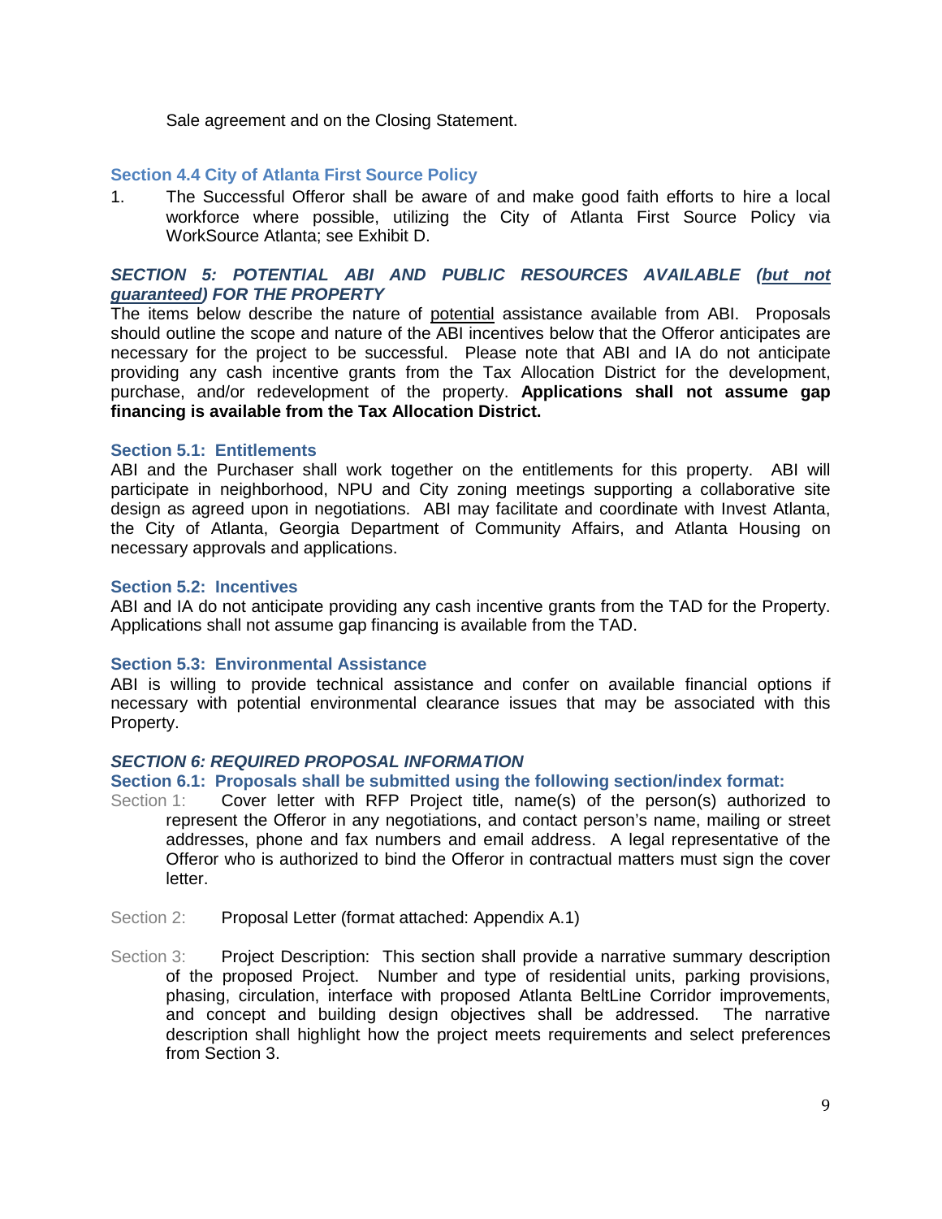Sale agreement and on the Closing Statement.

### Section 4.4 City of Atlanta First Source Policy

1. The Successful Offeror shall be aware of and make good faith efforts to hire a local workforce where possible, utilizing the City of Atlanta First Source Policy via WorkSource Atlanta; see Exhibit D.

## ***SECTION 5: POTENTIAL ABI AND PUBLIC RESOURCES AVAILABLE (<u>but not guaranteed</u>) FOR THE PROPERTY***

The items below describe the nature of <u>potential</u> assistance available from ABI. Proposals should outline the scope and nature of the ABI incentives below that the Offeror anticipates are necessary for the project to be successful. Please note that ABI and IA do not anticipate providing any cash incentive grants from the Tax Allocation District for the development, purchase, and/or redevelopment of the property. **Applications shall not assume gap financing is available from the Tax Allocation District.**

### Section 5.1: Entitlements

ABI and the Purchaser shall work together on the entitlements for this property. ABI will participate in neighborhood, NPU and City zoning meetings supporting a collaborative site design as agreed upon in negotiations. ABI may facilitate and coordinate with Invest Atlanta, the City of Atlanta, Georgia Department of Community Affairs, and Atlanta Housing on necessary approvals and applications.

### Section 5.2: Incentives

ABI and IA do not anticipate providing any cash incentive grants from the TAD for the Property. Applications shall not assume gap financing is available from the TAD.

### Section 5.3: Environmental Assistance

ABI is willing to provide technical assistance and confer on available financial options if necessary with potential environmental clearance issues that may be associated with this Property.

## ***SECTION 6: REQUIRED PROPOSAL INFORMATION***

### Section 6.1: Proposals shall be submitted using the following section/index format:

Section 1: Cover letter with RFP Project title, name(s) of the person(s) authorized to represent the Offeror in any negotiations, and contact person's name, mailing or street addresses, phone and fax numbers and email address. A legal representative of the Offeror who is authorized to bind the Offeror in contractual matters must sign the cover letter.

Section 2: Proposal Letter (format attached: Appendix A.1)

Section 3: Project Description: This section shall provide a narrative summary description of the proposed Project. Number and type of residential units, parking provisions, phasing, circulation, interface with proposed Atlanta BeltLine Corridor improvements, and concept and building design objectives shall be addressed. The narrative description shall highlight how the project meets requirements and select preferences from Section 3.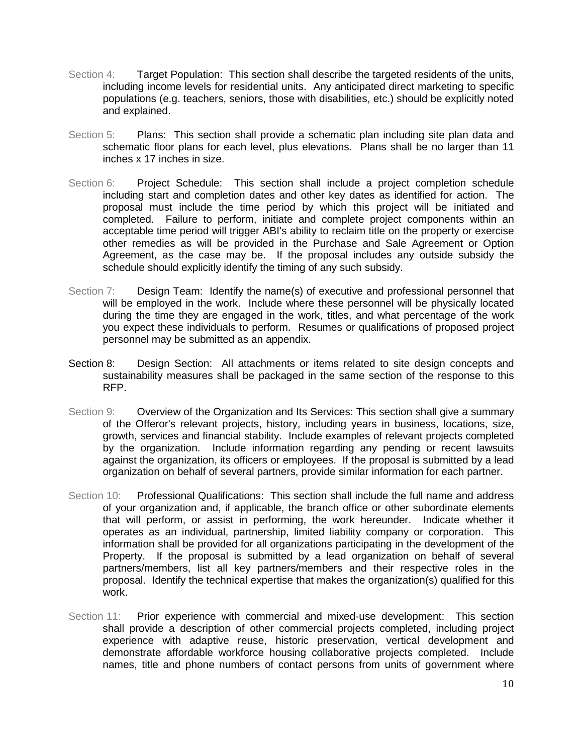Section 4: Target Population: This section shall describe the targeted residents of the units, including income levels for residential units. Any anticipated direct marketing to specific populations (e.g. teachers, seniors, those with disabilities, etc.) should be explicitly noted and explained.

Section 5: Plans: This section shall provide a schematic plan including site plan data and schematic floor plans for each level, plus elevations. Plans shall be no larger than 11 inches x 17 inches in size.

Section 6: Project Schedule: This section shall include a project completion schedule including start and completion dates and other key dates as identified for action. The proposal must include the time period by which this project will be initiated and completed. Failure to perform, initiate and complete project components within an acceptable time period will trigger ABI's ability to reclaim title on the property or exercise other remedies as will be provided in the Purchase and Sale Agreement or Option Agreement, as the case may be. If the proposal includes any outside subsidy the schedule should explicitly identify the timing of any such subsidy.

Section 7: Design Team: Identify the name(s) of executive and professional personnel that will be employed in the work. Include where these personnel will be physically located during the time they are engaged in the work, titles, and what percentage of the work you expect these individuals to perform. Resumes or qualifications of proposed project personnel may be submitted as an appendix.

Section 8: Design Section: All attachments or items related to site design concepts and sustainability measures shall be packaged in the same section of the response to this RFP.

Section 9: Overview of the Organization and Its Services: This section shall give a summary of the Offeror's relevant projects, history, including years in business, locations, size, growth, services and financial stability. Include examples of relevant projects completed by the organization. Include information regarding any pending or recent lawsuits against the organization, its officers or employees. If the proposal is submitted by a lead organization on behalf of several partners, provide similar information for each partner.

Section 10: Professional Qualifications: This section shall include the full name and address of your organization and, if applicable, the branch office or other subordinate elements that will perform, or assist in performing, the work hereunder. Indicate whether it operates as an individual, partnership, limited liability company or corporation. This information shall be provided for all organizations participating in the development of the Property. If the proposal is submitted by a lead organization on behalf of several partners/members, list all key partners/members and their respective roles in the proposal. Identify the technical expertise that makes the organization(s) qualified for this work.

Section 11: Prior experience with commercial and mixed-use development: This section shall provide a description of other commercial projects completed, including project experience with adaptive reuse, historic preservation, vertical development and demonstrate affordable workforce housing collaborative projects completed. Include names, title and phone numbers of contact persons from units of government where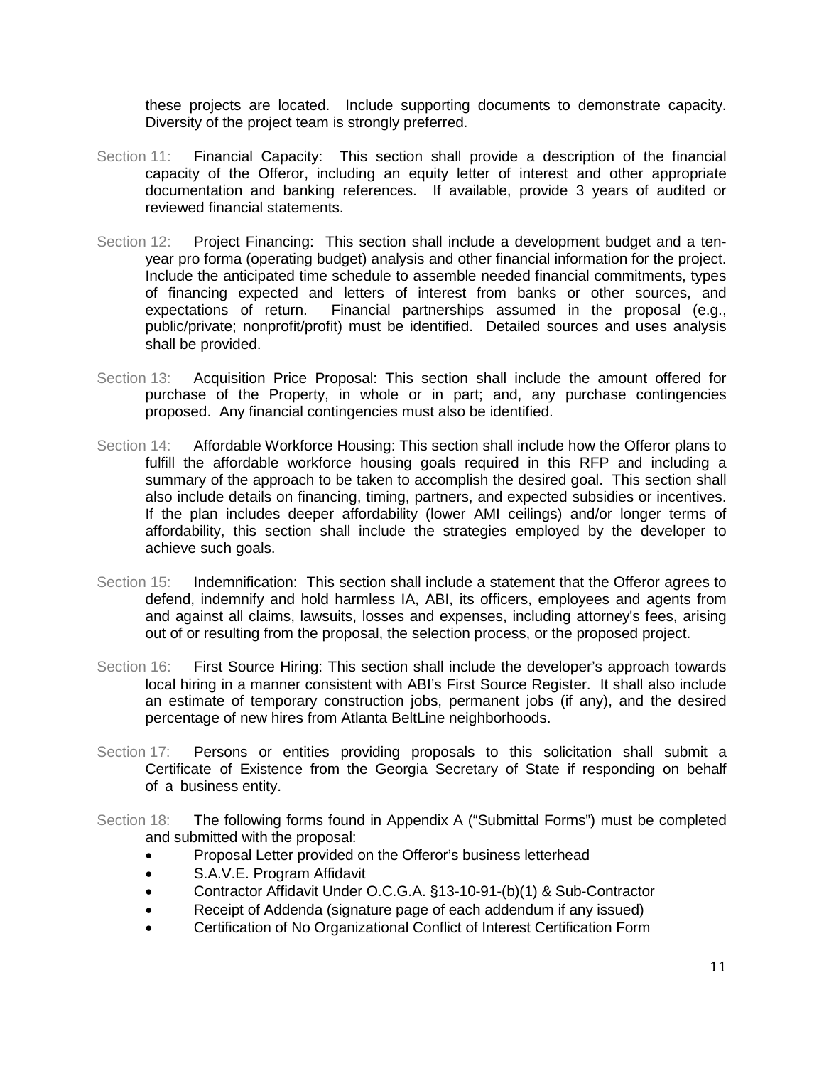these projects are located. Include supporting documents to demonstrate capacity. Diversity of the project team is strongly preferred.

Section 11: Financial Capacity: This section shall provide a description of the financial capacity of the Offeror, including an equity letter of interest and other appropriate documentation and banking references. If available, provide 3 years of audited or reviewed financial statements.

Section 12: Project Financing: This section shall include a development budget and a ten-year pro forma (operating budget) analysis and other financial information for the project. Include the anticipated time schedule to assemble needed financial commitments, types of financing expected and letters of interest from banks or other sources, and expectations of return. Financial partnerships assumed in the proposal (e.g., public/private; nonprofit/profit) must be identified. Detailed sources and uses analysis shall be provided.

Section 13: Acquisition Price Proposal: This section shall include the amount offered for purchase of the Property, in whole or in part; and, any purchase contingencies proposed. Any financial contingencies must also be identified.

Section 14: Affordable Workforce Housing: This section shall include how the Offeror plans to fulfill the affordable workforce housing goals required in this RFP and including a summary of the approach to be taken to accomplish the desired goal. This section shall also include details on financing, timing, partners, and expected subsidies or incentives. If the plan includes deeper affordability (lower AMI ceilings) and/or longer terms of affordability, this section shall include the strategies employed by the developer to achieve such goals.

Section 15: Indemnification: This section shall include a statement that the Offeror agrees to defend, indemnify and hold harmless IA, ABI, its officers, employees and agents from and against all claims, lawsuits, losses and expenses, including attorney's fees, arising out of or resulting from the proposal, the selection process, or the proposed project.

Section 16: First Source Hiring: This section shall include the developer's approach towards local hiring in a manner consistent with ABI's First Source Register. It shall also include an estimate of temporary construction jobs, permanent jobs (if any), and the desired percentage of new hires from Atlanta BeltLine neighborhoods.

Section 17: Persons or entities providing proposals to this solicitation shall submit a Certificate of Existence from the Georgia Secretary of State if responding on behalf of a business entity.

Section 18: The following forms found in Appendix A ("Submittal Forms") must be completed and submitted with the proposal:

- Proposal Letter provided on the Offeror's business letterhead
- S.A.V.E. Program Affidavit
- Contractor Affidavit Under O.C.G.A. §13-10-91-(b)(1) & Sub-Contractor
- Receipt of Addenda (signature page of each addendum if any issued)
- Certification of No Organizational Conflict of Interest Certification Form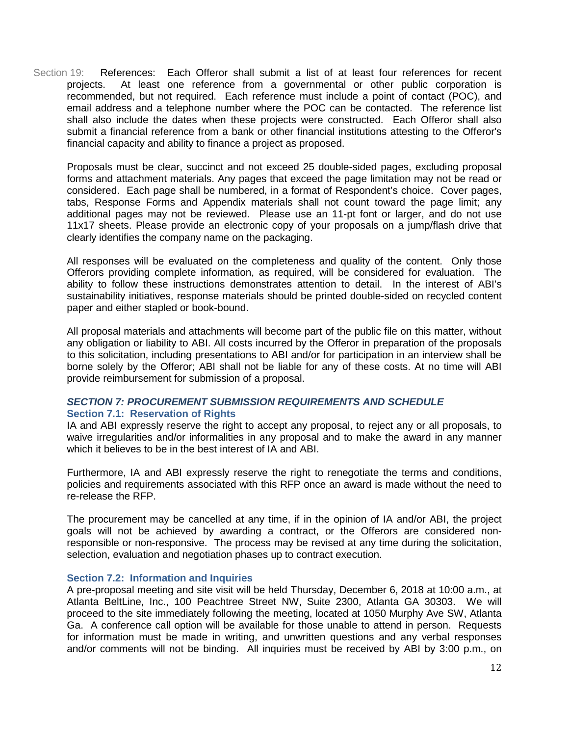Section 19: References: Each Offeror shall submit a list of at least four references for recent projects. At least one reference from a governmental or other public corporation is recommended, but not required. Each reference must include a point of contact (POC), and email address and a telephone number where the POC can be contacted. The reference list shall also include the dates when these projects were constructed. Each Offeror shall also submit a financial reference from a bank or other financial institutions attesting to the Offeror's financial capacity and ability to finance a project as proposed.

Proposals must be clear, succinct and not exceed 25 double-sided pages, excluding proposal forms and attachment materials. Any pages that exceed the page limitation may not be read or considered. Each page shall be numbered, in a format of Respondent's choice. Cover pages, tabs, Response Forms and Appendix materials shall not count toward the page limit; any additional pages may not be reviewed. Please use an 11-pt font or larger, and do not use 11x17 sheets. Please provide an electronic copy of your proposals on a jump/flash drive that clearly identifies the company name on the packaging.

All responses will be evaluated on the completeness and quality of the content. Only those Offerors providing complete information, as required, will be considered for evaluation. The ability to follow these instructions demonstrates attention to detail. In the interest of ABI's sustainability initiatives, response materials should be printed double-sided on recycled content paper and either stapled or book-bound.

All proposal materials and attachments will become part of the public file on this matter, without any obligation or liability to ABI. All costs incurred by the Offeror in preparation of the proposals to this solicitation, including presentations to ABI and/or for participation in an interview shall be borne solely by the Offeror; ABI shall not be liable for any of these costs. At no time will ABI provide reimbursement for submission of a proposal.

## *SECTION 7: PROCUREMENT SUBMISSION REQUIREMENTS AND SCHEDULE*

### Section 7.1: Reservation of Rights

IA and ABI expressly reserve the right to accept any proposal, to reject any or all proposals, to waive irregularities and/or informalities in any proposal and to make the award in any manner which it believes to be in the best interest of IA and ABI.

Furthermore, IA and ABI expressly reserve the right to renegotiate the terms and conditions, policies and requirements associated with this RFP once an award is made without the need to re-release the RFP.

The procurement may be cancelled at any time, if in the opinion of IA and/or ABI, the project goals will not be achieved by awarding a contract, or the Offerors are considered non-responsible or non-responsive. The process may be revised at any time during the solicitation, selection, evaluation and negotiation phases up to contract execution.

### Section 7.2: Information and Inquiries

A pre-proposal meeting and site visit will be held Thursday, December 6, 2018 at 10:00 a.m., at Atlanta BeltLine, Inc., 100 Peachtree Street NW, Suite 2300, Atlanta GA 30303. We will proceed to the site immediately following the meeting, located at 1050 Murphy Ave SW, Atlanta Ga. A conference call option will be available for those unable to attend in person. Requests for information must be made in writing, and unwritten questions and any verbal responses and/or comments will not be binding. All inquiries must be received by ABI by 3:00 p.m., on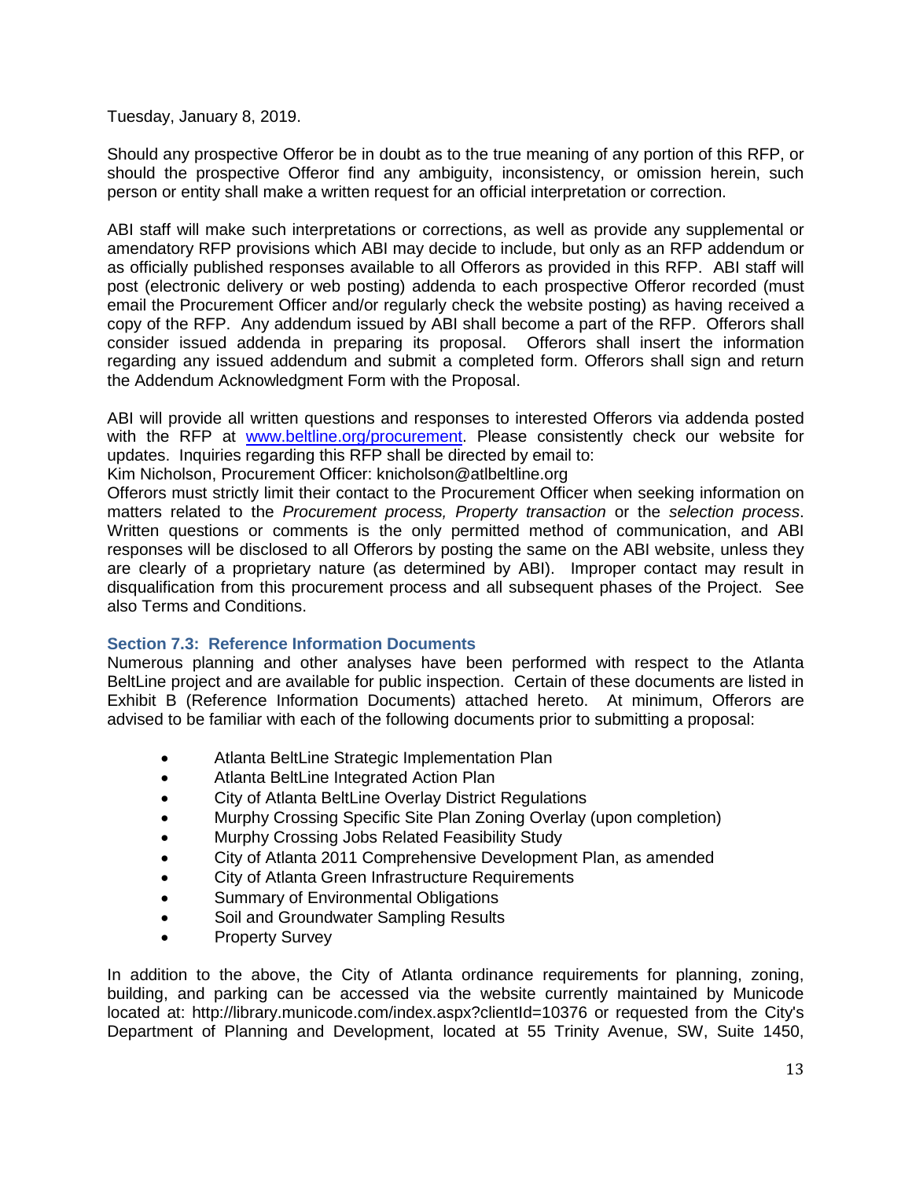Tuesday, January 8, 2019.

Should any prospective Offeror be in doubt as to the true meaning of any portion of this RFP, or should the prospective Offeror find any ambiguity, inconsistency, or omission herein, such person or entity shall make a written request for an official interpretation or correction.

ABI staff will make such interpretations or corrections, as well as provide any supplemental or amendatory RFP provisions which ABI may decide to include, but only as an RFP addendum or as officially published responses available to all Offerors as provided in this RFP. ABI staff will post (electronic delivery or web posting) addenda to each prospective Offeror recorded (must email the Procurement Officer and/or regularly check the website posting) as having received a copy of the RFP. Any addendum issued by ABI shall become a part of the RFP. Offerors shall consider issued addenda in preparing its proposal. Offerors shall insert the information regarding any issued addendum and submit a completed form. Offerors shall sign and return the Addendum Acknowledgment Form with the Proposal.

ABI will provide all written questions and responses to interested Offerors via addenda posted with the RFP at [www.beltline.org/procurement](www.beltline.org/procurement). Please consistently check our website for updates. Inquiries regarding this RFP shall be directed by email to:
Kim Nicholson, Procurement Officer: knicholson@atlbeltline.org
Offerors must strictly limit their contact to the Procurement Officer when seeking information on matters related to the *Procurement process, Property transaction* or the *selection process*. Written questions or comments is the only permitted method of communication, and ABI responses will be disclosed to all Offerors by posting the same on the ABI website, unless they are clearly of a proprietary nature (as determined by ABI). Improper contact may result in disqualification from this procurement process and all subsequent phases of the Project. See also Terms and Conditions.

### Section 7.3: Reference Information Documents

Numerous planning and other analyses have been performed with respect to the Atlanta BeltLine project and are available for public inspection. Certain of these documents are listed in Exhibit B (Reference Information Documents) attached hereto. At minimum, Offerors are advised to be familiar with each of the following documents prior to submitting a proposal:

- Atlanta BeltLine Strategic Implementation Plan
- Atlanta BeltLine Integrated Action Plan
- City of Atlanta BeltLine Overlay District Regulations
- Murphy Crossing Specific Site Plan Zoning Overlay (upon completion)
- Murphy Crossing Jobs Related Feasibility Study
- City of Atlanta 2011 Comprehensive Development Plan, as amended
- City of Atlanta Green Infrastructure Requirements
- Summary of Environmental Obligations
- Soil and Groundwater Sampling Results
- Property Survey

In addition to the above, the City of Atlanta ordinance requirements for planning, zoning, building, and parking can be accessed via the website currently maintained by Municode located at: http://library.municode.com/index.aspx?clientId=10376 or requested from the City's Department of Planning and Development, located at 55 Trinity Avenue, SW, Suite 1450,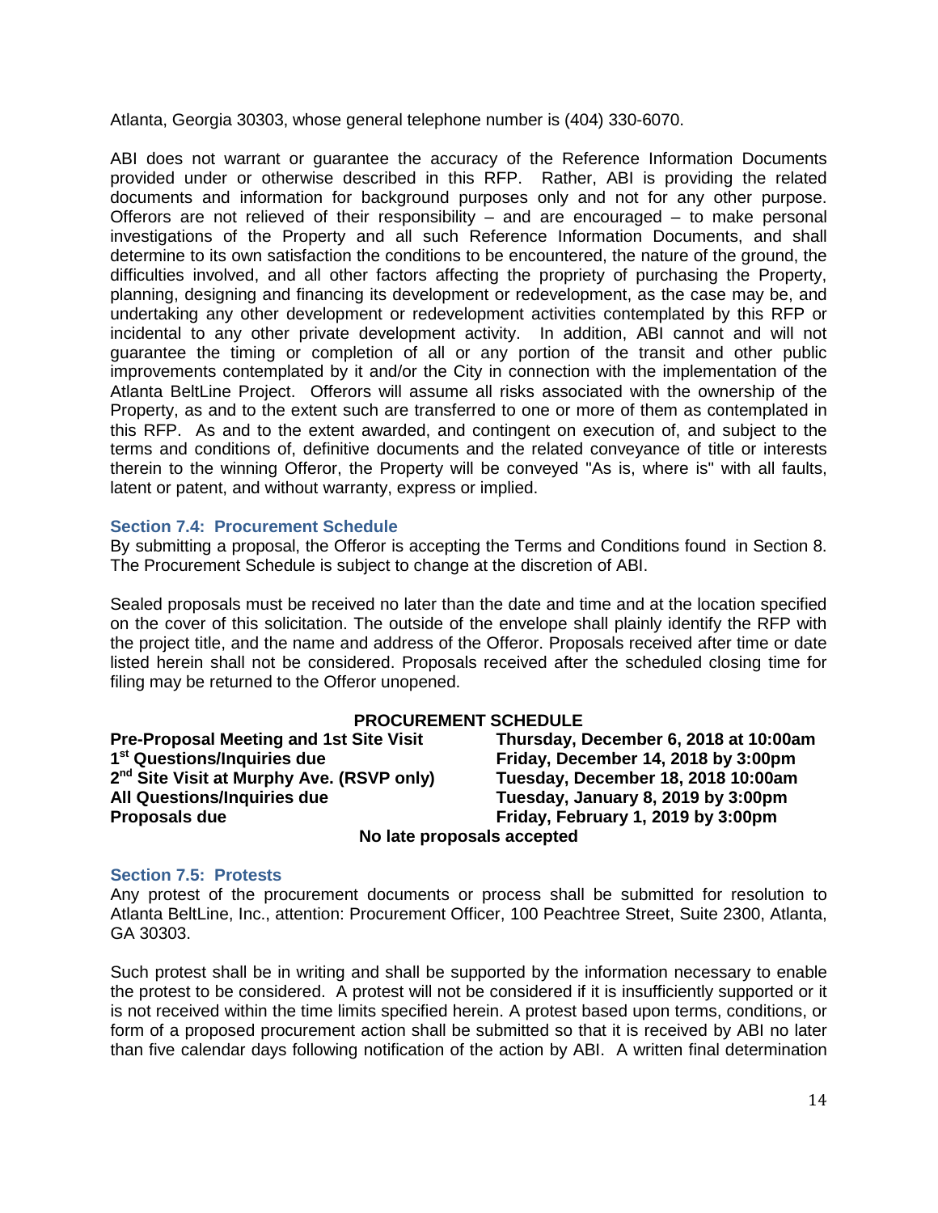Atlanta, Georgia 30303, whose general telephone number is (404) 330-6070.

ABI does not warrant or guarantee the accuracy of the Reference Information Documents provided under or otherwise described in this RFP. Rather, ABI is providing the related documents and information for background purposes only and not for any other purpose. Offerors are not relieved of their responsibility – and are encouraged – to make personal investigations of the Property and all such Reference Information Documents, and shall determine to its own satisfaction the conditions to be encountered, the nature of the ground, the difficulties involved, and all other factors affecting the propriety of purchasing the Property, planning, designing and financing its development or redevelopment, as the case may be, and undertaking any other development or redevelopment activities contemplated by this RFP or incidental to any other private development activity. In addition, ABI cannot and will not guarantee the timing or completion of all or any portion of the transit and other public improvements contemplated by it and/or the City in connection with the implementation of the Atlanta BeltLine Project. Offerors will assume all risks associated with the ownership of the Property, as and to the extent such are transferred to one or more of them as contemplated in this RFP. As and to the extent awarded, and contingent on execution of, and subject to the terms and conditions of, definitive documents and the related conveyance of title or interests therein to the winning Offeror, the Property will be conveyed "As is, where is" with all faults, latent or patent, and without warranty, express or implied.

### Section 7.4: Procurement Schedule

By submitting a proposal, the Offeror is accepting the Terms and Conditions found in Section 8. The Procurement Schedule is subject to change at the discretion of ABI.

Sealed proposals must be received no later than the date and time and at the location specified on the cover of this solicitation. The outside of the envelope shall plainly identify the RFP with the project title, and the name and address of the Offeror. Proposals received after time or date listed herein shall not be considered. Proposals received after the scheduled closing time for filing may be returned to the Offeror unopened.

**PROCUREMENT SCHEDULE**

| | |
|---|---|
| **Pre-Proposal Meeting and 1st Site Visit** | **Thursday, December 6, 2018 at 10:00am** |
| **1st Questions/Inquiries due** | **Friday, December 14, 2018 by 3:00pm** |
| **2nd Site Visit at Murphy Ave. (RSVP only)** | **Tuesday, December 18, 2018 10:00am** |
| **All Questions/Inquiries due** | **Tuesday, January 8, 2019 by 3:00pm** |
| **Proposals due** | **Friday, February 1, 2019 by 3:00pm** |

**No late proposals accepted**

### Section 7.5: Protests

Any protest of the procurement documents or process shall be submitted for resolution to Atlanta BeltLine, Inc., attention: Procurement Officer, 100 Peachtree Street, Suite 2300, Atlanta, GA 30303.

Such protest shall be in writing and shall be supported by the information necessary to enable the protest to be considered. A protest will not be considered if it is insufficiently supported or it is not received within the time limits specified herein. A protest based upon terms, conditions, or form of a proposed procurement action shall be submitted so that it is received by ABI no later than five calendar days following notification of the action by ABI. A written final determination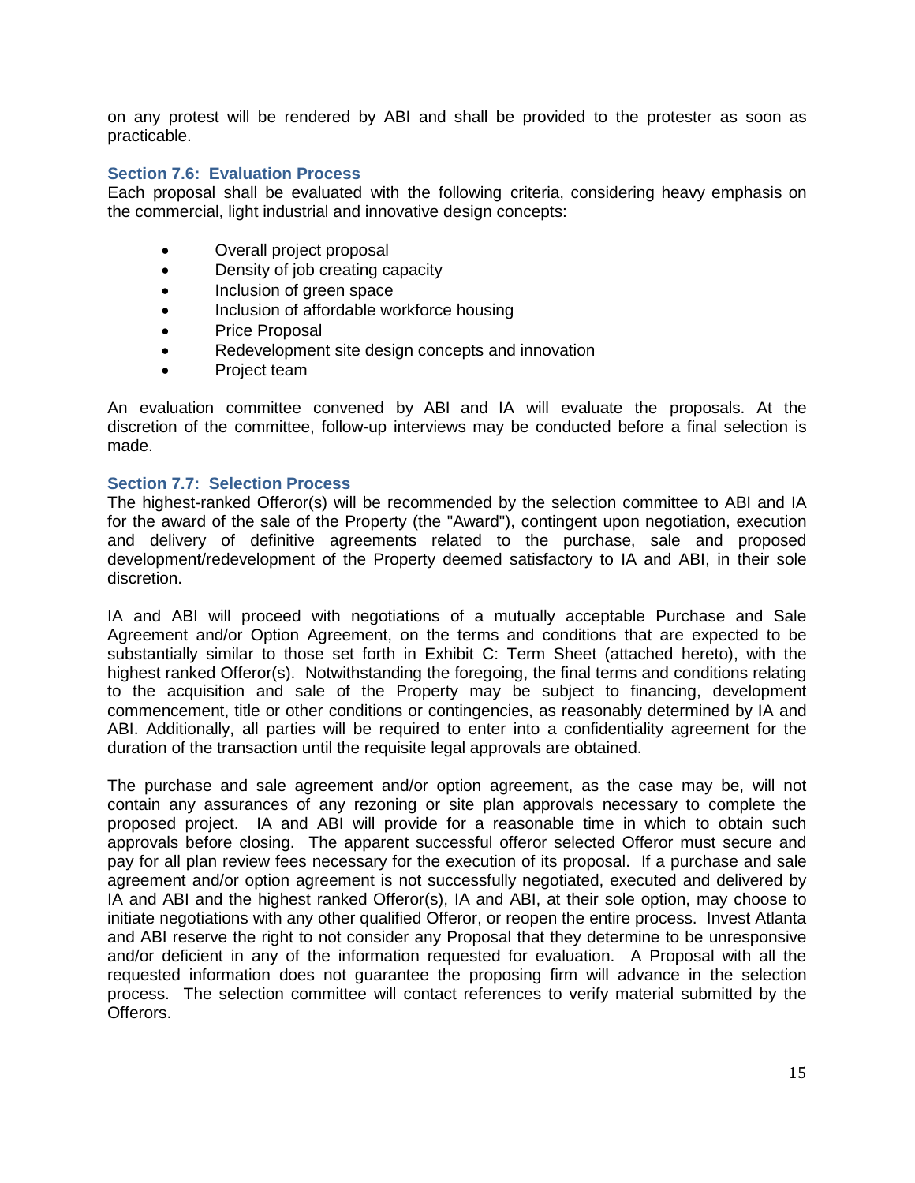on any protest will be rendered by ABI and shall be provided to the protester as soon as practicable.

### Section 7.6: Evaluation Process

Each proposal shall be evaluated with the following criteria, considering heavy emphasis on the commercial, light industrial and innovative design concepts:

- Overall project proposal
- Density of job creating capacity
- Inclusion of green space
- Inclusion of affordable workforce housing
- Price Proposal
- Redevelopment site design concepts and innovation
- Project team

An evaluation committee convened by ABI and IA will evaluate the proposals. At the discretion of the committee, follow-up interviews may be conducted before a final selection is made.

### Section 7.7: Selection Process

The highest-ranked Offeror(s) will be recommended by the selection committee to ABI and IA for the award of the sale of the Property (the "Award"), contingent upon negotiation, execution and delivery of definitive agreements related to the purchase, sale and proposed development/redevelopment of the Property deemed satisfactory to IA and ABI, in their sole discretion.

IA and ABI will proceed with negotiations of a mutually acceptable Purchase and Sale Agreement and/or Option Agreement, on the terms and conditions that are expected to be substantially similar to those set forth in Exhibit C: Term Sheet (attached hereto), with the highest ranked Offeror(s). Notwithstanding the foregoing, the final terms and conditions relating to the acquisition and sale of the Property may be subject to financing, development commencement, title or other conditions or contingencies, as reasonably determined by IA and ABI. Additionally, all parties will be required to enter into a confidentiality agreement for the duration of the transaction until the requisite legal approvals are obtained.

The purchase and sale agreement and/or option agreement, as the case may be, will not contain any assurances of any rezoning or site plan approvals necessary to complete the proposed project. IA and ABI will provide for a reasonable time in which to obtain such approvals before closing. The apparent successful offeror selected Offeror must secure and pay for all plan review fees necessary for the execution of its proposal. If a purchase and sale agreement and/or option agreement is not successfully negotiated, executed and delivered by IA and ABI and the highest ranked Offeror(s), IA and ABI, at their sole option, may choose to initiate negotiations with any other qualified Offeror, or reopen the entire process. Invest Atlanta and ABI reserve the right to not consider any Proposal that they determine to be unresponsive and/or deficient in any of the information requested for evaluation. A Proposal with all the requested information does not guarantee the proposing firm will advance in the selection process. The selection committee will contact references to verify material submitted by the Offerors.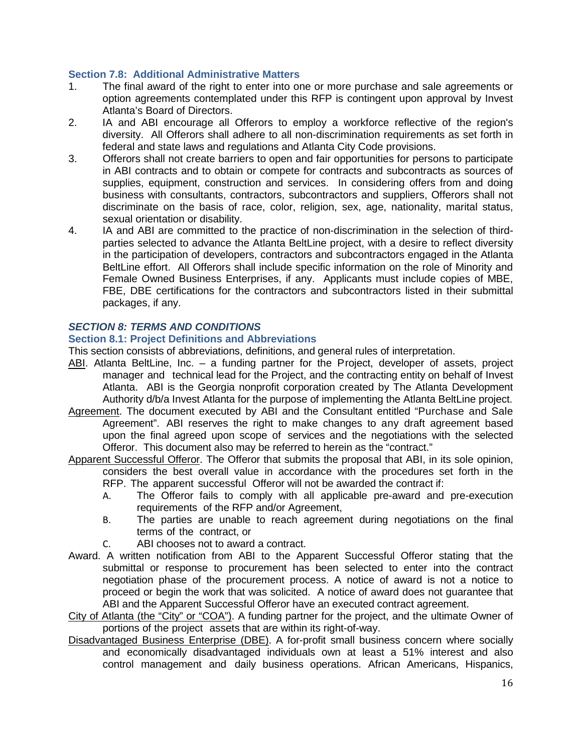### Section 7.8: Additional Administrative Matters

1. The final award of the right to enter into one or more purchase and sale agreements or option agreements contemplated under this RFP is contingent upon approval by Invest Atlanta's Board of Directors.
2. IA and ABI encourage all Offerors to employ a workforce reflective of the region's diversity. All Offerors shall adhere to all non-discrimination requirements as set forth in federal and state laws and regulations and Atlanta City Code provisions.
3. Offerors shall not create barriers to open and fair opportunities for persons to participate in ABI contracts and to obtain or compete for contracts and subcontracts as sources of supplies, equipment, construction and services. In considering offers from and doing business with consultants, contractors, subcontractors and suppliers, Offerors shall not discriminate on the basis of race, color, religion, sex, age, nationality, marital status, sexual orientation or disability.
4. IA and ABI are committed to the practice of non-discrimination in the selection of third-parties selected to advance the Atlanta BeltLine project, with a desire to reflect diversity in the participation of developers, contractors and subcontractors engaged in the Atlanta BeltLine effort. All Offerors shall include specific information on the role of Minority and Female Owned Business Enterprises, if any. Applicants must include copies of MBE, FBE, DBE certifications for the contractors and subcontractors listed in their submittal packages, if any.

## *SECTION 8: TERMS AND CONDITIONS*

### Section 8.1: Project Definitions and Abbreviations

This section consists of abbreviations, definitions, and general rules of interpretation.

ABI. Atlanta BeltLine, Inc. – a funding partner for the Project, developer of assets, project manager and technical lead for the Project, and the contracting entity on behalf of Invest Atlanta. ABI is the Georgia nonprofit corporation created by The Atlanta Development Authority d/b/a Invest Atlanta for the purpose of implementing the Atlanta BeltLine project.

Agreement. The document executed by ABI and the Consultant entitled "Purchase and Sale Agreement". ABI reserves the right to make changes to any draft agreement based upon the final agreed upon scope of services and the negotiations with the selected Offeror. This document also may be referred to herein as the "contract."

Apparent Successful Offeror. The Offeror that submits the proposal that ABI, in its sole opinion, considers the best overall value in accordance with the procedures set forth in the RFP. The apparent successful Offeror will not be awarded the contract if:

- A. The Offeror fails to comply with all applicable pre-award and pre-execution requirements of the RFP and/or Agreement,
- B. The parties are unable to reach agreement during negotiations on the final terms of the contract, or
- C. ABI chooses not to award a contract.

Award. A written notification from ABI to the Apparent Successful Offeror stating that the submittal or response to procurement has been selected to enter into the contract negotiation phase of the procurement process. A notice of award is not a notice to proceed or begin the work that was solicited. A notice of award does not guarantee that ABI and the Apparent Successful Offeror have an executed contract agreement.

City of Atlanta (the "City" or "COA"). A funding partner for the project, and the ultimate Owner of portions of the project assets that are within its right-of-way.

Disadvantaged Business Enterprise (DBE). A for-profit small business concern where socially and economically disadvantaged individuals own at least a 51% interest and also control management and daily business operations. African Americans, Hispanics,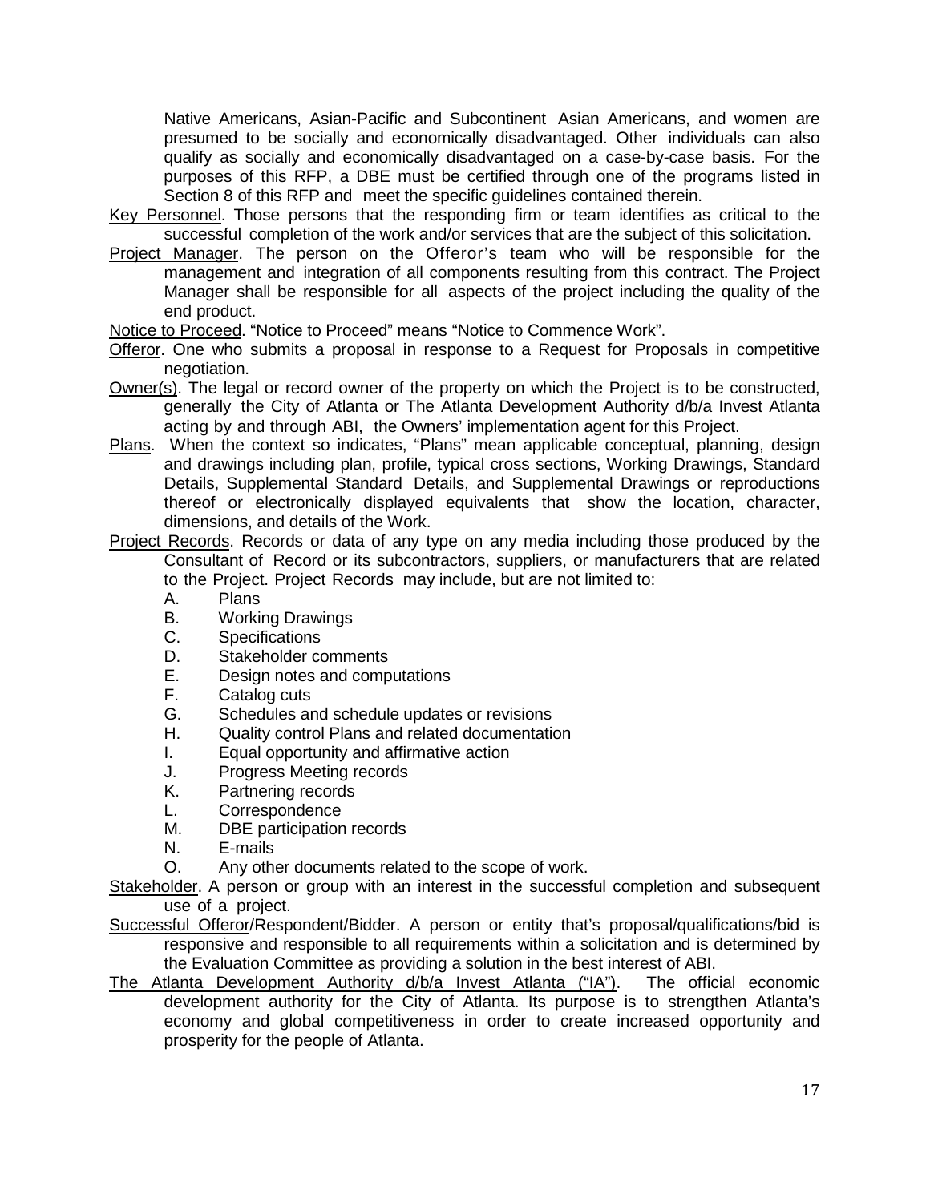Native Americans, Asian-Pacific and Subcontinent Asian Americans, and women are presumed to be socially and economically disadvantaged. Other individuals can also qualify as socially and economically disadvantaged on a case-by-case basis. For the purposes of this RFP, a DBE must be certified through one of the programs listed in Section 8 of this RFP and meet the specific guidelines contained therein.

<u>Key Personnel</u>. Those persons that the responding firm or team identifies as critical to the successful completion of the work and/or services that are the subject of this solicitation.

<u>Project Manager</u>. The person on the Offeror's team who will be responsible for the management and integration of all components resulting from this contract. The Project Manager shall be responsible for all aspects of the project including the quality of the end product.

<u>Notice to Proceed</u>. "Notice to Proceed" means "Notice to Commence Work".

<u>Offeror</u>. One who submits a proposal in response to a Request for Proposals in competitive negotiation.

<u>Owner(s)</u>. The legal or record owner of the property on which the Project is to be constructed, generally the City of Atlanta or The Atlanta Development Authority d/b/a Invest Atlanta acting by and through ABI, the Owners' implementation agent for this Project.

<u>Plans</u>. When the context so indicates, "Plans" mean applicable conceptual, planning, design and drawings including plan, profile, typical cross sections, Working Drawings, Standard Details, Supplemental Standard Details, and Supplemental Drawings or reproductions thereof or electronically displayed equivalents that show the location, character, dimensions, and details of the Work.

<u>Project Records</u>. Records or data of any type on any media including those produced by the Consultant of Record or its subcontractors, suppliers, or manufacturers that are related to the Project. Project Records may include, but are not limited to:

A. Plans
B. Working Drawings
C. Specifications
D. Stakeholder comments
E. Design notes and computations
F. Catalog cuts
G. Schedules and schedule updates or revisions
H. Quality control Plans and related documentation
I. Equal opportunity and affirmative action
J. Progress Meeting records
K. Partnering records
L. Correspondence
M. DBE participation records
N. E-mails
O. Any other documents related to the scope of work.

<u>Stakeholder</u>. A person or group with an interest in the successful completion and subsequent use of a project.

<u>Successful Offeror</u>/Respondent/Bidder. A person or entity that's proposal/qualifications/bid is responsive and responsible to all requirements within a solicitation and is determined by the Evaluation Committee as providing a solution in the best interest of ABI.

<u>The Atlanta Development Authority d/b/a Invest Atlanta ("IA")</u>. The official economic development authority for the City of Atlanta. Its purpose is to strengthen Atlanta's economy and global competitiveness in order to create increased opportunity and prosperity for the people of Atlanta.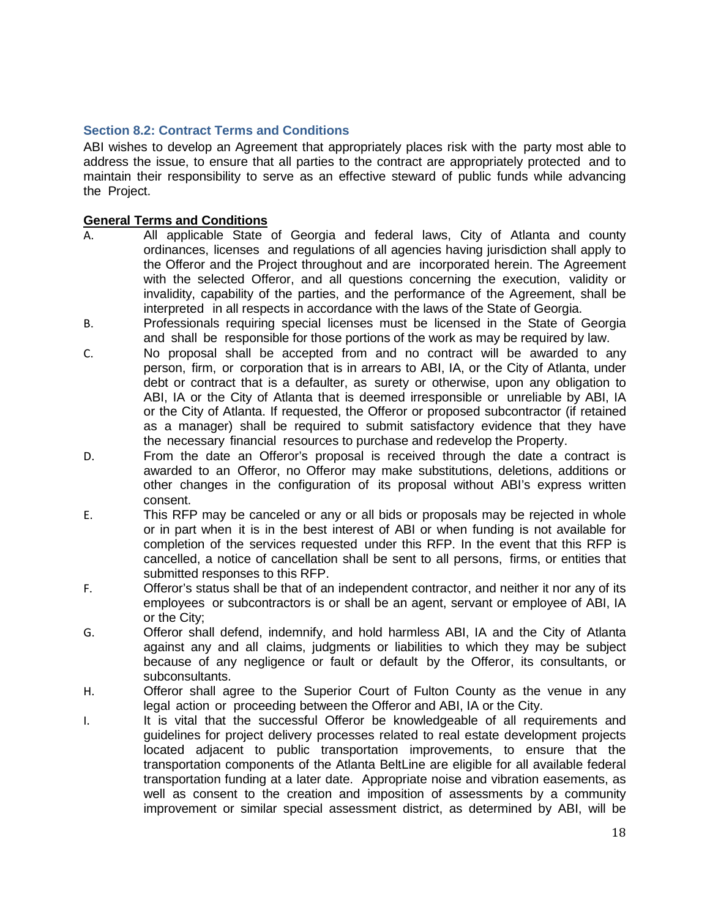### Section 8.2: Contract Terms and Conditions

ABI wishes to develop an Agreement that appropriately places risk with the party most able to address the issue, to ensure that all parties to the contract are appropriately protected and to maintain their responsibility to serve as an effective steward of public funds while advancing the Project.

**General Terms and Conditions**

A. All applicable State of Georgia and federal laws, City of Atlanta and county ordinances, licenses and regulations of all agencies having jurisdiction shall apply to the Offeror and the Project throughout and are incorporated herein. The Agreement with the selected Offeror, and all questions concerning the execution, validity or invalidity, capability of the parties, and the performance of the Agreement, shall be interpreted in all respects in accordance with the laws of the State of Georgia.

B. Professionals requiring special licenses must be licensed in the State of Georgia and shall be responsible for those portions of the work as may be required by law.

C. No proposal shall be accepted from and no contract will be awarded to any person, firm, or corporation that is in arrears to ABI, IA, or the City of Atlanta, under debt or contract that is a defaulter, as surety or otherwise, upon any obligation to ABI, IA or the City of Atlanta that is deemed irresponsible or unreliable by ABI, IA or the City of Atlanta. If requested, the Offeror or proposed subcontractor (if retained as a manager) shall be required to submit satisfactory evidence that they have the necessary financial resources to purchase and redevelop the Property.

D. From the date an Offeror's proposal is received through the date a contract is awarded to an Offeror, no Offeror may make substitutions, deletions, additions or other changes in the configuration of its proposal without ABI's express written consent.

E. This RFP may be canceled or any or all bids or proposals may be rejected in whole or in part when it is in the best interest of ABI or when funding is not available for completion of the services requested under this RFP. In the event that this RFP is cancelled, a notice of cancellation shall be sent to all persons, firms, or entities that submitted responses to this RFP.

F. Offeror's status shall be that of an independent contractor, and neither it nor any of its employees or subcontractors is or shall be an agent, servant or employee of ABI, IA or the City;

G. Offeror shall defend, indemnify, and hold harmless ABI, IA and the City of Atlanta against any and all claims, judgments or liabilities to which they may be subject because of any negligence or fault or default by the Offeror, its consultants, or subconsultants.

H. Offeror shall agree to the Superior Court of Fulton County as the venue in any legal action or proceeding between the Offeror and ABI, IA or the City.

I. It is vital that the successful Offeror be knowledgeable of all requirements and guidelines for project delivery processes related to real estate development projects located adjacent to public transportation improvements, to ensure that the transportation components of the Atlanta BeltLine are eligible for all available federal transportation funding at a later date. Appropriate noise and vibration easements, as well as consent to the creation and imposition of assessments by a community improvement or similar special assessment district, as determined by ABI, will be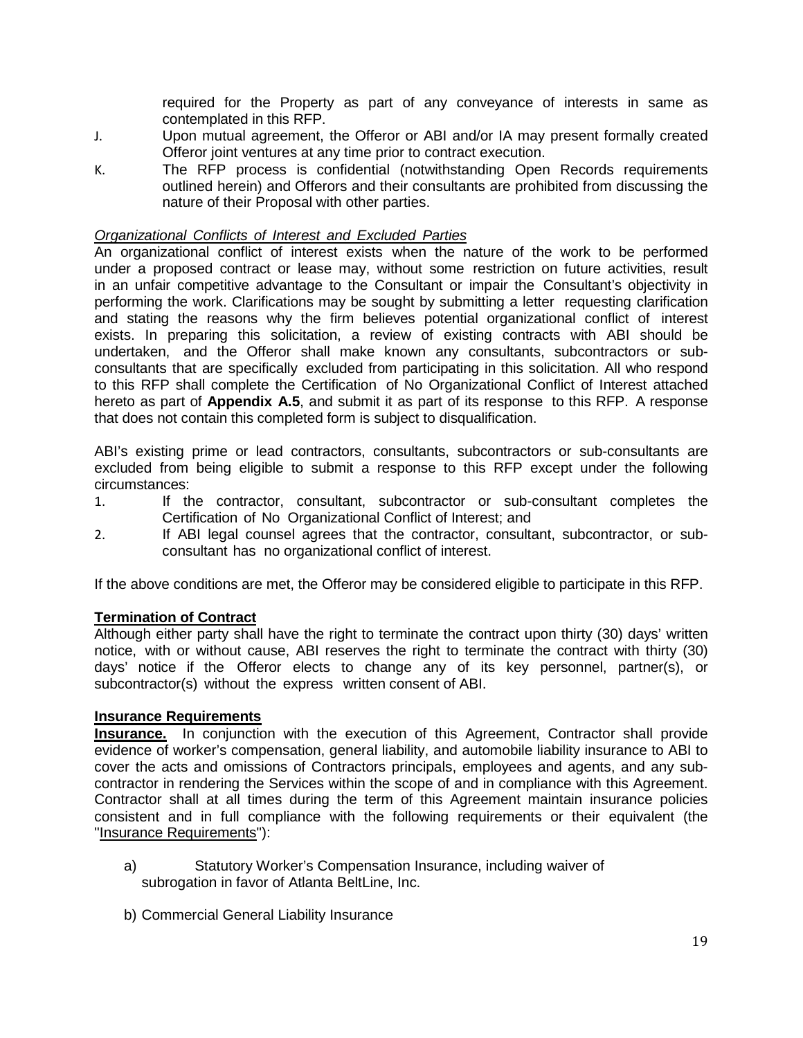required for the Property as part of any conveyance of interests in same as contemplated in this RFP.

J. Upon mutual agreement, the Offeror or ABI and/or IA may present formally created Offeror joint ventures at any time prior to contract execution.

K. The RFP process is confidential (notwithstanding Open Records requirements outlined herein) and Offerors and their consultants are prohibited from discussing the nature of their Proposal with other parties.

*Organizational Conflicts of Interest and Excluded Parties*

An organizational conflict of interest exists when the nature of the work to be performed under a proposed contract or lease may, without some restriction on future activities, result in an unfair competitive advantage to the Consultant or impair the Consultant's objectivity in performing the work. Clarifications may be sought by submitting a letter requesting clarification and stating the reasons why the firm believes potential organizational conflict of interest exists. In preparing this solicitation, a review of existing contracts with ABI should be undertaken, and the Offeror shall make known any consultants, subcontractors or sub-consultants that are specifically excluded from participating in this solicitation. All who respond to this RFP shall complete the Certification of No Organizational Conflict of Interest attached hereto as part of **Appendix A.5**, and submit it as part of its response to this RFP. A response that does not contain this completed form is subject to disqualification.

ABI's existing prime or lead contractors, consultants, subcontractors or sub-consultants are excluded from being eligible to submit a response to this RFP except under the following circumstances:

1. If the contractor, consultant, subcontractor or sub-consultant completes the Certification of No Organizational Conflict of Interest; and
2. If ABI legal counsel agrees that the contractor, consultant, subcontractor, or sub-consultant has no organizational conflict of interest.

If the above conditions are met, the Offeror may be considered eligible to participate in this RFP.

**Termination of Contract**

Although either party shall have the right to terminate the contract upon thirty (30) days' written notice, with or without cause, ABI reserves the right to terminate the contract with thirty (30) days' notice if the Offeror elects to change any of its key personnel, partner(s), or subcontractor(s) without the express written consent of ABI.

**Insurance Requirements**

**Insurance.** In conjunction with the execution of this Agreement, Contractor shall provide evidence of worker's compensation, general liability, and automobile liability insurance to ABI to cover the acts and omissions of Contractors principals, employees and agents, and any sub-contractor in rendering the Services within the scope of and in compliance with this Agreement. Contractor shall at all times during the term of this Agreement maintain insurance policies consistent and in full compliance with the following requirements or their equivalent (the "Insurance Requirements"):

a) Statutory Worker's Compensation Insurance, including waiver of subrogation in favor of Atlanta BeltLine, Inc.

b) Commercial General Liability Insurance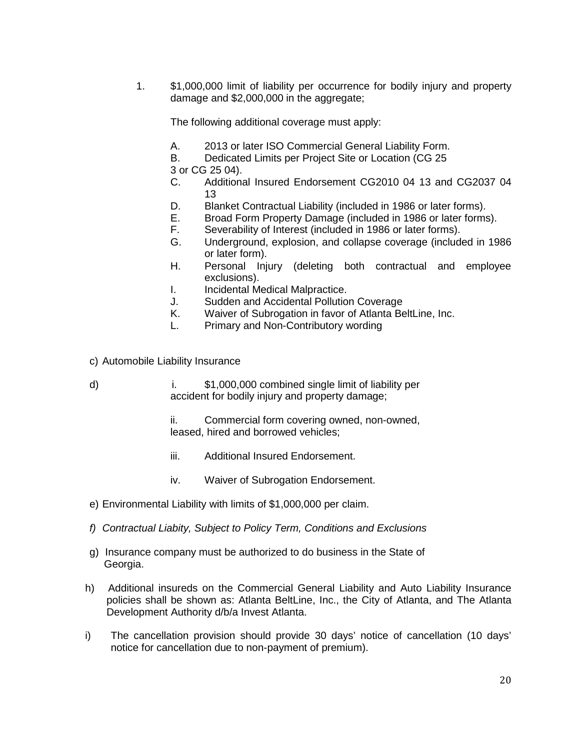1. $1,000,000 limit of liability per occurrence for bodily injury and property damage and $2,000,000 in the aggregate;

   The following additional coverage must apply:

   A. 2013 or later ISO Commercial General Liability Form.
   B. Dedicated Limits per Project Site or Location (CG 25 3 or CG 25 04).
   C. Additional Insured Endorsement CG2010 04 13 and CG2037 04 13
   D. Blanket Contractual Liability (included in 1986 or later forms).
   E. Broad Form Property Damage (included in 1986 or later forms).
   F. Severability of Interest (included in 1986 or later forms).
   G. Underground, explosion, and collapse coverage (included in 1986 or later form).
   H. Personal Injury (deleting both contractual and employee exclusions).
   I. Incidental Medical Malpractice.
   J. Sudden and Accidental Pollution Coverage
   K. Waiver of Subrogation in favor of Atlanta BeltLine, Inc.
   L. Primary and Non-Contributory wording

c) Automobile Liability Insurance

d) i. $1,000,000 combined single limit of liability per accident for bodily injury and property damage;

   ii. Commercial form covering owned, non-owned, leased, hired and borrowed vehicles;

   iii. Additional Insured Endorsement.

   iv. Waiver of Subrogation Endorsement.

e) Environmental Liability with limits of $1,000,000 per claim.

*f) Contractual Liabity, Subject to Policy Term, Conditions and Exclusions*

g) Insurance company must be authorized to do business in the State of Georgia.

h) Additional insureds on the Commercial General Liability and Auto Liability Insurance policies shall be shown as: Atlanta BeltLine, Inc., the City of Atlanta, and The Atlanta Development Authority d/b/a Invest Atlanta.

i) The cancellation provision should provide 30 days' notice of cancellation (10 days' notice for cancellation due to non-payment of premium).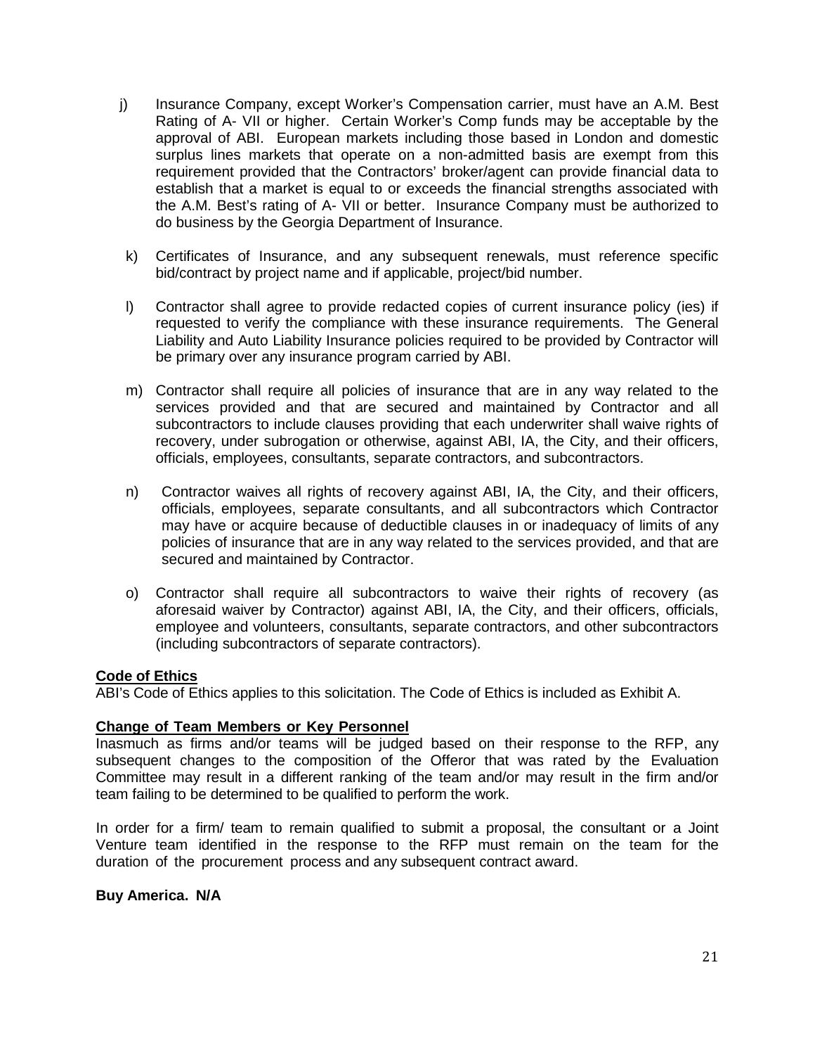j) Insurance Company, except Worker's Compensation carrier, must have an A.M. Best Rating of A- VII or higher. Certain Worker's Comp funds may be acceptable by the approval of ABI. European markets including those based in London and domestic surplus lines markets that operate on a non-admitted basis are exempt from this requirement provided that the Contractors' broker/agent can provide financial data to establish that a market is equal to or exceeds the financial strengths associated with the A.M. Best's rating of A- VII or better. Insurance Company must be authorized to do business by the Georgia Department of Insurance.

k) Certificates of Insurance, and any subsequent renewals, must reference specific bid/contract by project name and if applicable, project/bid number.

l) Contractor shall agree to provide redacted copies of current insurance policy (ies) if requested to verify the compliance with these insurance requirements. The General Liability and Auto Liability Insurance policies required to be provided by Contractor will be primary over any insurance program carried by ABI.

m) Contractor shall require all policies of insurance that are in any way related to the services provided and that are secured and maintained by Contractor and all subcontractors to include clauses providing that each underwriter shall waive rights of recovery, under subrogation or otherwise, against ABI, IA, the City, and their officers, officials, employees, consultants, separate contractors, and subcontractors.

n) Contractor waives all rights of recovery against ABI, IA, the City, and their officers, officials, employees, separate consultants, and all subcontractors which Contractor may have or acquire because of deductible clauses in or inadequacy of limits of any policies of insurance that are in any way related to the services provided, and that are secured and maintained by Contractor.

o) Contractor shall require all subcontractors to waive their rights of recovery (as aforesaid waiver by Contractor) against ABI, IA, the City, and their officers, officials, employee and volunteers, consultants, separate contractors, and other subcontractors (including subcontractors of separate contractors).

**Code of Ethics**

ABI's Code of Ethics applies to this solicitation. The Code of Ethics is included as Exhibit A.

**Change of Team Members or Key Personnel**

Inasmuch as firms and/or teams will be judged based on their response to the RFP, any subsequent changes to the composition of the Offeror that was rated by the Evaluation Committee may result in a different ranking of the team and/or may result in the firm and/or team failing to be determined to be qualified to perform the work.

In order for a firm/ team to remain qualified to submit a proposal, the consultant or a Joint Venture team identified in the response to the RFP must remain on the team for the duration of the procurement process and any subsequent contract award.

**Buy America. N/A**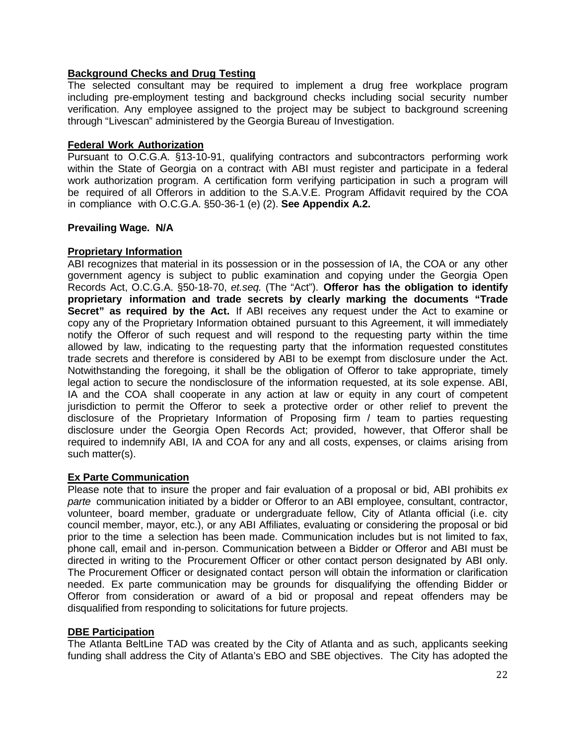**Background Checks and Drug Testing**

The selected consultant may be required to implement a drug free workplace program including pre-employment testing and background checks including social security number verification. Any employee assigned to the project may be subject to background screening through "Livescan" administered by the Georgia Bureau of Investigation.

**Federal Work Authorization**

Pursuant to O.C.G.A. §13-10-91, qualifying contractors and subcontractors performing work within the State of Georgia on a contract with ABI must register and participate in a federal work authorization program. A certification form verifying participation in such a program will be required of all Offerors in addition to the S.A.V.E. Program Affidavit required by the COA in compliance with O.C.G.A. §50-36-1 (e) (2). **See Appendix A.2.**

**Prevailing Wage. N/A**

**Proprietary Information**

ABI recognizes that material in its possession or in the possession of IA, the COA or any other government agency is subject to public examination and copying under the Georgia Open Records Act, O.C.G.A. §50-18-70, *et.seq.* (The "Act"). **Offeror has the obligation to identify proprietary information and trade secrets by clearly marking the documents "Trade Secret" as required by the Act.** If ABI receives any request under the Act to examine or copy any of the Proprietary Information obtained pursuant to this Agreement, it will immediately notify the Offeror of such request and will respond to the requesting party within the time allowed by law, indicating to the requesting party that the information requested constitutes trade secrets and therefore is considered by ABI to be exempt from disclosure under the Act. Notwithstanding the foregoing, it shall be the obligation of Offeror to take appropriate, timely legal action to secure the nondisclosure of the information requested, at its sole expense. ABI, IA and the COA shall cooperate in any action at law or equity in any court of competent jurisdiction to permit the Offeror to seek a protective order or other relief to prevent the disclosure of the Proprietary Information of Proposing firm / team to parties requesting disclosure under the Georgia Open Records Act; provided, however, that Offeror shall be required to indemnify ABI, IA and COA for any and all costs, expenses, or claims arising from such matter(s).

**Ex Parte Communication**

Please note that to insure the proper and fair evaluation of a proposal or bid, ABI prohibits *ex parte* communication initiated by a bidder or Offeror to an ABI employee, consultant, contractor, volunteer, board member, graduate or undergraduate fellow, City of Atlanta official (i.e. city council member, mayor, etc.), or any ABI Affiliates, evaluating or considering the proposal or bid prior to the time a selection has been made. Communication includes but is not limited to fax, phone call, email and in-person. Communication between a Bidder or Offeror and ABI must be directed in writing to the Procurement Officer or other contact person designated by ABI only. The Procurement Officer or designated contact person will obtain the information or clarification needed. Ex parte communication may be grounds for disqualifying the offending Bidder or Offeror from consideration or award of a bid or proposal and repeat offenders may be disqualified from responding to solicitations for future projects.

**DBE Participation**

The Atlanta BeltLine TAD was created by the City of Atlanta and as such, applicants seeking funding shall address the City of Atlanta's EBO and SBE objectives. The City has adopted the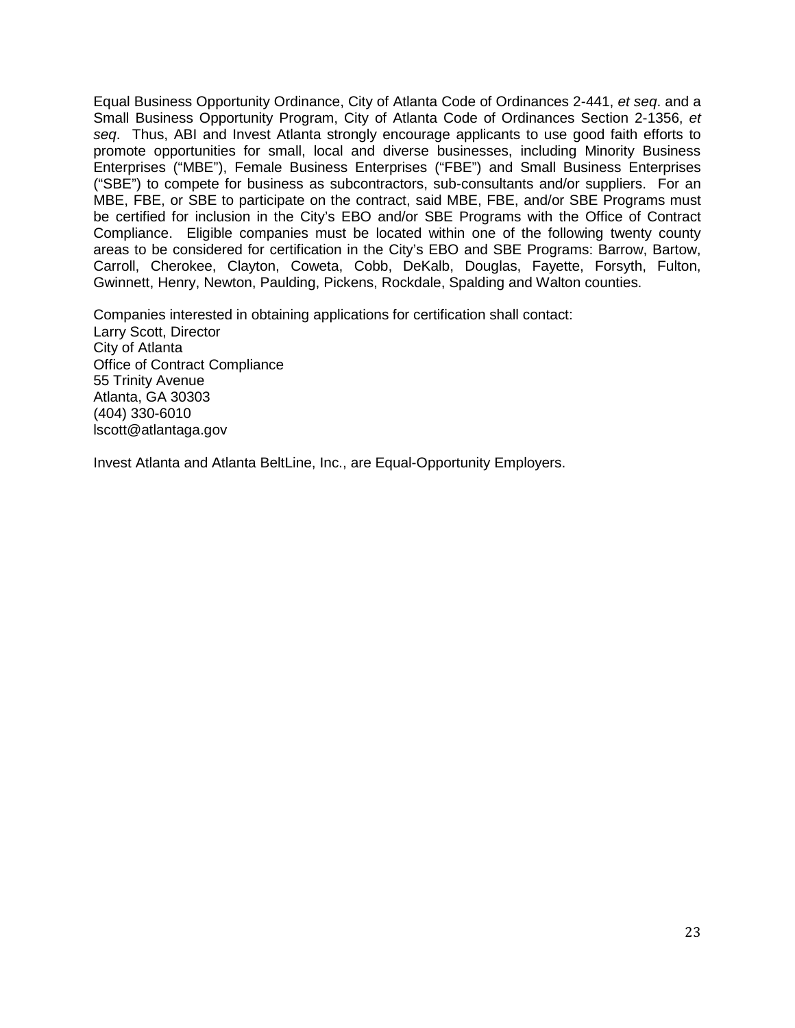Equal Business Opportunity Ordinance, City of Atlanta Code of Ordinances 2-441, *et seq*. and a Small Business Opportunity Program, City of Atlanta Code of Ordinances Section 2-1356, *et seq*. Thus, ABI and Invest Atlanta strongly encourage applicants to use good faith efforts to promote opportunities for small, local and diverse businesses, including Minority Business Enterprises ("MBE"), Female Business Enterprises ("FBE") and Small Business Enterprises ("SBE") to compete for business as subcontractors, sub-consultants and/or suppliers. For an MBE, FBE, or SBE to participate on the contract, said MBE, FBE, and/or SBE Programs must be certified for inclusion in the City's EBO and/or SBE Programs with the Office of Contract Compliance. Eligible companies must be located within one of the following twenty county areas to be considered for certification in the City's EBO and SBE Programs: Barrow, Bartow, Carroll, Cherokee, Clayton, Coweta, Cobb, DeKalb, Douglas, Fayette, Forsyth, Fulton, Gwinnett, Henry, Newton, Paulding, Pickens, Rockdale, Spalding and Walton counties.

Companies interested in obtaining applications for certification shall contact:  
Larry Scott, Director  
City of Atlanta  
Office of Contract Compliance  
55 Trinity Avenue  
Atlanta, GA 30303  
(404) 330-6010  
lscott@atlantaga.gov

Invest Atlanta and Atlanta BeltLine, Inc., are Equal-Opportunity Employers.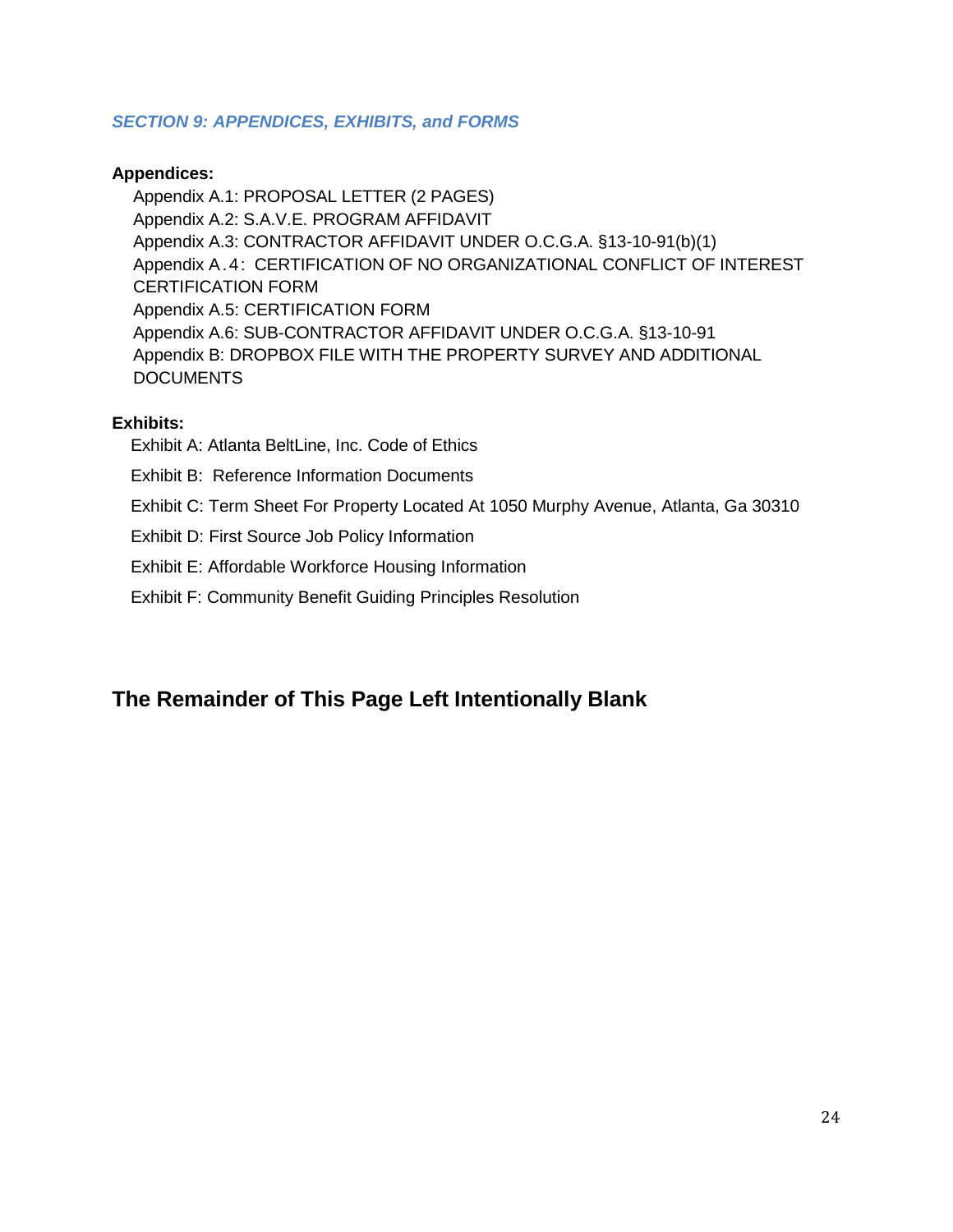### *SECTION 9: APPENDICES, EXHIBITS, and FORMS*

**Appendices:**

Appendix A.1: PROPOSAL LETTER (2 PAGES)
Appendix A.2: S.A.V.E. PROGRAM AFFIDAVIT
Appendix A.3: CONTRACTOR AFFIDAVIT UNDER O.C.G.A. §13-10-91(b)(1)
Appendix A.4: CERTIFICATION OF NO ORGANIZATIONAL CONFLICT OF INTEREST CERTIFICATION FORM
Appendix A.5: CERTIFICATION FORM
Appendix A.6: SUB-CONTRACTOR AFFIDAVIT UNDER O.C.G.A. §13-10-91
Appendix B: DROPBOX FILE WITH THE PROPERTY SURVEY AND ADDITIONAL DOCUMENTS

**Exhibits:**

Exhibit A: Atlanta BeltLine, Inc. Code of Ethics

Exhibit B: Reference Information Documents

Exhibit C: Term Sheet For Property Located At 1050 Murphy Avenue, Atlanta, Ga 30310

Exhibit D: First Source Job Policy Information

Exhibit E: Affordable Workforce Housing Information

Exhibit F: Community Benefit Guiding Principles Resolution

## The Remainder of This Page Left Intentionally Blank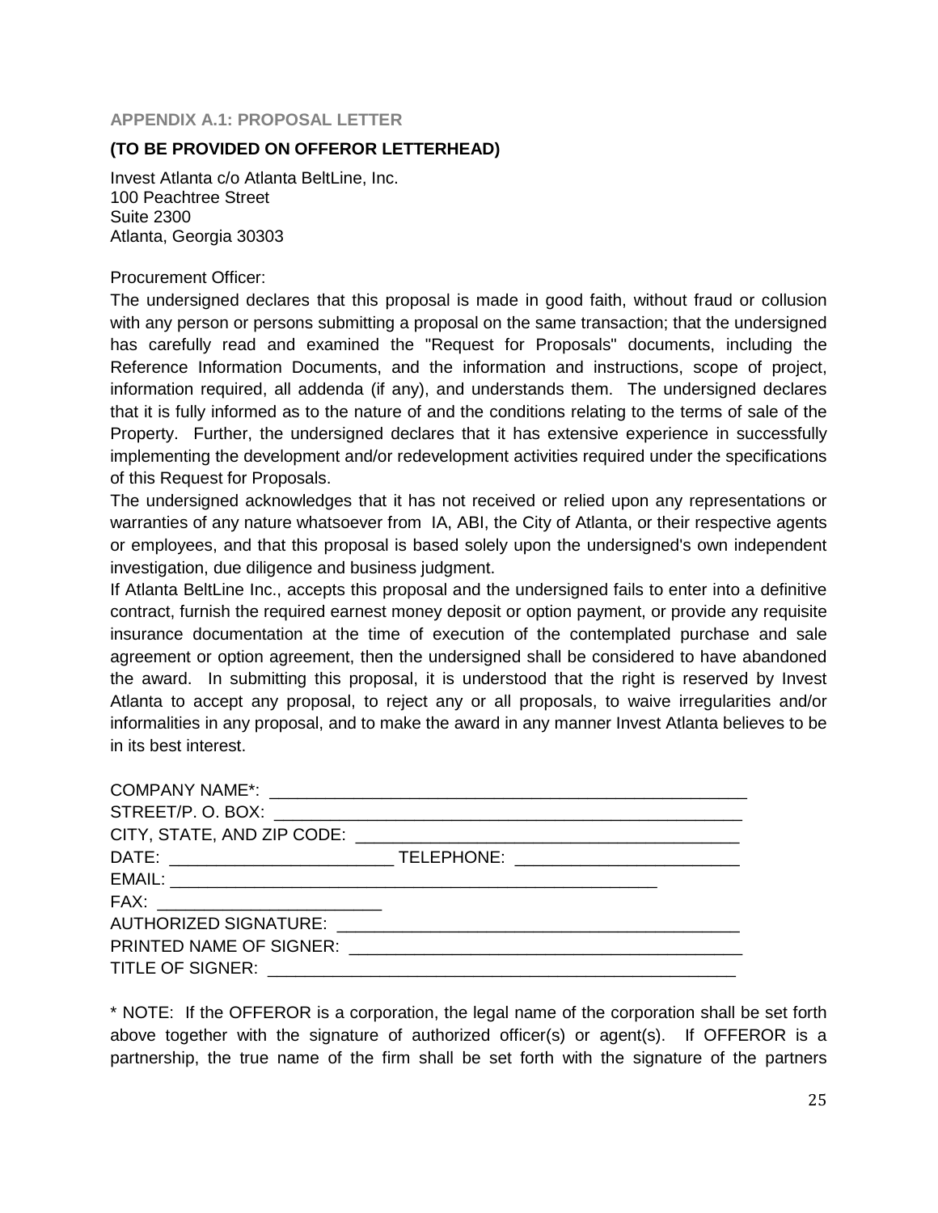### APPENDIX A.1: PROPOSAL LETTER

**(TO BE PROVIDED ON OFFEROR LETTERHEAD)**

Invest Atlanta c/o Atlanta BeltLine, Inc.
100 Peachtree Street
Suite 2300
Atlanta, Georgia 30303

Procurement Officer:

The undersigned declares that this proposal is made in good faith, without fraud or collusion with any person or persons submitting a proposal on the same transaction; that the undersigned has carefully read and examined the "Request for Proposals" documents, including the Reference Information Documents, and the information and instructions, scope of project, information required, all addenda (if any), and understands them. The undersigned declares that it is fully informed as to the nature of and the conditions relating to the terms of sale of the Property. Further, the undersigned declares that it has extensive experience in successfully implementing the development and/or redevelopment activities required under the specifications of this Request for Proposals.

The undersigned acknowledges that it has not received or relied upon any representations or warranties of any nature whatsoever from IA, ABI, the City of Atlanta, or their respective agents or employees, and that this proposal is based solely upon the undersigned's own independent investigation, due diligence and business judgment.

If Atlanta BeltLine Inc., accepts this proposal and the undersigned fails to enter into a definitive contract, furnish the required earnest money deposit or option payment, or provide any requisite insurance documentation at the time of execution of the contemplated purchase and sale agreement or option agreement, then the undersigned shall be considered to have abandoned the award. In submitting this proposal, it is understood that the right is reserved by Invest Atlanta to accept any proposal, to reject any or all proposals, to waive irregularities and/or informalities in any proposal, and to make the award in any manner Invest Atlanta believes to be in its best interest.

COMPANY NAME*: ____________________________________________________

STREET/P. O. BOX: ___________________________________________________

CITY, STATE, AND ZIP CODE: __________________________________________

DATE: ________________________ TELEPHONE: ________________________

EMAIL: _____________________________________________________

FAX: ________________________

AUTHORIZED SIGNATURE: ___________________________________________

PRINTED NAME OF SIGNER: __________________________________________

TITLE OF SIGNER: __________________________________________________

* NOTE: If the OFFEROR is a corporation, the legal name of the corporation shall be set forth above together with the signature of authorized officer(s) or agent(s). If OFFEROR is a partnership, the true name of the firm shall be set forth with the signature of the partners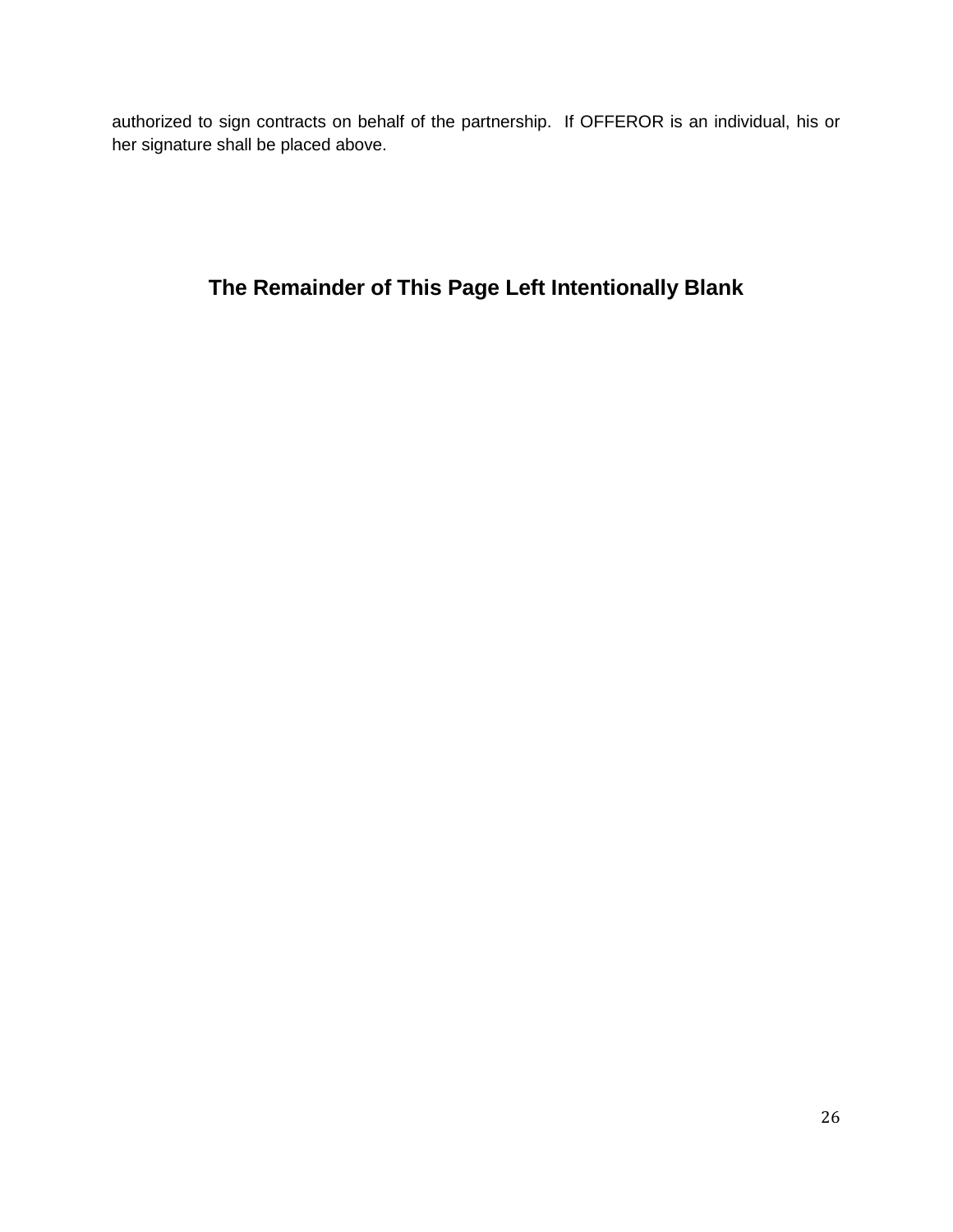authorized to sign contracts on behalf of the partnership. If OFFEROR is an individual, his or her signature shall be placed above.

**The Remainder of This Page Left Intentionally Blank**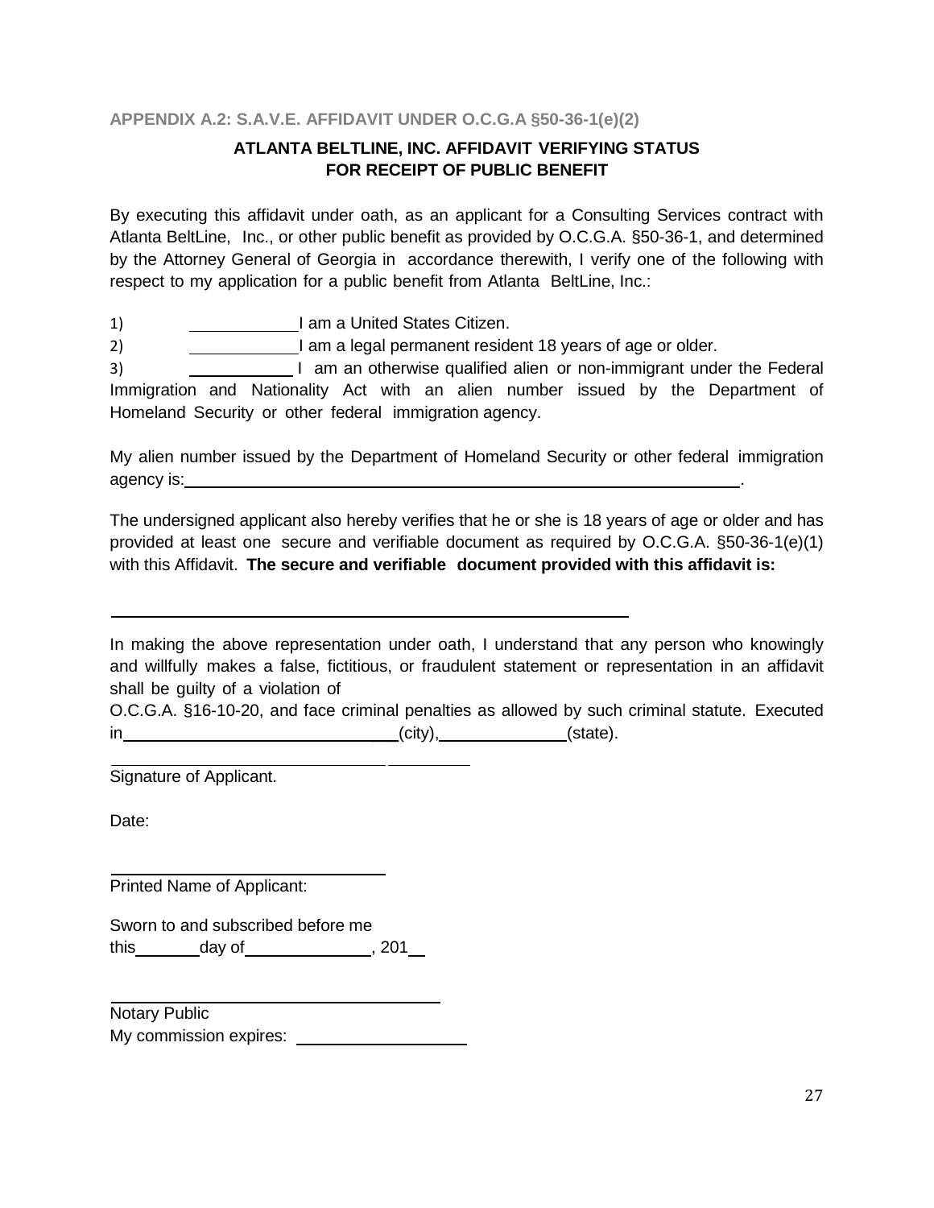### APPENDIX A.2: S.A.V.E. AFFIDAVIT UNDER O.C.G.A §50-36-1(e)(2)

**ATLANTA BELTLINE, INC. AFFIDAVIT VERIFYING STATUS FOR RECEIPT OF PUBLIC BENEFIT**

By executing this affidavit under oath, as an applicant for a Consulting Services contract with Atlanta BeltLine, Inc., or other public benefit as provided by O.C.G.A. §50-36-1, and determined by the Attorney General of Georgia in accordance therewith, I verify one of the following with respect to my application for a public benefit from Atlanta BeltLine, Inc.:

1) ____________ I am a United States Citizen.

2) ____________ I am a legal permanent resident 18 years of age or older.

3) ____________ I am an otherwise qualified alien or non-immigrant under the Federal Immigration and Nationality Act with an alien number issued by the Department of Homeland Security or other federal immigration agency.

My alien number issued by the Department of Homeland Security or other federal immigration agency is:_______________________________________________________________.

The undersigned applicant also hereby verifies that he or she is 18 years of age or older and has provided at least one secure and verifiable document as required by O.C.G.A. §50-36-1(e)(1) with this Affidavit. **The secure and verifiable document provided with this affidavit is:**

_______________________________________________________________

In making the above representation under oath, I understand that any person who knowingly and willfully makes a false, fictitious, or fraudulent statement or representation in an affidavit shall be guilty of a violation of O.C.G.A. §16-10-20, and face criminal penalties as allowed by such criminal statute. Executed in________________________________(city),______________(state).

_______________________________________

Signature of Applicant.

Date:

_______________________________

Printed Name of Applicant:

Sworn to and subscribed before me this_______day of_____________, 201__

_______________________________________

Notary Public

My commission expires: __________________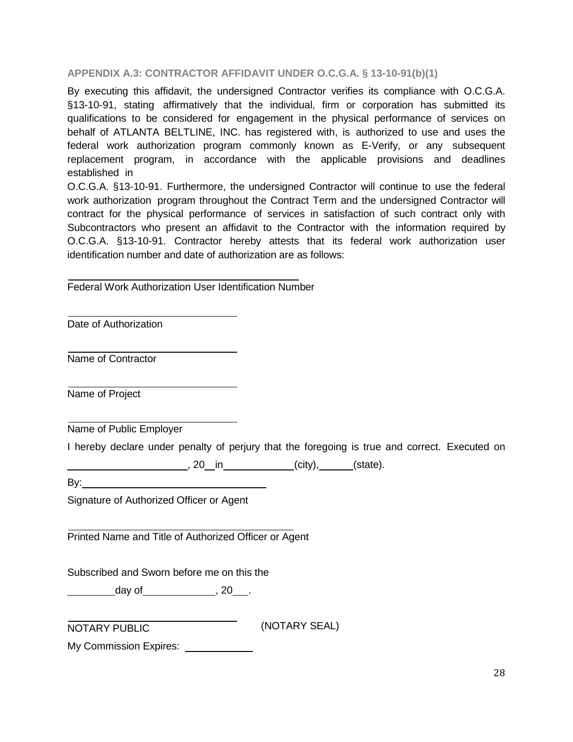### APPENDIX A.3: CONTRACTOR AFFIDAVIT UNDER O.C.G.A. § 13-10-91(b)(1)

By executing this affidavit, the undersigned Contractor verifies its compliance with O.C.G.A. §13-10-91, stating affirmatively that the individual, firm or corporation has submitted its qualifications to be considered for engagement in the physical performance of services on behalf of ATLANTA BELTLINE, INC. has registered with, is authorized to use and uses the federal work authorization program commonly known as E-Verify, or any subsequent replacement program, in accordance with the applicable provisions and deadlines established in O.C.G.A. §13-10-91. Furthermore, the undersigned Contractor will continue to use the federal work authorization program throughout the Contract Term and the undersigned Contractor will contract for the physical performance of services in satisfaction of such contract only with Subcontractors who present an affidavit to the Contractor with the information required by O.C.G.A. §13-10-91. Contractor hereby attests that its federal work authorization user identification number and date of authorization are as follows:

\_\_\_\_\_\_\_\_\_\_\_\_\_\_\_\_\_\_\_\_\_\_\_\_\_\_\_\_\_\_\_\_\_\_\_\_
Federal Work Authorization User Identification Number

\_\_\_\_\_\_\_\_\_\_\_\_\_\_\_\_\_\_\_\_\_\_\_\_\_\_
Date of Authorization

\_\_\_\_\_\_\_\_\_\_\_\_\_\_\_\_\_\_\_\_\_\_\_\_\_\_
Name of Contractor

\_\_\_\_\_\_\_\_\_\_\_\_\_\_\_\_\_\_\_\_\_\_\_\_\_\_
Name of Project

\_\_\_\_\_\_\_\_\_\_\_\_\_\_\_\_\_\_\_\_\_\_\_\_\_\_
Name of Public Employer

I hereby declare under penalty of perjury that the foregoing is true and correct. Executed on \_\_\_\_\_\_\_\_\_\_\_\_\_\_\_\_\_\_, 20\_\_ in \_\_\_\_\_\_\_\_\_\_ (city), \_\_\_\_\_ (state).

By: \_\_\_\_\_\_\_\_\_\_\_\_\_\_\_\_\_\_\_\_\_\_\_\_\_\_\_\_\_\_
Signature of Authorized Officer or Agent

\_\_\_\_\_\_\_\_\_\_\_\_\_\_\_\_\_\_\_\_\_\_\_\_\_\_\_\_\_\_\_\_\_\_\_\_
Printed Name and Title of Authorized Officer or Agent

Subscribed and Sworn before me on this the

\_\_\_\_\_\_\_ day of \_\_\_\_\_\_\_\_\_\_, 20\_\_\_.

\_\_\_\_\_\_\_\_\_\_\_\_\_\_\_\_\_\_\_\_\_\_\_\_\_\_
NOTARY PUBLIC (NOTARY SEAL)

My Commission Expires: \_\_\_\_\_\_\_\_\_\_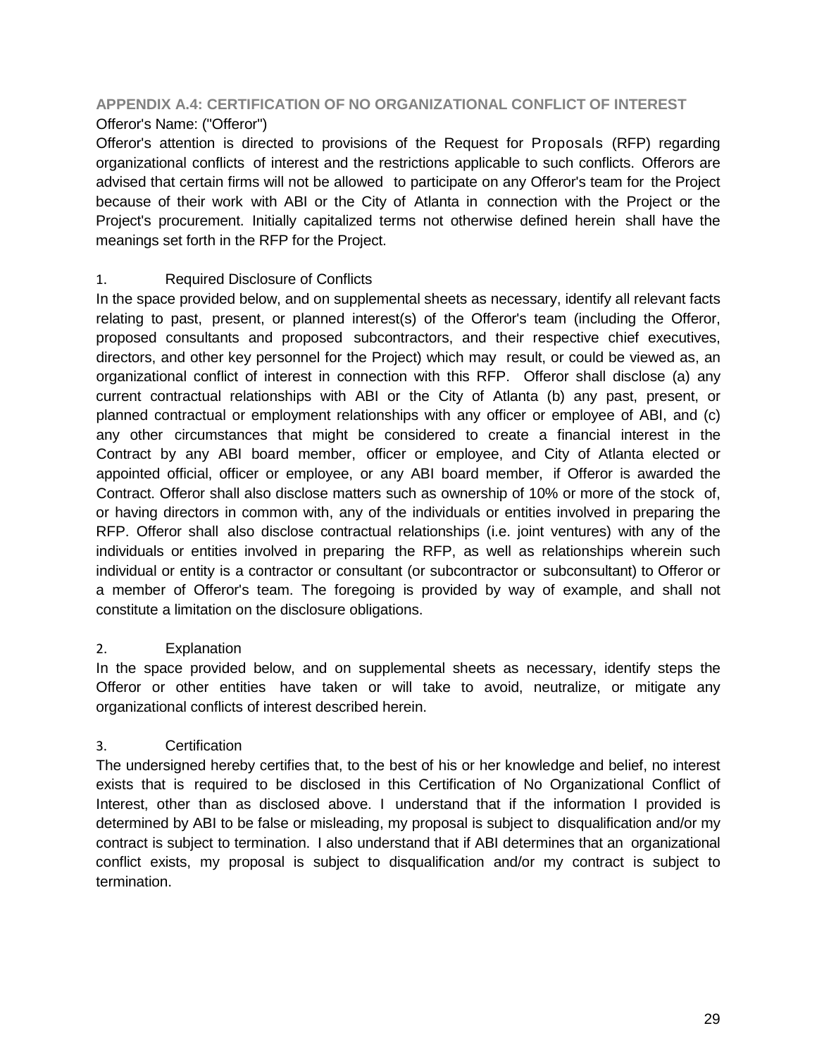## APPENDIX A.4: CERTIFICATION OF NO ORGANIZATIONAL CONFLICT OF INTEREST

Offeror's Name: ("Offeror")

Offeror's attention is directed to provisions of the Request for Proposals (RFP) regarding organizational conflicts of interest and the restrictions applicable to such conflicts. Offerors are advised that certain firms will not be allowed to participate on any Offeror's team for the Project because of their work with ABI or the City of Atlanta in connection with the Project or the Project's procurement. Initially capitalized terms not otherwise defined herein shall have the meanings set forth in the RFP for the Project.

1. Required Disclosure of Conflicts

In the space provided below, and on supplemental sheets as necessary, identify all relevant facts relating to past, present, or planned interest(s) of the Offeror's team (including the Offeror, proposed consultants and proposed subcontractors, and their respective chief executives, directors, and other key personnel for the Project) which may result, or could be viewed as, an organizational conflict of interest in connection with this RFP. Offeror shall disclose (a) any current contractual relationships with ABI or the City of Atlanta (b) any past, present, or planned contractual or employment relationships with any officer or employee of ABI, and (c) any other circumstances that might be considered to create a financial interest in the Contract by any ABI board member, officer or employee, and City of Atlanta elected or appointed official, officer or employee, or any ABI board member, if Offeror is awarded the Contract. Offeror shall also disclose matters such as ownership of 10% or more of the stock of, or having directors in common with, any of the individuals or entities involved in preparing the RFP. Offeror shall also disclose contractual relationships (i.e. joint ventures) with any of the individuals or entities involved in preparing the RFP, as well as relationships wherein such individual or entity is a contractor or consultant (or subcontractor or subconsultant) to Offeror or a member of Offeror's team. The foregoing is provided by way of example, and shall not constitute a limitation on the disclosure obligations.

2. Explanation

In the space provided below, and on supplemental sheets as necessary, identify steps the Offeror or other entities have taken or will take to avoid, neutralize, or mitigate any organizational conflicts of interest described herein.

3. Certification

The undersigned hereby certifies that, to the best of his or her knowledge and belief, no interest exists that is required to be disclosed in this Certification of No Organizational Conflict of Interest, other than as disclosed above. I understand that if the information I provided is determined by ABI to be false or misleading, my proposal is subject to disqualification and/or my contract is subject to termination. I also understand that if ABI determines that an organizational conflict exists, my proposal is subject to disqualification and/or my contract is subject to termination.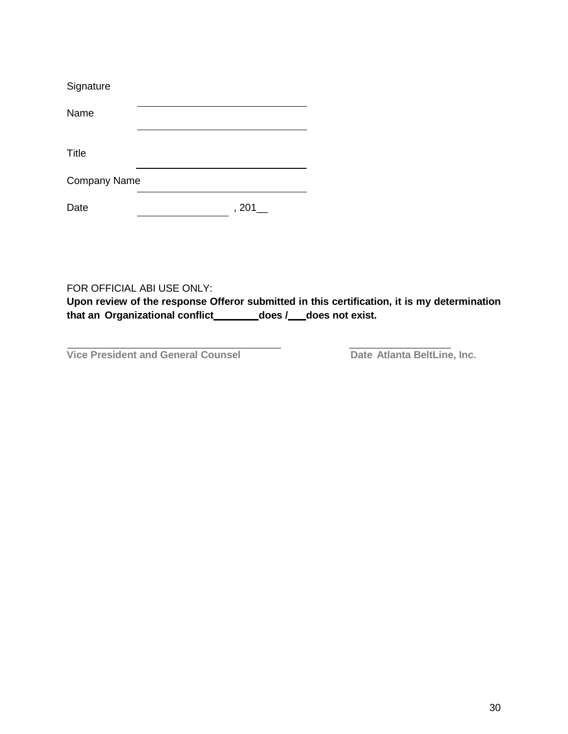Signature

Name ______________________________

Title ______________________________

Company Name ______________________________

Date ______________, 201__

FOR OFFICIAL ABI USE ONLY:

**Upon review of the response Offeror submitted in this certification, it is my determination that an Organizational conflict________does /___does not exist.**

______________________________ ______________________

**Vice President and General Counsel** **Date Atlanta BeltLine, Inc.**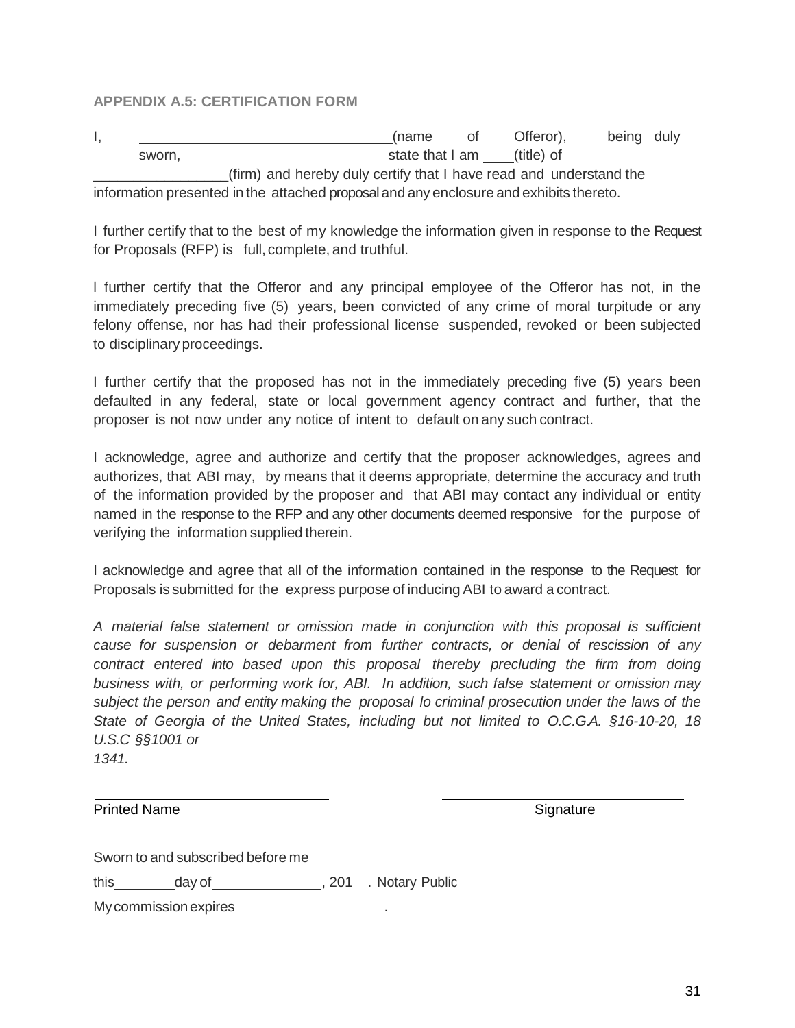### APPENDIX A.5: CERTIFICATION FORM

I, ________________________________(name of Offeror), being duly sworn, state that I am ____(title) of _________________(firm) and hereby duly certify that I have read and understand the information presented in the attached proposal and any enclosure and exhibits thereto.

I further certify that to the best of my knowledge the information given in response to the Request for Proposals (RFP) is full, complete, and truthful.

I further certify that the Offeror and any principal employee of the Offeror has not, in the immediately preceding five (5) years, been convicted of any crime of moral turpitude or any felony offense, nor has had their professional license suspended, revoked or been subjected to disciplinary proceedings.

I further certify that the proposed has not in the immediately preceding five (5) years been defaulted in any federal, state or local government agency contract and further, that the proposer is not now under any notice of intent to default on any such contract.

I acknowledge, agree and authorize and certify that the proposer acknowledges, agrees and authorizes, that ABI may, by means that it deems appropriate, determine the accuracy and truth of the information provided by the proposer and that ABI may contact any individual or entity named in the response to the RFP and any other documents deemed responsive for the purpose of verifying the information supplied therein.

I acknowledge and agree that all of the information contained in the response to the Request for Proposals is submitted for the express purpose of inducing ABI to award a contract.

*A material false statement or omission made in conjunction with this proposal is sufficient cause for suspension or debarment from further contracts, or denial of rescission of any contract entered into based upon this proposal thereby precluding the firm from doing business with, or performing work for, ABI. In addition, such false statement or omission may subject the person and entity making the proposal lo criminal prosecution under the laws of the State of Georgia of the United States, including but not limited to O.C.G.A. §16-10-20, 18 U.S.C §§1001 or 1341.*

______________________________ ______________________________
Printed Name Signature

Sworn to and subscribed before me

this________day of______________, 201 . Notary Public

My commission expires____________________.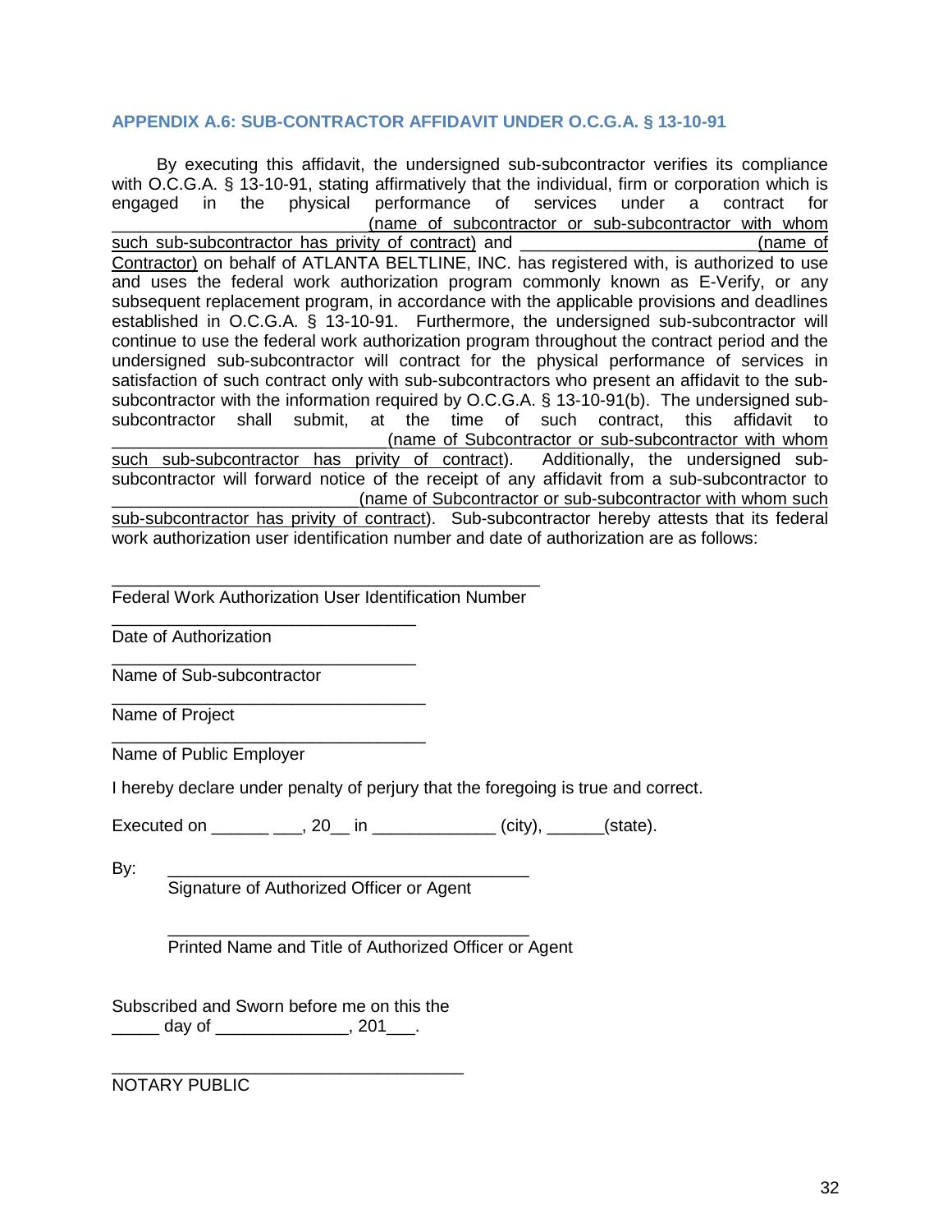### APPENDIX A.6: SUB-CONTRACTOR AFFIDAVIT UNDER O.C.G.A. § 13-10-91

By executing this affidavit, the undersigned sub-subcontractor verifies its compliance with O.C.G.A. § 13-10-91, stating affirmatively that the individual, firm or corporation which is engaged in the physical performance of services under a contract for ___________________________(name of subcontractor or sub-subcontractor with whom such sub-subcontractor has privity of contract) and _________________________(name of Contractor) on behalf of ATLANTA BELTLINE, INC. has registered with, is authorized to use and uses the federal work authorization program commonly known as E-Verify, or any subsequent replacement program, in accordance with the applicable provisions and deadlines established in O.C.G.A. § 13-10-91. Furthermore, the undersigned sub-subcontractor will continue to use the federal work authorization program throughout the contract period and the undersigned sub-subcontractor will contract for the physical performance of services in satisfaction of such contract only with sub-subcontractors who present an affidavit to the sub-subcontractor with the information required by O.C.G.A. § 13-10-91(b). The undersigned sub-subcontractor shall submit, at the time of such contract, this affidavit to _____________________________(name of Subcontractor or sub-subcontractor with whom such sub-subcontractor has privity of contract). Additionally, the undersigned sub-subcontractor will forward notice of the receipt of any affidavit from a sub-subcontractor to __________________________(name of Subcontractor or sub-subcontractor with whom such sub-subcontractor has privity of contract). Sub-subcontractor hereby attests that its federal work authorization user identification number and date of authorization are as follows:

_____________________________________________
Federal Work Authorization User Identification Number

________________________________
Date of Authorization

________________________________
Name of Sub-subcontractor

_________________________________
Name of Project

_________________________________
Name of Public Employer

I hereby declare under penalty of perjury that the foregoing is true and correct.

Executed on ______ ___, 20__ in ____________ (city), ______(state).

By: ______________________________________
Signature of Authorized Officer or Agent

______________________________________
Printed Name and Title of Authorized Officer or Agent

Subscribed and Sworn before me on this the
_____ day of _____________, 201___.

_____________________________________
NOTARY PUBLIC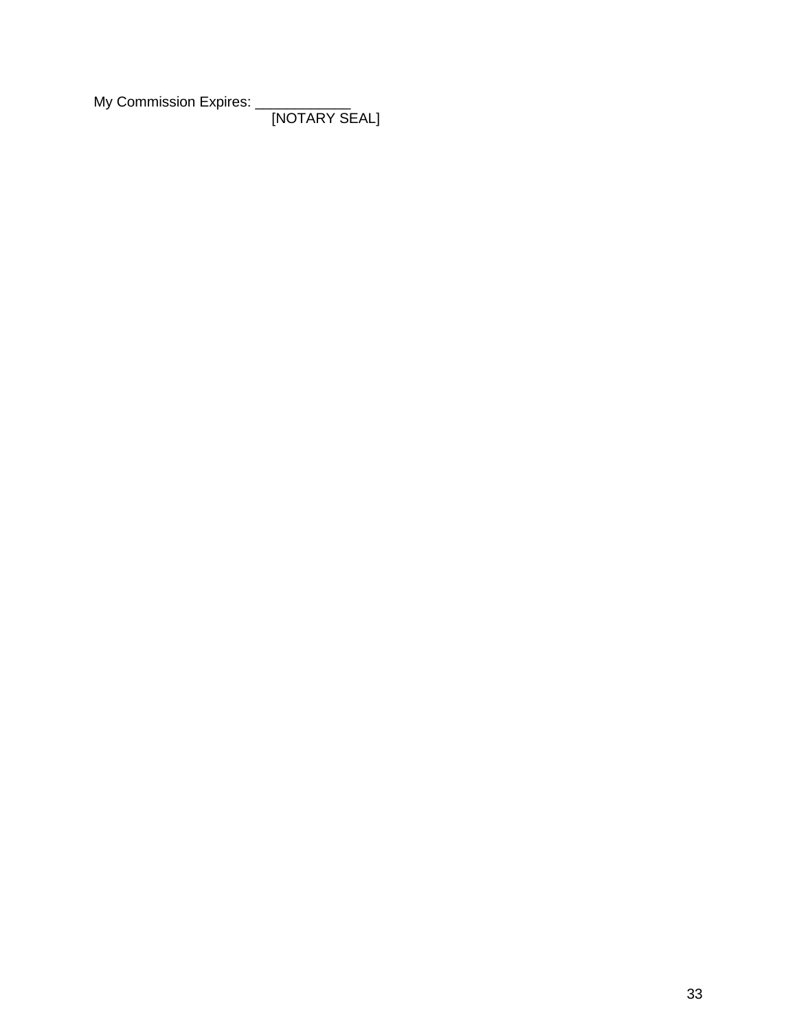My Commission Expires: _____________

[NOTARY SEAL]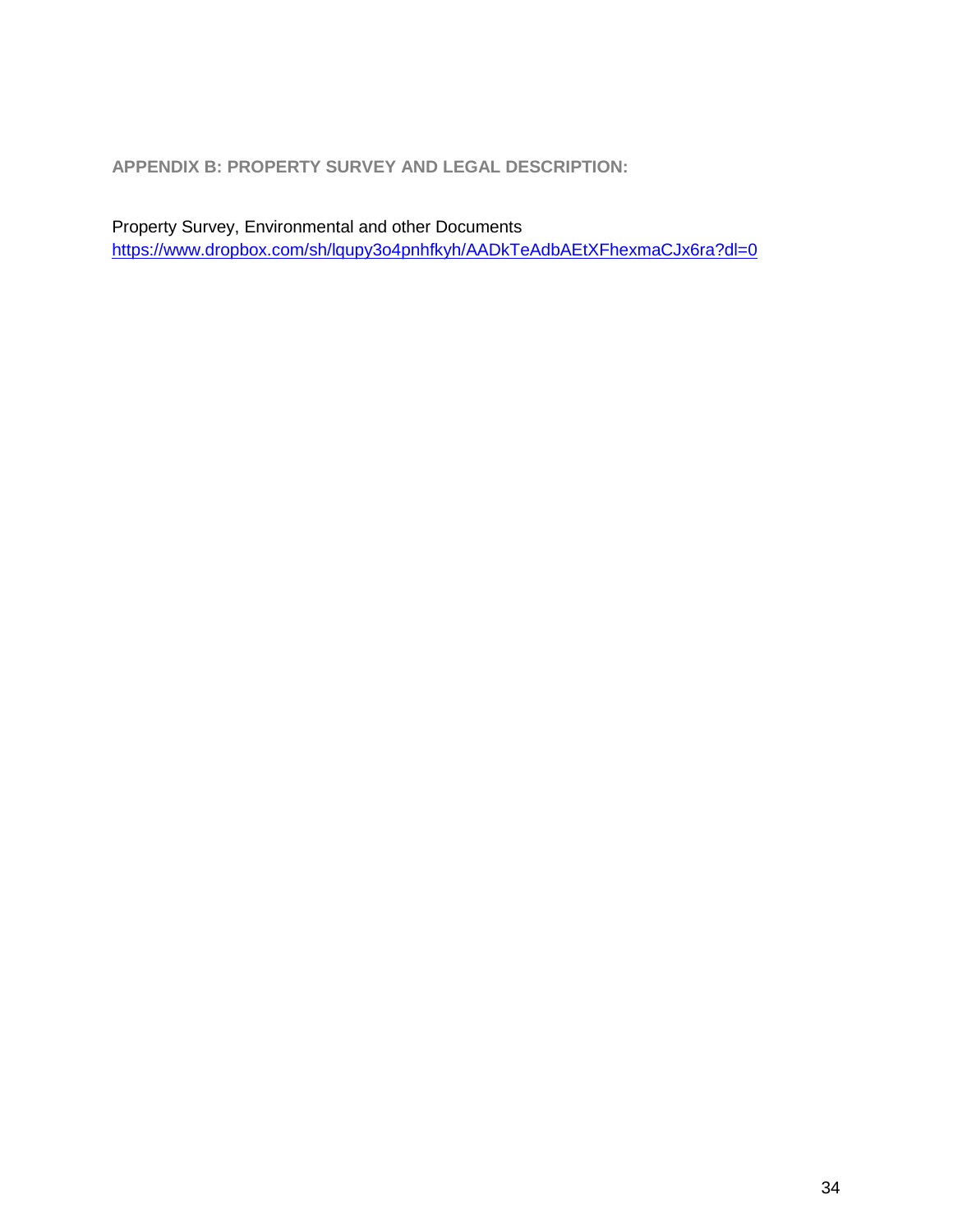## APPENDIX B: PROPERTY SURVEY AND LEGAL DESCRIPTION:

Property Survey, Environmental and other Documents
https://www.dropbox.com/sh/lqupy3o4pnhfkyh/AADkTeAdbAEtXFhexmaCJx6ra?dl=0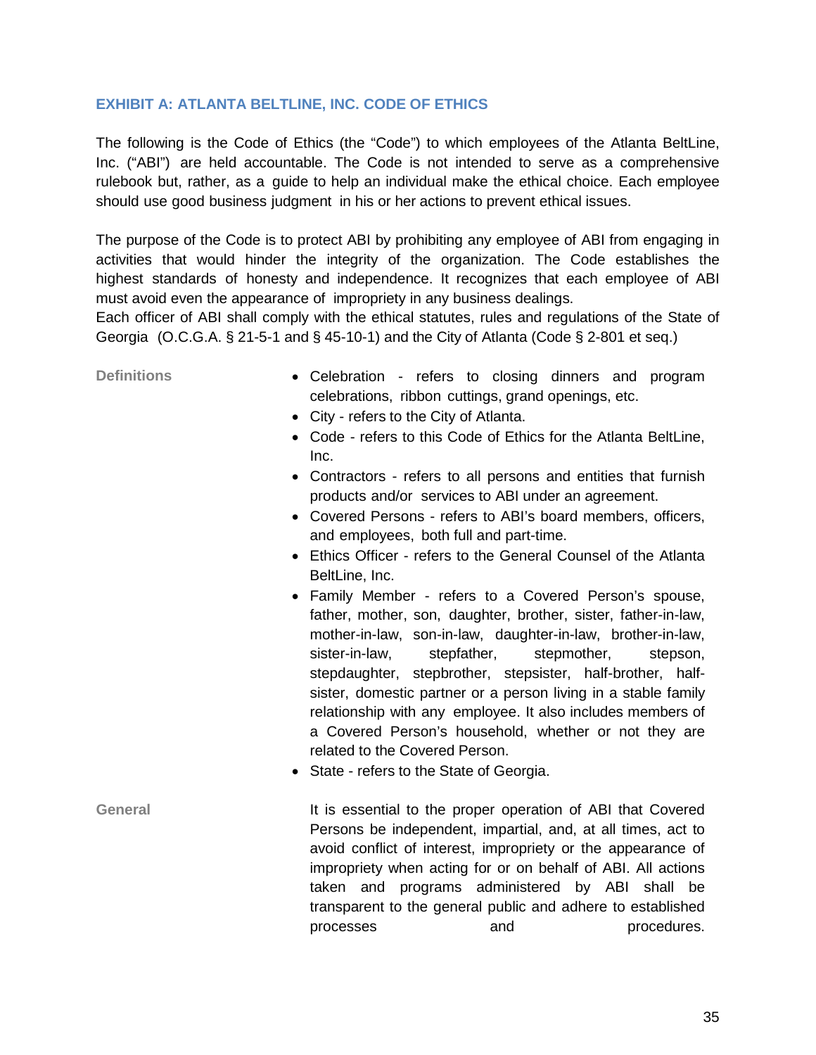## EXHIBIT A: ATLANTA BELTLINE, INC. CODE OF ETHICS

The following is the Code of Ethics (the "Code") to which employees of the Atlanta BeltLine, Inc. ("ABI") are held accountable. The Code is not intended to serve as a comprehensive rulebook but, rather, as a guide to help an individual make the ethical choice. Each employee should use good business judgment in his or her actions to prevent ethical issues.

The purpose of the Code is to protect ABI by prohibiting any employee of ABI from engaging in activities that would hinder the integrity of the organization. The Code establishes the highest standards of honesty and independence. It recognizes that each employee of ABI must avoid even the appearance of impropriety in any business dealings.
Each officer of ABI shall comply with the ethical statutes, rules and regulations of the State of Georgia (O.C.G.A. § 21-5-1 and § 45-10-1) and the City of Atlanta (Code § 2-801 et seq.)

**Definitions**

- Celebration - refers to closing dinners and program celebrations, ribbon cuttings, grand openings, etc.
- City - refers to the City of Atlanta.
- Code - refers to this Code of Ethics for the Atlanta BeltLine, Inc.
- Contractors - refers to all persons and entities that furnish products and/or services to ABI under an agreement.
- Covered Persons - refers to ABI's board members, officers, and employees, both full and part-time.
- Ethics Officer - refers to the General Counsel of the Atlanta BeltLine, Inc.
- Family Member - refers to a Covered Person's spouse, father, mother, son, daughter, brother, sister, father-in-law, mother-in-law, son-in-law, daughter-in-law, brother-in-law, sister-in-law, stepfather, stepmother, stepson, stepdaughter, stepbrother, stepsister, half-brother, half-sister, domestic partner or a person living in a stable family relationship with any employee. It also includes members of a Covered Person's household, whether or not they are related to the Covered Person.
- State - refers to the State of Georgia.

**General**

It is essential to the proper operation of ABI that Covered Persons be independent, impartial, and, at all times, act to avoid conflict of interest, impropriety or the appearance of impropriety when acting for or on behalf of ABI. All actions taken and programs administered by ABI shall be transparent to the general public and adhere to established processes and procedures.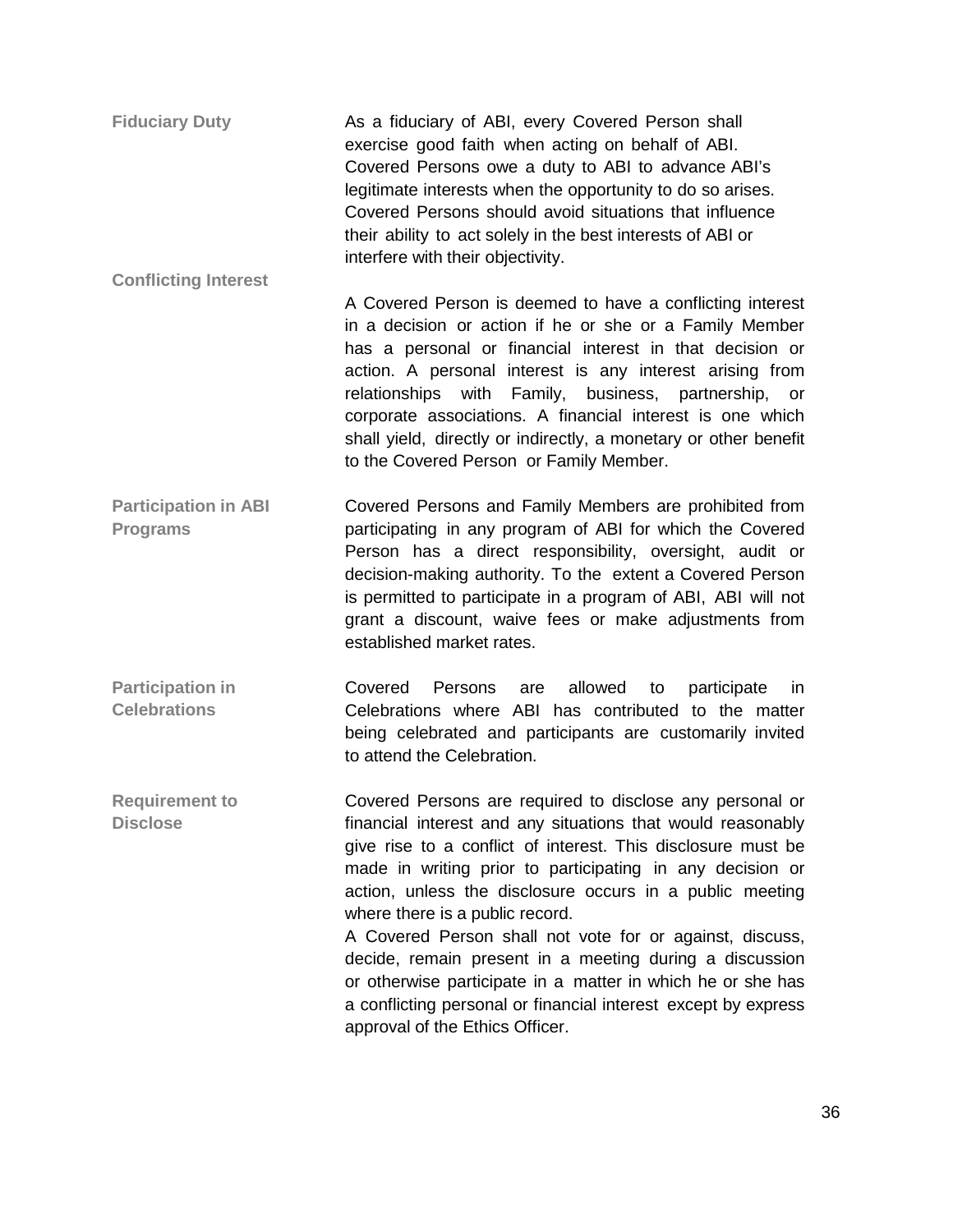**Fiduciary Duty**

As a fiduciary of ABI, every Covered Person shall exercise good faith when acting on behalf of ABI. Covered Persons owe a duty to ABI to advance ABI's legitimate interests when the opportunity to do so arises. Covered Persons should avoid situations that influence their ability to act solely in the best interests of ABI or interfere with their objectivity.

**Conflicting Interest**

A Covered Person is deemed to have a conflicting interest in a decision or action if he or she or a Family Member has a personal or financial interest in that decision or action. A personal interest is any interest arising from relationships with Family, business, partnership, or corporate associations. A financial interest is one which shall yield, directly or indirectly, a monetary or other benefit to the Covered Person or Family Member.

**Participation in ABI Programs**

Covered Persons and Family Members are prohibited from participating in any program of ABI for which the Covered Person has a direct responsibility, oversight, audit or decision-making authority. To the extent a Covered Person is permitted to participate in a program of ABI, ABI will not grant a discount, waive fees or make adjustments from established market rates.

**Participation in Celebrations**

Covered Persons are allowed to participate in Celebrations where ABI has contributed to the matter being celebrated and participants are customarily invited to attend the Celebration.

**Requirement to Disclose**

Covered Persons are required to disclose any personal or financial interest and any situations that would reasonably give rise to a conflict of interest. This disclosure must be made in writing prior to participating in any decision or action, unless the disclosure occurs in a public meeting where there is a public record.

A Covered Person shall not vote for or against, discuss, decide, remain present in a meeting during a discussion or otherwise participate in a matter in which he or she has a conflicting personal or financial interest except by express approval of the Ethics Officer.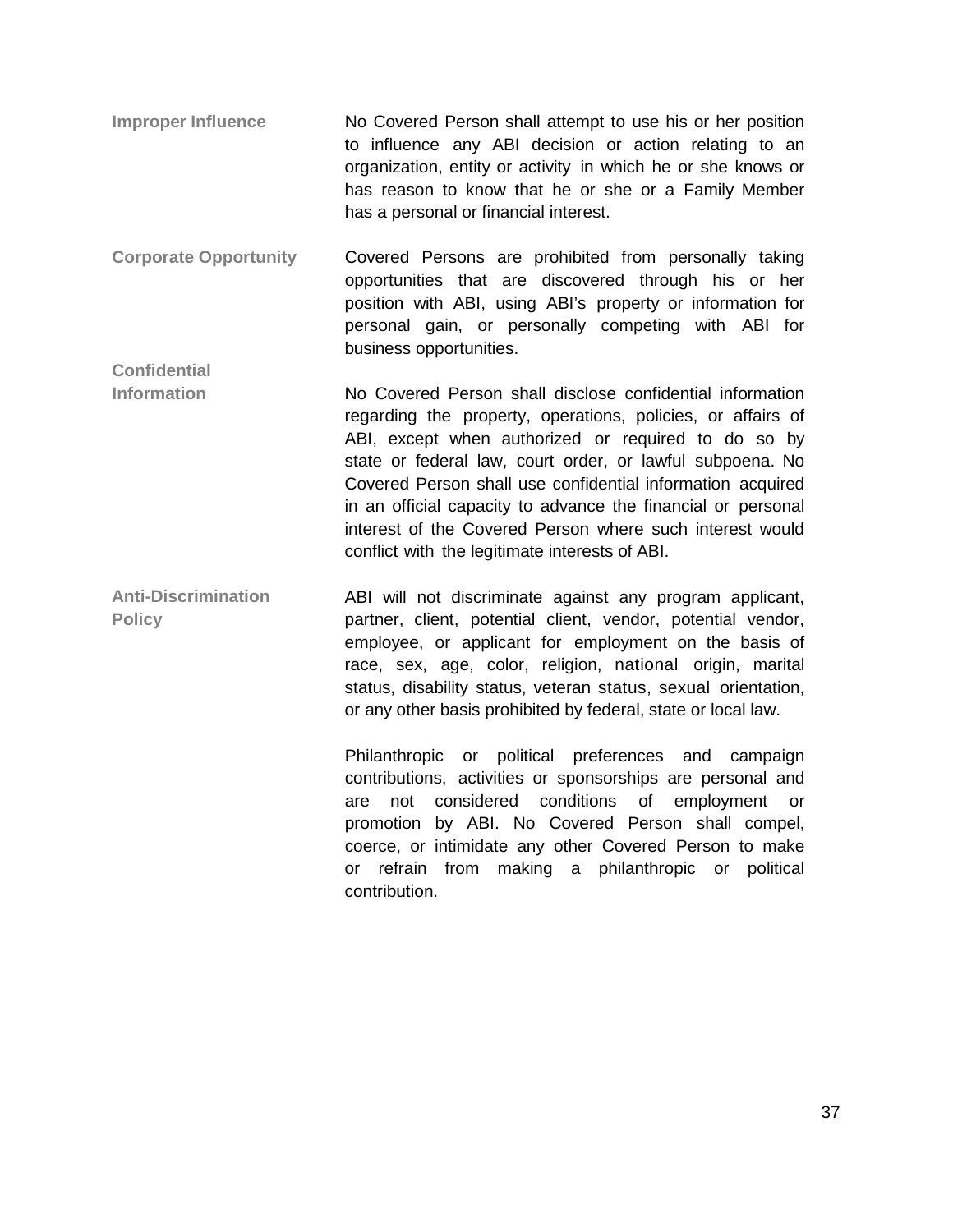**Improper Influence**

No Covered Person shall attempt to use his or her position to influence any ABI decision or action relating to an organization, entity or activity in which he or she knows or has reason to know that he or she or a Family Member has a personal or financial interest.

**Corporate Opportunity**

Covered Persons are prohibited from personally taking opportunities that are discovered through his or her position with ABI, using ABI's property or information for personal gain, or personally competing with ABI for business opportunities.

**Confidential Information**

No Covered Person shall disclose confidential information regarding the property, operations, policies, or affairs of ABI, except when authorized or required to do so by state or federal law, court order, or lawful subpoena. No Covered Person shall use confidential information acquired in an official capacity to advance the financial or personal interest of the Covered Person where such interest would conflict with the legitimate interests of ABI.

**Anti-Discrimination Policy**

ABI will not discriminate against any program applicant, partner, client, potential client, vendor, potential vendor, employee, or applicant for employment on the basis of race, sex, age, color, religion, national origin, marital status, disability status, veteran status, sexual orientation, or any other basis prohibited by federal, state or local law.

Philanthropic or political preferences and campaign contributions, activities or sponsorships are personal and are not considered conditions of employment or promotion by ABI. No Covered Person shall compel, coerce, or intimidate any other Covered Person to make or refrain from making a philanthropic or political contribution.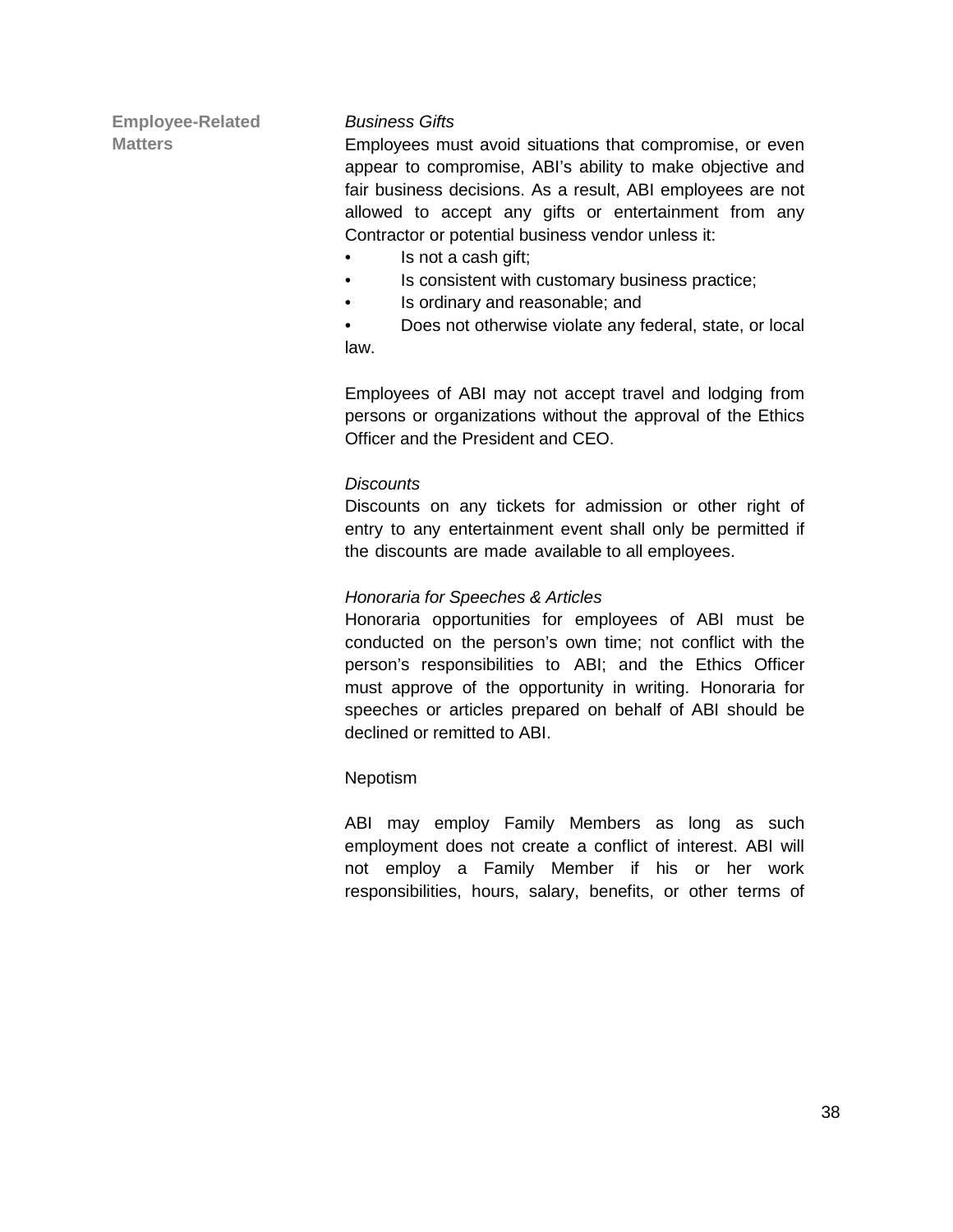## Employee-Related Matters

*Business Gifts*

Employees must avoid situations that compromise, or even appear to compromise, ABI's ability to make objective and fair business decisions. As a result, ABI employees are not allowed to accept any gifts or entertainment from any Contractor or potential business vendor unless it:

- Is not a cash gift;
- Is consistent with customary business practice;
- Is ordinary and reasonable; and
- Does not otherwise violate any federal, state, or local law.

Employees of ABI may not accept travel and lodging from persons or organizations without the approval of the Ethics Officer and the President and CEO.

*Discounts*

Discounts on any tickets for admission or other right of entry to any entertainment event shall only be permitted if the discounts are made available to all employees.

*Honoraria for Speeches & Articles*

Honoraria opportunities for employees of ABI must be conducted on the person's own time; not conflict with the person's responsibilities to ABI; and the Ethics Officer must approve of the opportunity in writing. Honoraria for speeches or articles prepared on behalf of ABI should be declined or remitted to ABI.

Nepotism

ABI may employ Family Members as long as such employment does not create a conflict of interest. ABI will not employ a Family Member if his or her work responsibilities, hours, salary, benefits, or other terms of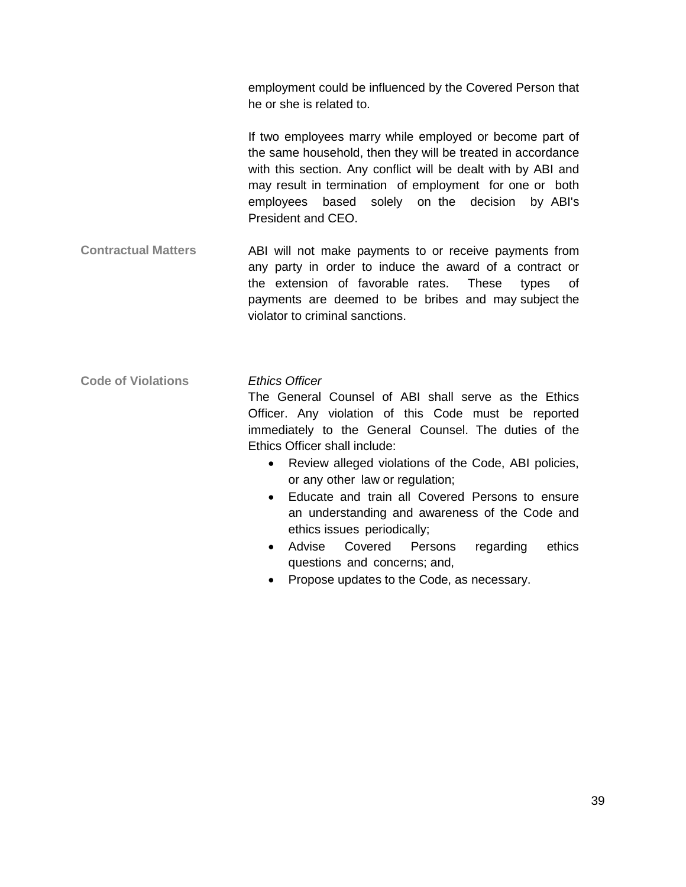employment could be influenced by the Covered Person that he or she is related to.

If two employees marry while employed or become part of the same household, then they will be treated in accordance with this section. Any conflict will be dealt with by ABI and may result in termination of employment for one or both employees based solely on the decision by ABI's President and CEO.

**Contractual Matters**

ABI will not make payments to or receive payments from any party in order to induce the award of a contract or the extension of favorable rates. These types of payments are deemed to be bribes and may subject the violator to criminal sanctions.

**Code of Violations**

*Ethics Officer*

The General Counsel of ABI shall serve as the Ethics Officer. Any violation of this Code must be reported immediately to the General Counsel. The duties of the Ethics Officer shall include:

- Review alleged violations of the Code, ABI policies, or any other law or regulation;
- Educate and train all Covered Persons to ensure an understanding and awareness of the Code and ethics issues periodically;
- Advise Covered Persons regarding ethics questions and concerns; and,
- Propose updates to the Code, as necessary.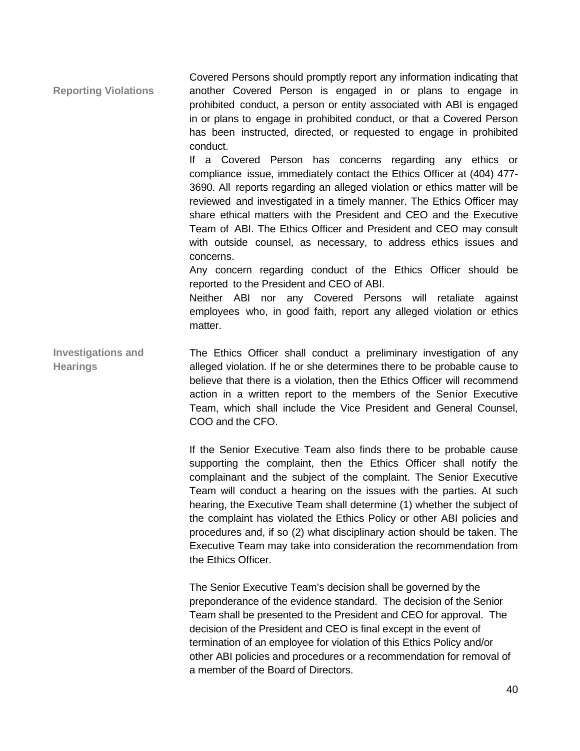### Reporting Violations

Covered Persons should promptly report any information indicating that another Covered Person is engaged in or plans to engage in prohibited conduct, a person or entity associated with ABI is engaged in or plans to engage in prohibited conduct, or that a Covered Person has been instructed, directed, or requested to engage in prohibited conduct.

If a Covered Person has concerns regarding any ethics or compliance issue, immediately contact the Ethics Officer at (404) 477-3690. All reports regarding an alleged violation or ethics matter will be reviewed and investigated in a timely manner. The Ethics Officer may share ethical matters with the President and CEO and the Executive Team of ABI. The Ethics Officer and President and CEO may consult with outside counsel, as necessary, to address ethics issues and concerns.

Any concern regarding conduct of the Ethics Officer should be reported to the President and CEO of ABI.

Neither ABI nor any Covered Persons will retaliate against employees who, in good faith, report any alleged violation or ethics matter.

### Investigations and Hearings

The Ethics Officer shall conduct a preliminary investigation of any alleged violation. If he or she determines there to be probable cause to believe that there is a violation, then the Ethics Officer will recommend action in a written report to the members of the Senior Executive Team, which shall include the Vice President and General Counsel, COO and the CFO.

If the Senior Executive Team also finds there to be probable cause supporting the complaint, then the Ethics Officer shall notify the complainant and the subject of the complaint. The Senior Executive Team will conduct a hearing on the issues with the parties. At such hearing, the Executive Team shall determine (1) whether the subject of the complaint has violated the Ethics Policy or other ABI policies and procedures and, if so (2) what disciplinary action should be taken. The Executive Team may take into consideration the recommendation from the Ethics Officer.

The Senior Executive Team's decision shall be governed by the preponderance of the evidence standard. The decision of the Senior Team shall be presented to the President and CEO for approval. The decision of the President and CEO is final except in the event of termination of an employee for violation of this Ethics Policy and/or other ABI policies and procedures or a recommendation for removal of a member of the Board of Directors.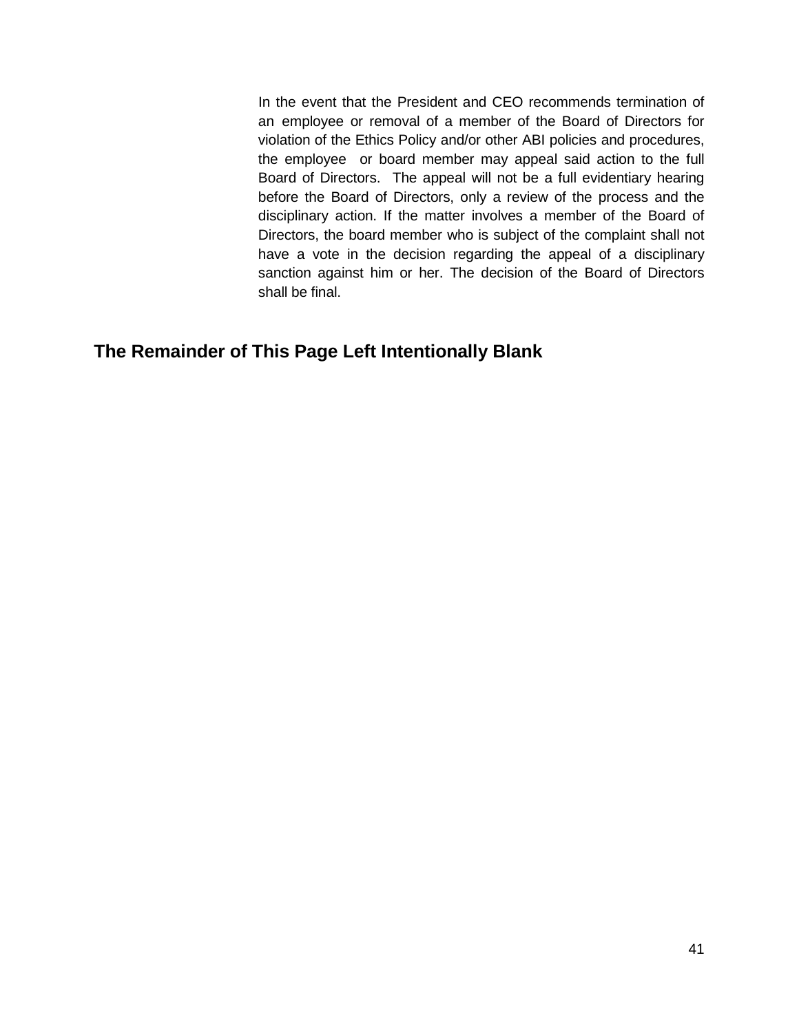In the event that the President and CEO recommends termination of an employee or removal of a member of the Board of Directors for violation of the Ethics Policy and/or other ABI policies and procedures, the employee or board member may appeal said action to the full Board of Directors. The appeal will not be a full evidentiary hearing before the Board of Directors, only a review of the process and the disciplinary action. If the matter involves a member of the Board of Directors, the board member who is subject of the complaint shall not have a vote in the decision regarding the appeal of a disciplinary sanction against him or her. The decision of the Board of Directors shall be final.

**The Remainder of This Page Left Intentionally Blank**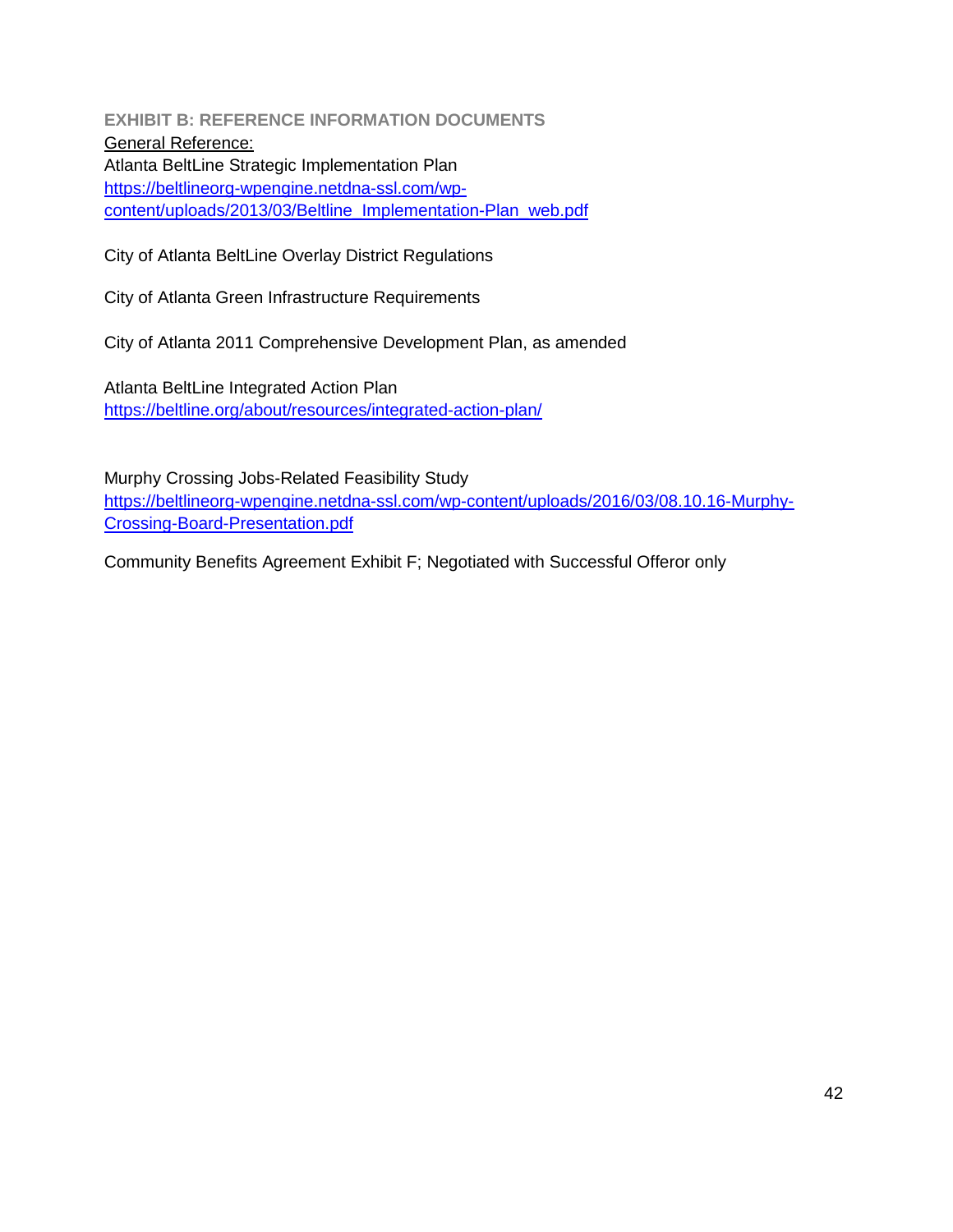## EXHIBIT B: REFERENCE INFORMATION DOCUMENTS

General Reference:

Atlanta BeltLine Strategic Implementation Plan
https://beltlineorg-wpengine.netdna-ssl.com/wp-content/uploads/2013/03/Beltline_Implementation-Plan_web.pdf

City of Atlanta BeltLine Overlay District Regulations

City of Atlanta Green Infrastructure Requirements

City of Atlanta 2011 Comprehensive Development Plan, as amended

Atlanta BeltLine Integrated Action Plan
https://beltline.org/about/resources/integrated-action-plan/

Murphy Crossing Jobs-Related Feasibility Study
https://beltlineorg-wpengine.netdna-ssl.com/wp-content/uploads/2016/03/08.10.16-Murphy-Crossing-Board-Presentation.pdf

Community Benefits Agreement Exhibit F; Negotiated with Successful Offeror only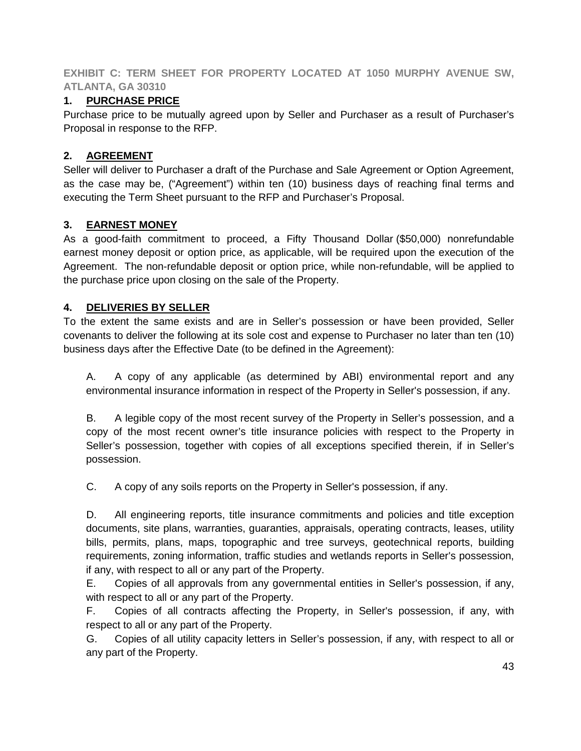## EXHIBIT C: TERM SHEET FOR PROPERTY LOCATED AT 1050 MURPHY AVENUE SW, ATLANTA, GA 30310

### 1. PURCHASE PRICE

Purchase price to be mutually agreed upon by Seller and Purchaser as a result of Purchaser's Proposal in response to the RFP.

### 2. AGREEMENT

Seller will deliver to Purchaser a draft of the Purchase and Sale Agreement or Option Agreement, as the case may be, ("Agreement") within ten (10) business days of reaching final terms and executing the Term Sheet pursuant to the RFP and Purchaser's Proposal.

### 3. EARNEST MONEY

As a good-faith commitment to proceed, a Fifty Thousand Dollar (\$50,000) nonrefundable earnest money deposit or option price, as applicable, will be required upon the execution of the Agreement. The non-refundable deposit or option price, while non-refundable, will be applied to the purchase price upon closing on the sale of the Property.

### 4. DELIVERIES BY SELLER

To the extent the same exists and are in Seller's possession or have been provided, Seller covenants to deliver the following at its sole cost and expense to Purchaser no later than ten (10) business days after the Effective Date (to be defined in the Agreement):

A. A copy of any applicable (as determined by ABI) environmental report and any environmental insurance information in respect of the Property in Seller's possession, if any.

B. A legible copy of the most recent survey of the Property in Seller's possession, and a copy of the most recent owner's title insurance policies with respect to the Property in Seller's possession, together with copies of all exceptions specified therein, if in Seller's possession.

C. A copy of any soils reports on the Property in Seller's possession, if any.

D. All engineering reports, title insurance commitments and policies and title exception documents, site plans, warranties, guaranties, appraisals, operating contracts, leases, utility bills, permits, plans, maps, topographic and tree surveys, geotechnical reports, building requirements, zoning information, traffic studies and wetlands reports in Seller's possession, if any, with respect to all or any part of the Property.

E. Copies of all approvals from any governmental entities in Seller's possession, if any, with respect to all or any part of the Property.

F. Copies of all contracts affecting the Property, in Seller's possession, if any, with respect to all or any part of the Property.

G. Copies of all utility capacity letters in Seller's possession, if any, with respect to all or any part of the Property.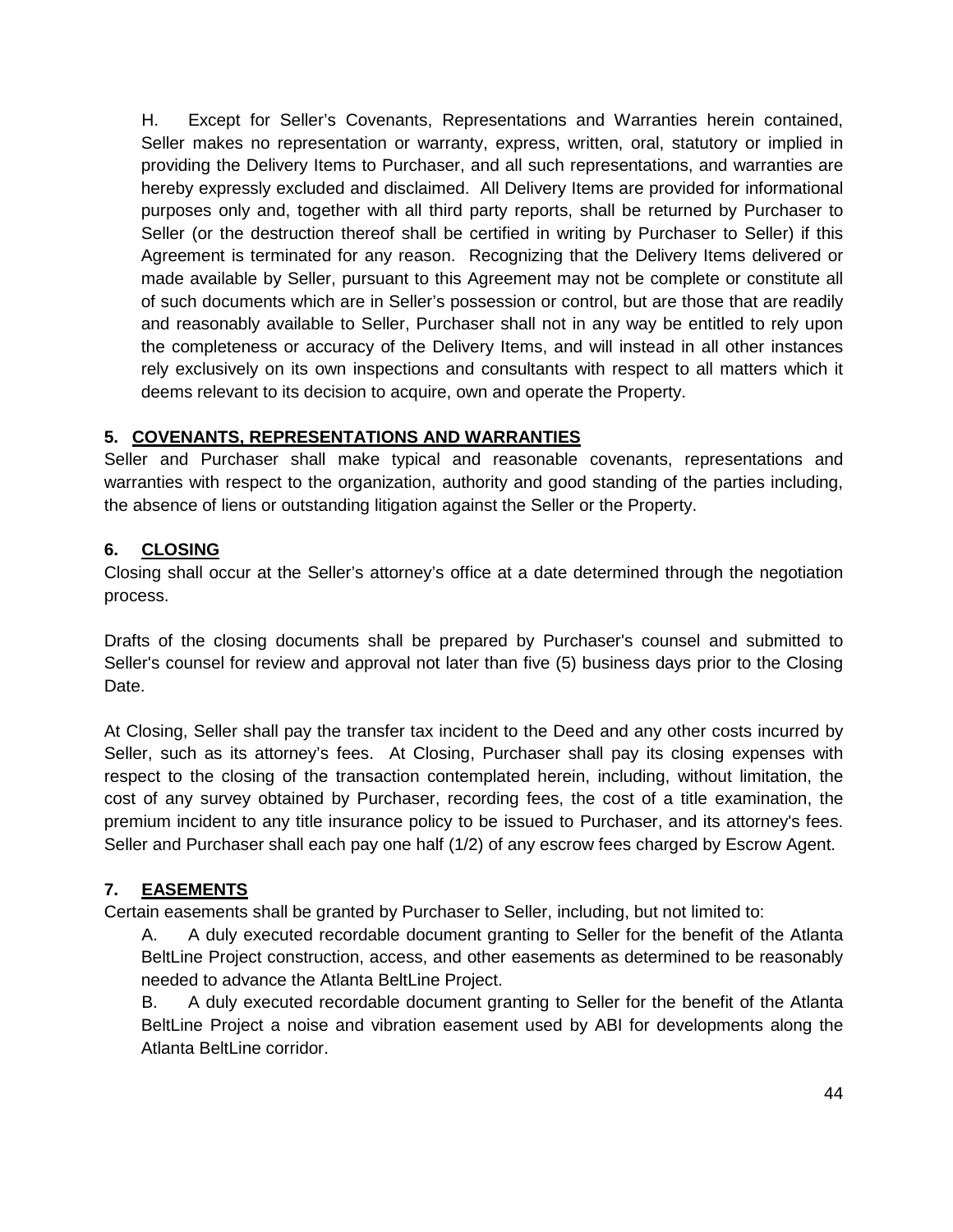H. Except for Seller's Covenants, Representations and Warranties herein contained, Seller makes no representation or warranty, express, written, oral, statutory or implied in providing the Delivery Items to Purchaser, and all such representations, and warranties are hereby expressly excluded and disclaimed. All Delivery Items are provided for informational purposes only and, together with all third party reports, shall be returned by Purchaser to Seller (or the destruction thereof shall be certified in writing by Purchaser to Seller) if this Agreement is terminated for any reason. Recognizing that the Delivery Items delivered or made available by Seller, pursuant to this Agreement may not be complete or constitute all of such documents which are in Seller's possession or control, but are those that are readily and reasonably available to Seller, Purchaser shall not in any way be entitled to rely upon the completeness or accuracy of the Delivery Items, and will instead in all other instances rely exclusively on its own inspections and consultants with respect to all matters which it deems relevant to its decision to acquire, own and operate the Property.

**5. COVENANTS, REPRESENTATIONS AND WARRANTIES**

Seller and Purchaser shall make typical and reasonable covenants, representations and warranties with respect to the organization, authority and good standing of the parties including, the absence of liens or outstanding litigation against the Seller or the Property.

**6. CLOSING**

Closing shall occur at the Seller's attorney's office at a date determined through the negotiation process.

Drafts of the closing documents shall be prepared by Purchaser's counsel and submitted to Seller's counsel for review and approval not later than five (5) business days prior to the Closing Date.

At Closing, Seller shall pay the transfer tax incident to the Deed and any other costs incurred by Seller, such as its attorney's fees. At Closing, Purchaser shall pay its closing expenses with respect to the closing of the transaction contemplated herein, including, without limitation, the cost of any survey obtained by Purchaser, recording fees, the cost of a title examination, the premium incident to any title insurance policy to be issued to Purchaser, and its attorney's fees. Seller and Purchaser shall each pay one half (1/2) of any escrow fees charged by Escrow Agent.

**7. EASEMENTS**

Certain easements shall be granted by Purchaser to Seller, including, but not limited to:

A. A duly executed recordable document granting to Seller for the benefit of the Atlanta BeltLine Project construction, access, and other easements as determined to be reasonably needed to advance the Atlanta BeltLine Project.

B. A duly executed recordable document granting to Seller for the benefit of the Atlanta BeltLine Project a noise and vibration easement used by ABI for developments along the Atlanta BeltLine corridor.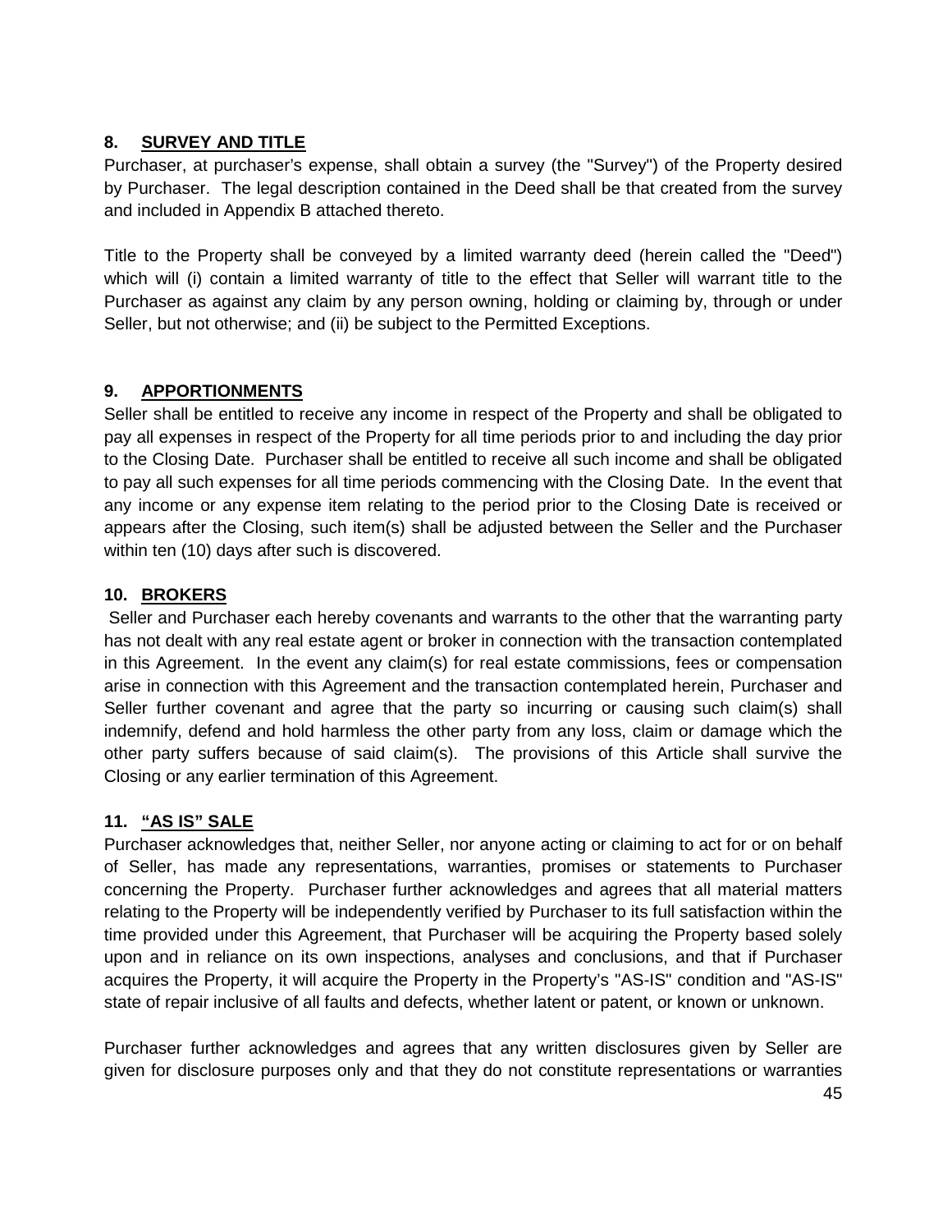## 8. SURVEY AND TITLE

Purchaser, at purchaser's expense, shall obtain a survey (the "Survey") of the Property desired by Purchaser. The legal description contained in the Deed shall be that created from the survey and included in Appendix B attached thereto.

Title to the Property shall be conveyed by a limited warranty deed (herein called the "Deed") which will (i) contain a limited warranty of title to the effect that Seller will warrant title to the Purchaser as against any claim by any person owning, holding or claiming by, through or under Seller, but not otherwise; and (ii) be subject to the Permitted Exceptions.

## 9. APPORTIONMENTS

Seller shall be entitled to receive any income in respect of the Property and shall be obligated to pay all expenses in respect of the Property for all time periods prior to and including the day prior to the Closing Date. Purchaser shall be entitled to receive all such income and shall be obligated to pay all such expenses for all time periods commencing with the Closing Date. In the event that any income or any expense item relating to the period prior to the Closing Date is received or appears after the Closing, such item(s) shall be adjusted between the Seller and the Purchaser within ten (10) days after such is discovered.

## 10. BROKERS

Seller and Purchaser each hereby covenants and warrants to the other that the warranting party has not dealt with any real estate agent or broker in connection with the transaction contemplated in this Agreement. In the event any claim(s) for real estate commissions, fees or compensation arise in connection with this Agreement and the transaction contemplated herein, Purchaser and Seller further covenant and agree that the party so incurring or causing such claim(s) shall indemnify, defend and hold harmless the other party from any loss, claim or damage which the other party suffers because of said claim(s). The provisions of this Article shall survive the Closing or any earlier termination of this Agreement.

## 11. "AS IS" SALE

Purchaser acknowledges that, neither Seller, nor anyone acting or claiming to act for or on behalf of Seller, has made any representations, warranties, promises or statements to Purchaser concerning the Property. Purchaser further acknowledges and agrees that all material matters relating to the Property will be independently verified by Purchaser to its full satisfaction within the time provided under this Agreement, that Purchaser will be acquiring the Property based solely upon and in reliance on its own inspections, analyses and conclusions, and that if Purchaser acquires the Property, it will acquire the Property in the Property's "AS-IS" condition and "AS-IS" state of repair inclusive of all faults and defects, whether latent or patent, or known or unknown.

Purchaser further acknowledges and agrees that any written disclosures given by Seller are given for disclosure purposes only and that they do not constitute representations or warranties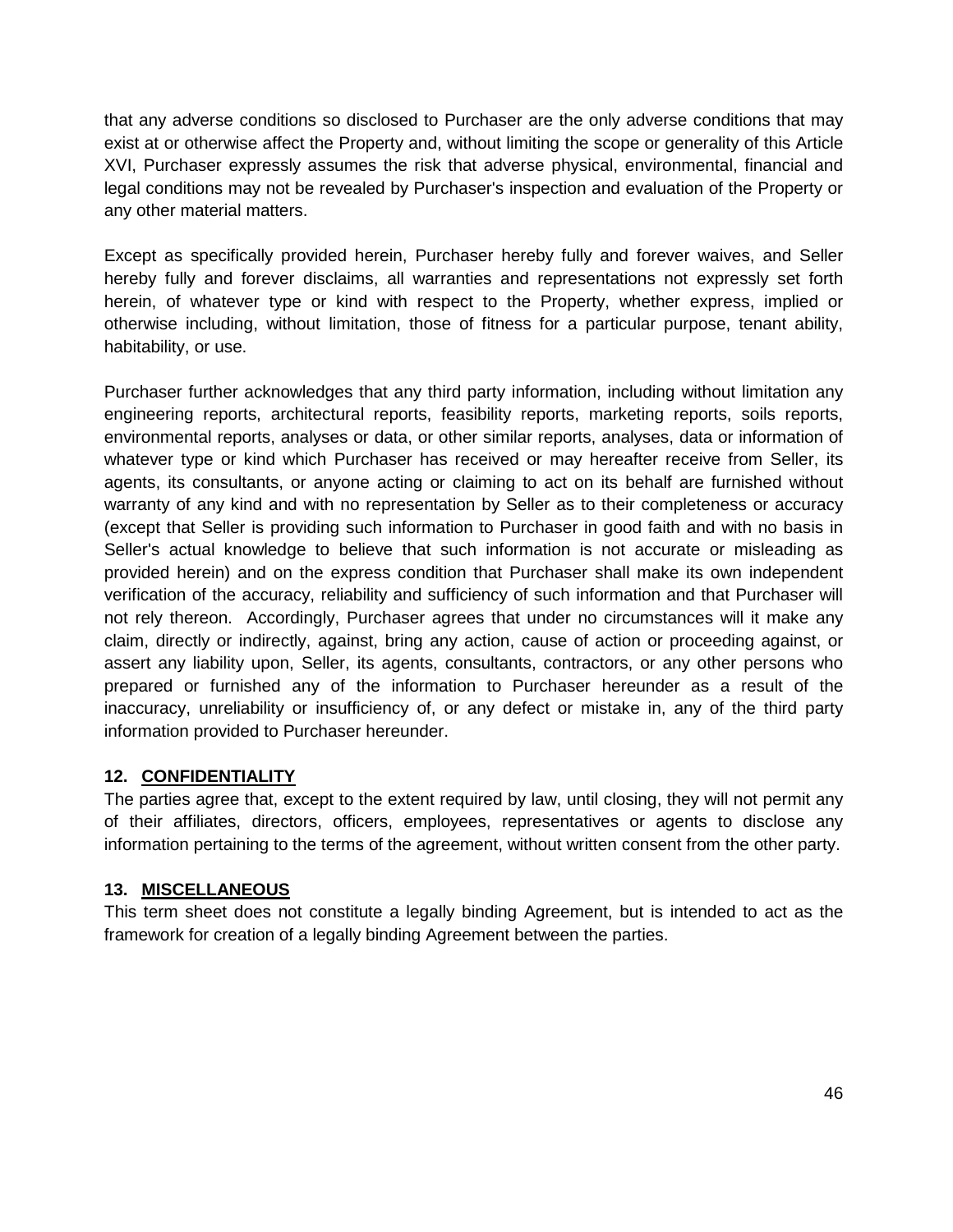that any adverse conditions so disclosed to Purchaser are the only adverse conditions that may exist at or otherwise affect the Property and, without limiting the scope or generality of this Article XVI, Purchaser expressly assumes the risk that adverse physical, environmental, financial and legal conditions may not be revealed by Purchaser's inspection and evaluation of the Property or any other material matters.

Except as specifically provided herein, Purchaser hereby fully and forever waives, and Seller hereby fully and forever disclaims, all warranties and representations not expressly set forth herein, of whatever type or kind with respect to the Property, whether express, implied or otherwise including, without limitation, those of fitness for a particular purpose, tenant ability, habitability, or use.

Purchaser further acknowledges that any third party information, including without limitation any engineering reports, architectural reports, feasibility reports, marketing reports, soils reports, environmental reports, analyses or data, or other similar reports, analyses, data or information of whatever type or kind which Purchaser has received or may hereafter receive from Seller, its agents, its consultants, or anyone acting or claiming to act on its behalf are furnished without warranty of any kind and with no representation by Seller as to their completeness or accuracy (except that Seller is providing such information to Purchaser in good faith and with no basis in Seller's actual knowledge to believe that such information is not accurate or misleading as provided herein) and on the express condition that Purchaser shall make its own independent verification of the accuracy, reliability and sufficiency of such information and that Purchaser will not rely thereon. Accordingly, Purchaser agrees that under no circumstances will it make any claim, directly or indirectly, against, bring any action, cause of action or proceeding against, or assert any liability upon, Seller, its agents, consultants, contractors, or any other persons who prepared or furnished any of the information to Purchaser hereunder as a result of the inaccuracy, unreliability or insufficiency of, or any defect or mistake in, any of the third party information provided to Purchaser hereunder.

### 12. CONFIDENTIALITY

The parties agree that, except to the extent required by law, until closing, they will not permit any of their affiliates, directors, officers, employees, representatives or agents to disclose any information pertaining to the terms of the agreement, without written consent from the other party.

### 13. MISCELLANEOUS

This term sheet does not constitute a legally binding Agreement, but is intended to act as the framework for creation of a legally binding Agreement between the parties.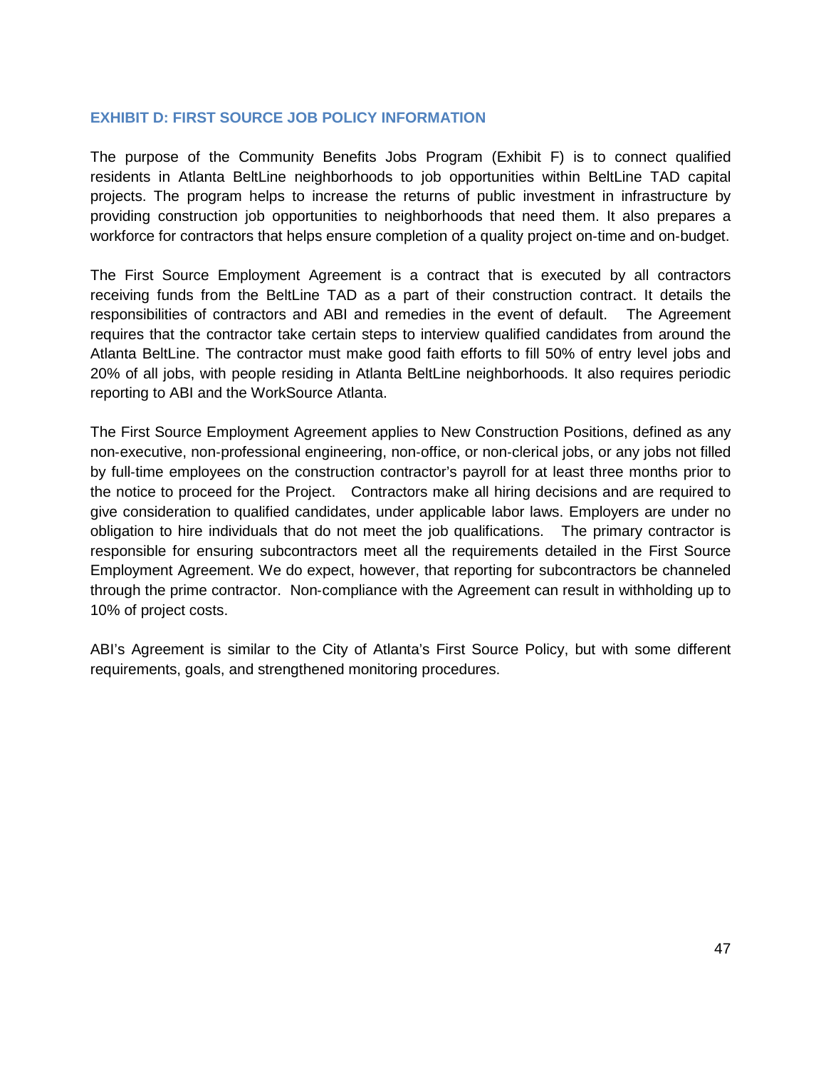## EXHIBIT D: FIRST SOURCE JOB POLICY INFORMATION

The purpose of the Community Benefits Jobs Program (Exhibit F) is to connect qualified residents in Atlanta BeltLine neighborhoods to job opportunities within BeltLine TAD capital projects. The program helps to increase the returns of public investment in infrastructure by providing construction job opportunities to neighborhoods that need them. It also prepares a workforce for contractors that helps ensure completion of a quality project on-time and on-budget.

The First Source Employment Agreement is a contract that is executed by all contractors receiving funds from the BeltLine TAD as a part of their construction contract. It details the responsibilities of contractors and ABI and remedies in the event of default. The Agreement requires that the contractor take certain steps to interview qualified candidates from around the Atlanta BeltLine. The contractor must make good faith efforts to fill 50% of entry level jobs and 20% of all jobs, with people residing in Atlanta BeltLine neighborhoods. It also requires periodic reporting to ABI and the WorkSource Atlanta.

The First Source Employment Agreement applies to New Construction Positions, defined as any non-executive, non-professional engineering, non-office, or non-clerical jobs, or any jobs not filled by full-time employees on the construction contractor's payroll for at least three months prior to the notice to proceed for the Project. Contractors make all hiring decisions and are required to give consideration to qualified candidates, under applicable labor laws. Employers are under no obligation to hire individuals that do not meet the job qualifications. The primary contractor is responsible for ensuring subcontractors meet all the requirements detailed in the First Source Employment Agreement. We do expect, however, that reporting for subcontractors be channeled through the prime contractor. Non-compliance with the Agreement can result in withholding up to 10% of project costs.

ABI's Agreement is similar to the City of Atlanta's First Source Policy, but with some different requirements, goals, and strengthened monitoring procedures.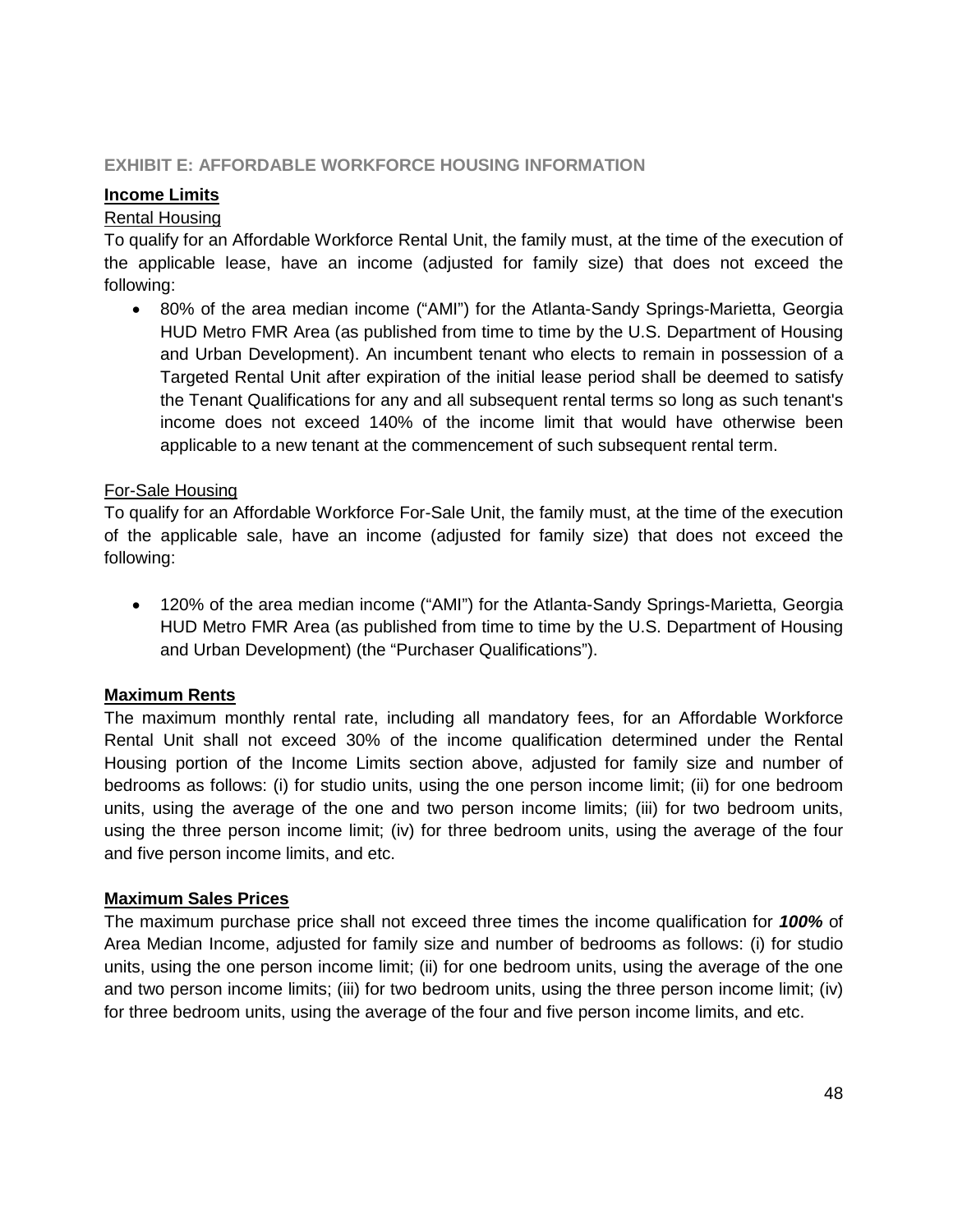## EXHIBIT E: AFFORDABLE WORKFORCE HOUSING INFORMATION

### Income Limits

Rental Housing

To qualify for an Affordable Workforce Rental Unit, the family must, at the time of the execution of the applicable lease, have an income (adjusted for family size) that does not exceed the following:

- 80% of the area median income ("AMI") for the Atlanta-Sandy Springs-Marietta, Georgia HUD Metro FMR Area (as published from time to time by the U.S. Department of Housing and Urban Development). An incumbent tenant who elects to remain in possession of a Targeted Rental Unit after expiration of the initial lease period shall be deemed to satisfy the Tenant Qualifications for any and all subsequent rental terms so long as such tenant's income does not exceed 140% of the income limit that would have otherwise been applicable to a new tenant at the commencement of such subsequent rental term.

For-Sale Housing

To qualify for an Affordable Workforce For-Sale Unit, the family must, at the time of the execution of the applicable sale, have an income (adjusted for family size) that does not exceed the following:

- 120% of the area median income ("AMI") for the Atlanta-Sandy Springs-Marietta, Georgia HUD Metro FMR Area (as published from time to time by the U.S. Department of Housing and Urban Development) (the "Purchaser Qualifications").

### Maximum Rents

The maximum monthly rental rate, including all mandatory fees, for an Affordable Workforce Rental Unit shall not exceed 30% of the income qualification determined under the Rental Housing portion of the Income Limits section above, adjusted for family size and number of bedrooms as follows: (i) for studio units, using the one person income limit; (ii) for one bedroom units, using the average of the one and two person income limits; (iii) for two bedroom units, using the three person income limit; (iv) for three bedroom units, using the average of the four and five person income limits, and etc.

### Maximum Sales Prices

The maximum purchase price shall not exceed three times the income qualification for ***100%*** of Area Median Income, adjusted for family size and number of bedrooms as follows: (i) for studio units, using the one person income limit; (ii) for one bedroom units, using the average of the one and two person income limits; (iii) for two bedroom units, using the three person income limit; (iv) for three bedroom units, using the average of the four and five person income limits, and etc.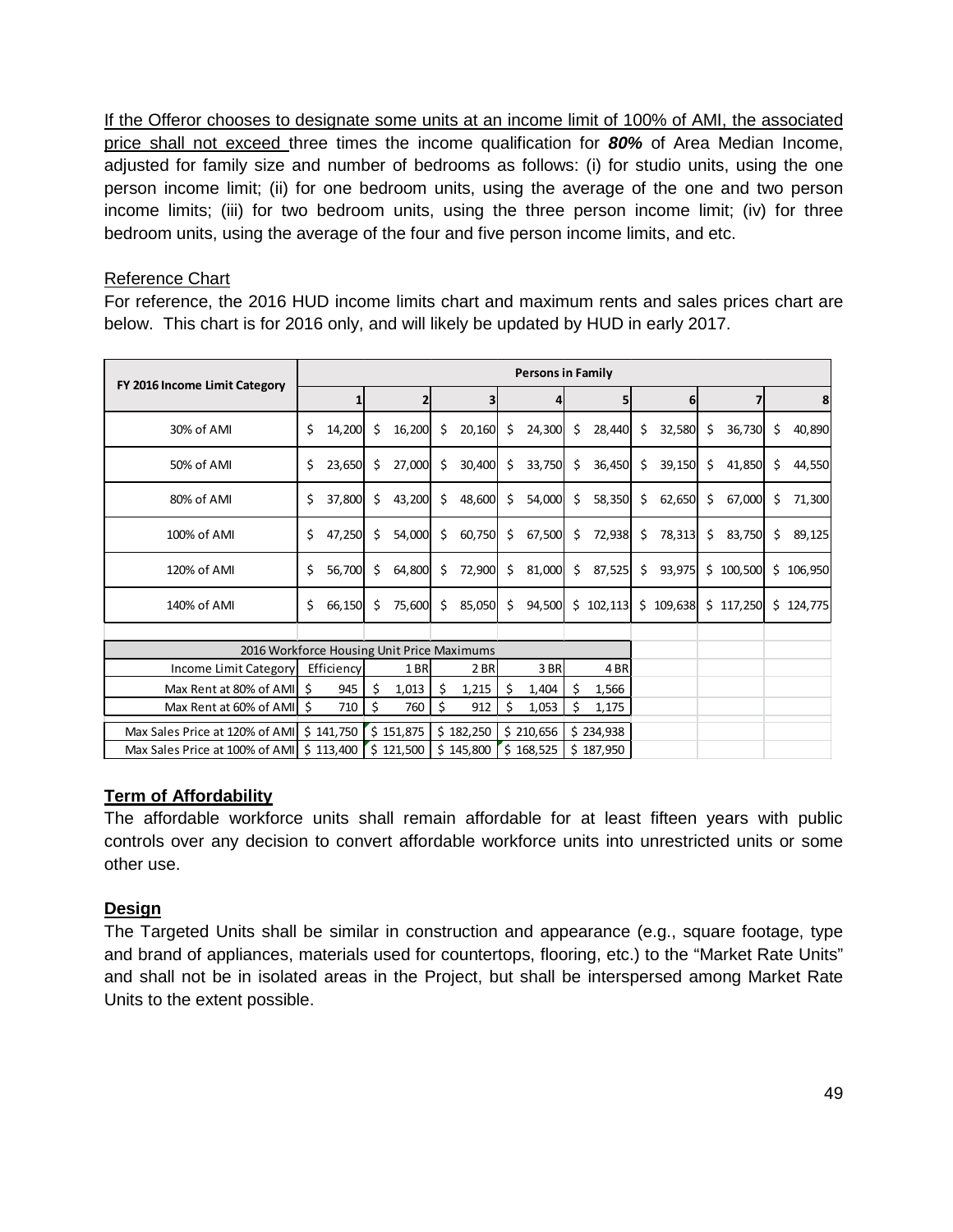If the Offeror chooses to designate some units at an income limit of 100% of AMI, the associated price shall not exceed three times the income qualification for ***80%*** of Area Median Income, adjusted for family size and number of bedrooms as follows: (i) for studio units, using the one person income limit; (ii) for one bedroom units, using the average of the one and two person income limits; (iii) for two bedroom units, using the three person income limit; (iv) for three bedroom units, using the average of the four and five person income limits, and etc.

Reference Chart

For reference, the 2016 HUD income limits chart and maximum rents and sales prices chart are below. This chart is for 2016 only, and will likely be updated by HUD in early 2017.

| FY 2016 Income Limit Category | Persons in Family | | | | | | | |
|---|---|---|---|---|---|---|---|---|
| | 1 | 2 | 3 | 4 | 5 | 6 | 7 | 8 |
| 30% of AMI | $ 14,200 | $ 16,200 | $ 20,160 | $ 24,300 | $ 28,440 | $ 32,580 | $ 36,730 | $ 40,890 |
| 50% of AMI | $ 23,650 | $ 27,000 | $ 30,400 | $ 33,750 | $ 36,450 | $ 39,150 | $ 41,850 | $ 44,550 |
| 80% of AMI | $ 37,800 | $ 43,200 | $ 48,600 | $ 54,000 | $ 58,350 | $ 62,650 | $ 67,000 | $ 71,300 |
| 100% of AMI | $ 47,250 | $ 54,000 | $ 60,750 | $ 67,500 | $ 72,938 | $ 78,313 | $ 83,750 | $ 89,125 |
| 120% of AMI | $ 56,700 | $ 64,800 | $ 72,900 | $ 81,000 | $ 87,525 | $ 93,975 | $ 100,500 | $ 106,950 |
| 140% of AMI | $ 66,150 | $ 75,600 | $ 85,050 | $ 94,500 | $ 102,113 | $ 109,638 | $ 117,250 | $ 124,775 |

| 2016 Workforce Housing Unit Price Maximums | | | | | |
|---|---|---|---|---|---|
| Income Limit Category | Efficiency | 1 BR | 2 BR | 3 BR | 4 BR |
| Max Rent at 80% of AMI | $ 945 | $ 1,013 | $ 1,215 | $ 1,404 | $ 1,566 |
| Max Rent at 60% of AMI | $ 710 | $ 760 | $ 912 | $ 1,053 | $ 1,175 |
| Max Sales Price at 120% of AMI | $ 141,750 | $ 151,875 | $ 182,250 | $ 210,656 | $ 234,938 |
| Max Sales Price at 100% of AMI | $ 113,400 | $ 121,500 | $ 145,800 | $ 168,525 | $ 187,950 |

**Term of Affordability**

The affordable workforce units shall remain affordable for at least fifteen years with public controls over any decision to convert affordable workforce units into unrestricted units or some other use.

**Design**

The Targeted Units shall be similar in construction and appearance (e.g., square footage, type and brand of appliances, materials used for countertops, flooring, etc.) to the "Market Rate Units" and shall not be in isolated areas in the Project, but shall be interspersed among Market Rate Units to the extent possible.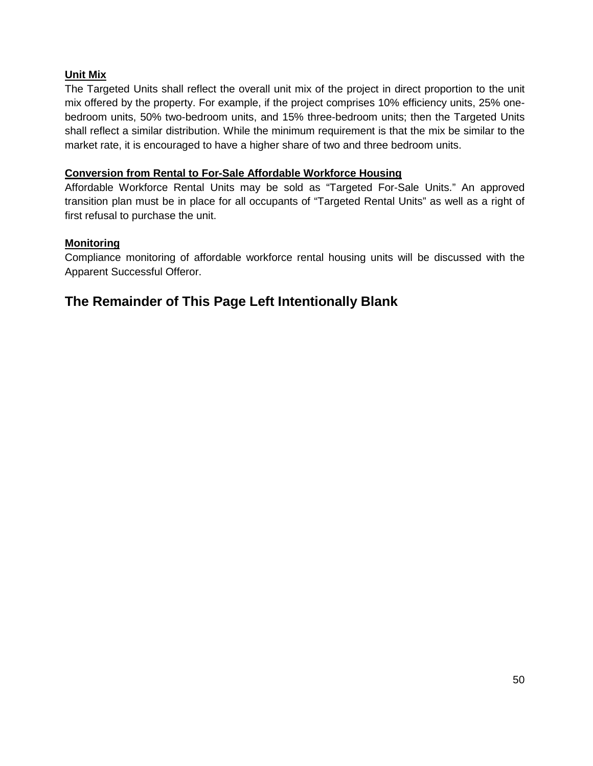**Unit Mix**

The Targeted Units shall reflect the overall unit mix of the project in direct proportion to the unit mix offered by the property. For example, if the project comprises 10% efficiency units, 25% one-bedroom units, 50% two-bedroom units, and 15% three-bedroom units; then the Targeted Units shall reflect a similar distribution. While the minimum requirement is that the mix be similar to the market rate, it is encouraged to have a higher share of two and three bedroom units.

**Conversion from Rental to For-Sale Affordable Workforce Housing**

Affordable Workforce Rental Units may be sold as "Targeted For-Sale Units." An approved transition plan must be in place for all occupants of "Targeted Rental Units" as well as a right of first refusal to purchase the unit.

**Monitoring**

Compliance monitoring of affordable workforce rental housing units will be discussed with the Apparent Successful Offeror.

## The Remainder of This Page Left Intentionally Blank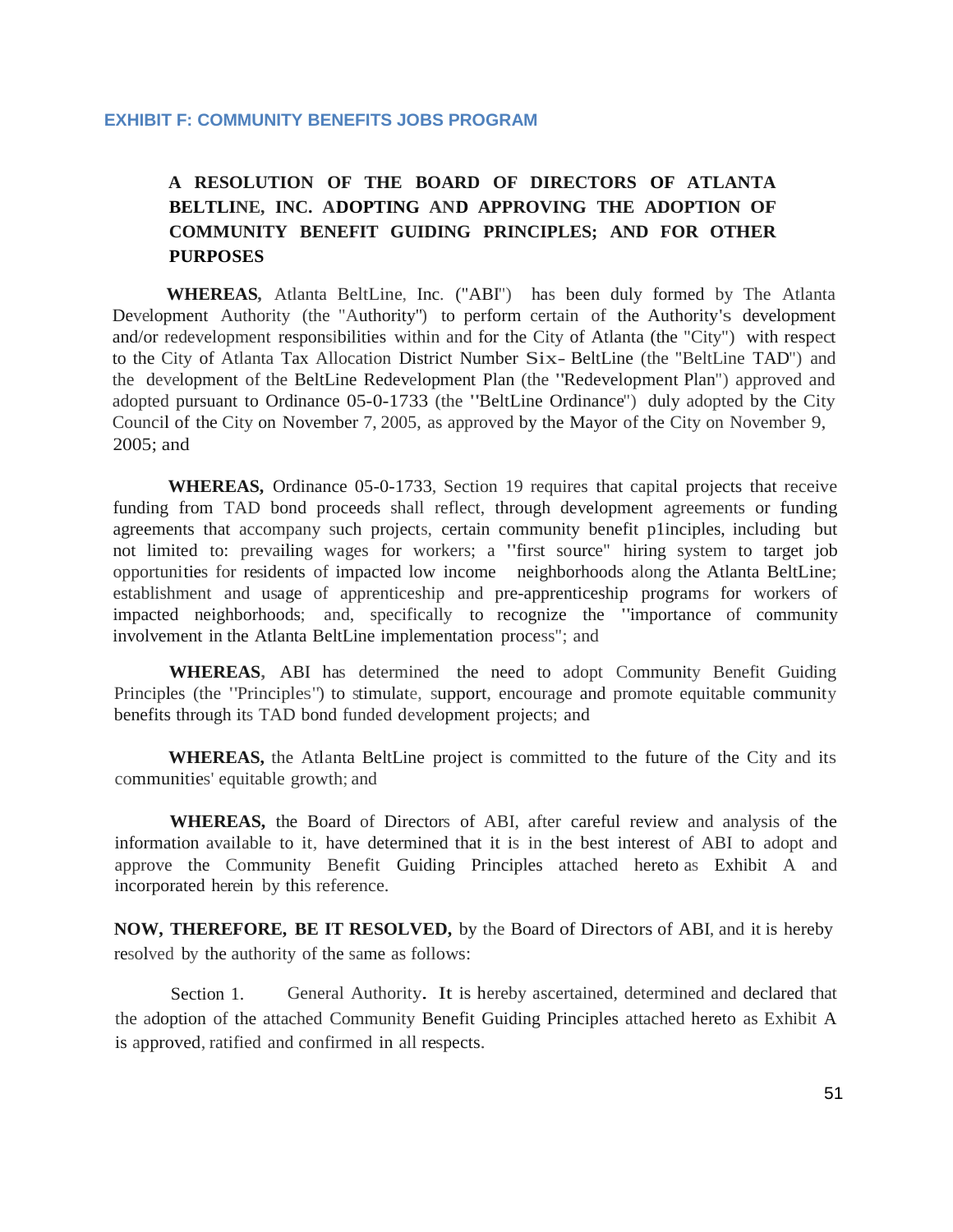## EXHIBIT F: COMMUNITY BENEFITS JOBS PROGRAM

**A RESOLUTION OF THE BOARD OF DIRECTORS OF ATLANTA BELTLINE, INC. ADOPTING AND APPROVING THE ADOPTION OF COMMUNITY BENEFIT GUIDING PRINCIPLES; AND FOR OTHER PURPOSES**

**WHEREAS,** Atlanta BeltLine, Inc. ("ABI") has been duly formed by The Atlanta Development Authority (the "Authority") to perform certain of the Authority's development and/or redevelopment responsibilities within and for the City of Atlanta (the "City") with respect to the City of Atlanta Tax Allocation District Number Six- BeltLine (the "BeltLine TAD") and the development of the BeltLine Redevelopment Plan (the "Redevelopment Plan") approved and adopted pursuant to Ordinance 05-0-1733 (the "BeltLine Ordinance") duly adopted by the City Council of the City on November 7, 2005, as approved by the Mayor of the City on November 9, 2005; and

**WHEREAS,** Ordinance 05-0-1733, Section 19 requires that capital projects that receive funding from TAD bond proceeds shall reflect, through development agreements or funding agreements that accompany such projects, certain community benefit p1inciples, including but not limited to: prevailing wages for workers; a "first source" hiring system to target job opportunities for residents of impacted low income neighborhoods along the Atlanta BeltLine; establishment and usage of apprenticeship and pre-apprenticeship programs for workers of impacted neighborhoods; and, specifically to recognize the "importance of community involvement in the Atlanta BeltLine implementation process"; and

**WHEREAS**, ABI has determined the need to adopt Community Benefit Guiding Principles (the "Principles") to stimulate, support, encourage and promote equitable community benefits through its TAD bond funded development projects; and

**WHEREAS,** the Atlanta BeltLine project is committed to the future of the City and its communities' equitable growth; and

**WHEREAS,** the Board of Directors of ABI, after careful review and analysis of the information available to it, have determined that it is in the best interest of ABI to adopt and approve the Community Benefit Guiding Principles attached hereto as Exhibit A and incorporated herein by this reference.

**NOW, THEREFORE, BE IT RESOLVED,** by the Board of Directors of ABI, and it is hereby resolved by the authority of the same as follows:

Section 1. General Authority. It is hereby ascertained, determined and declared that the adoption of the attached Community Benefit Guiding Principles attached hereto as Exhibit A is approved, ratified and confirmed in all respects.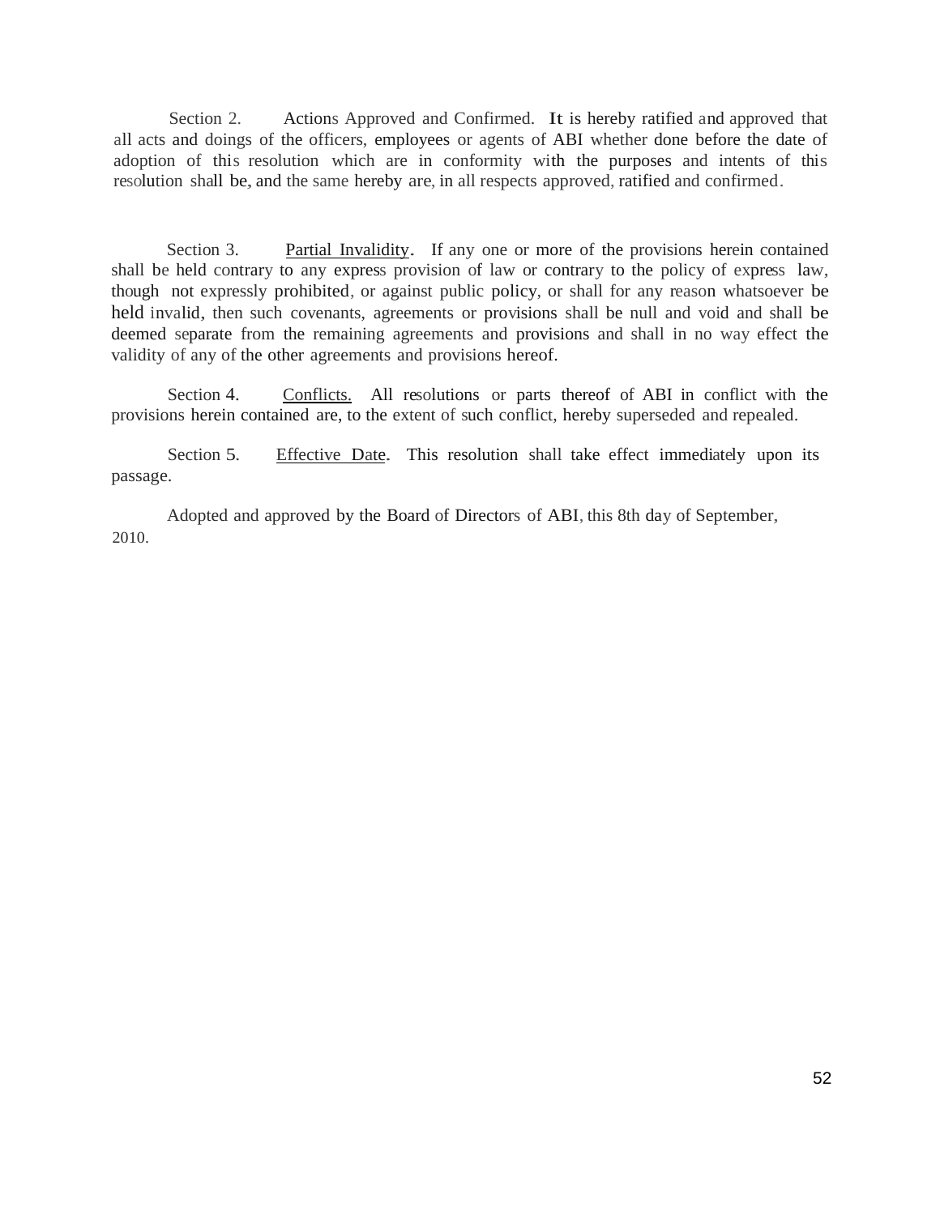Section 2. Actions Approved and Confirmed. It is hereby ratified and approved that all acts and doings of the officers, employees or agents of ABI whether done before the date of adoption of this resolution which are in conformity with the purposes and intents of this resolution shall be, and the same hereby are, in all respects approved, ratified and confirmed.

Section 3. Partial Invalidity. If any one or more of the provisions herein contained shall be held contrary to any express provision of law or contrary to the policy of express law, though not expressly prohibited, or against public policy, or shall for any reason whatsoever be held invalid, then such covenants, agreements or provisions shall be null and void and shall be deemed separate from the remaining agreements and provisions and shall in no way effect the validity of any of the other agreements and provisions hereof.

Section 4. Conflicts. All resolutions or parts thereof of ABI in conflict with the provisions herein contained are, to the extent of such conflict, hereby superseded and repealed.

Section 5. Effective Date. This resolution shall take effect immediately upon its passage.

Adopted and approved by the Board of Directors of ABI, this 8th day of September, 2010.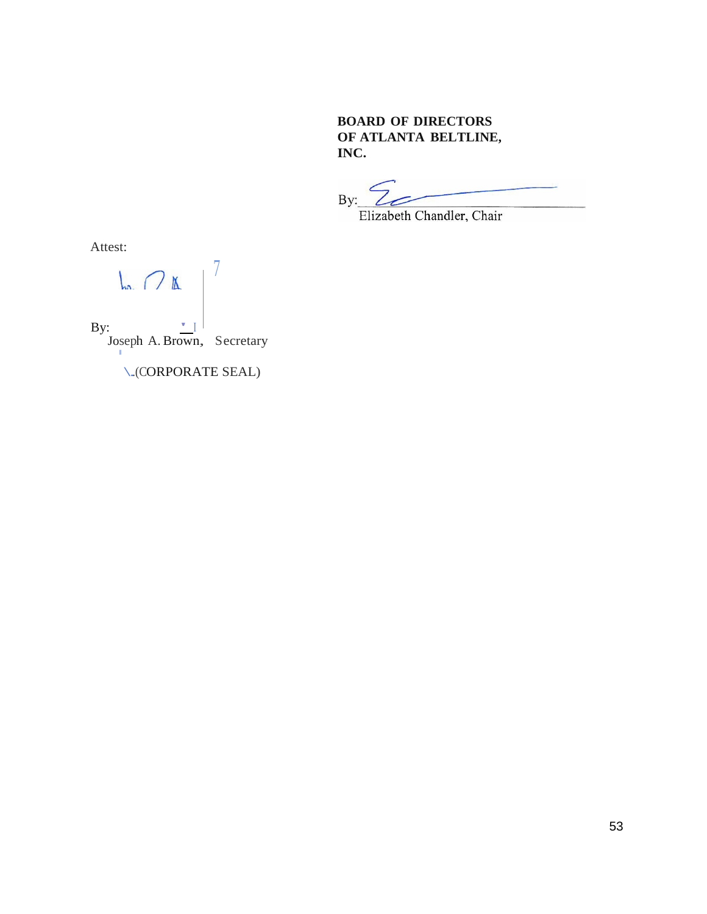**BOARD OF DIRECTORS OF ATLANTA BELTLINE, INC.**

By: ______________________
Elizabeth Chandler, Chair

Attest:

By: ______________________
Joseph A. Brown, Secretary

(CORPORATE SEAL)